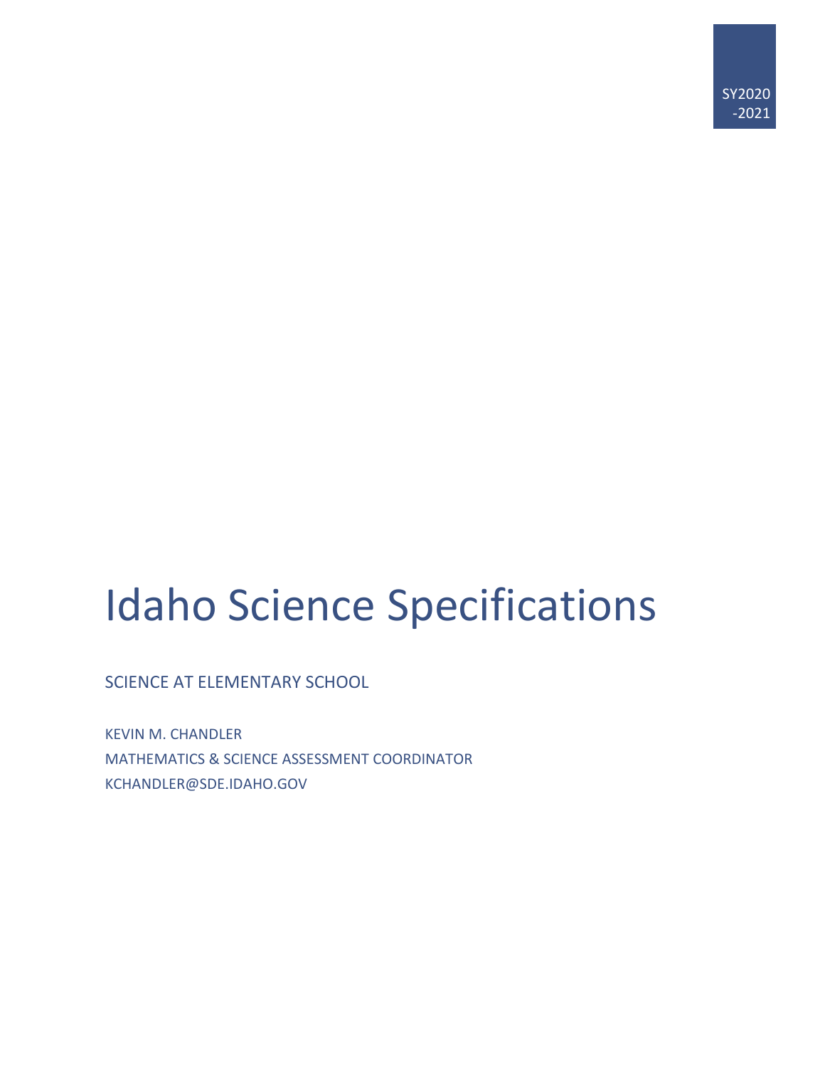SY2020-2021

# Idaho Science Specifications

SCIENCE AT ELEMENTARY SCHOOL

KEVIN M. CHANDLER
MATHEMATICS & SCIENCE ASSESSMENT COORDINATOR
KCHANDLER@SDE.IDAHO.GOV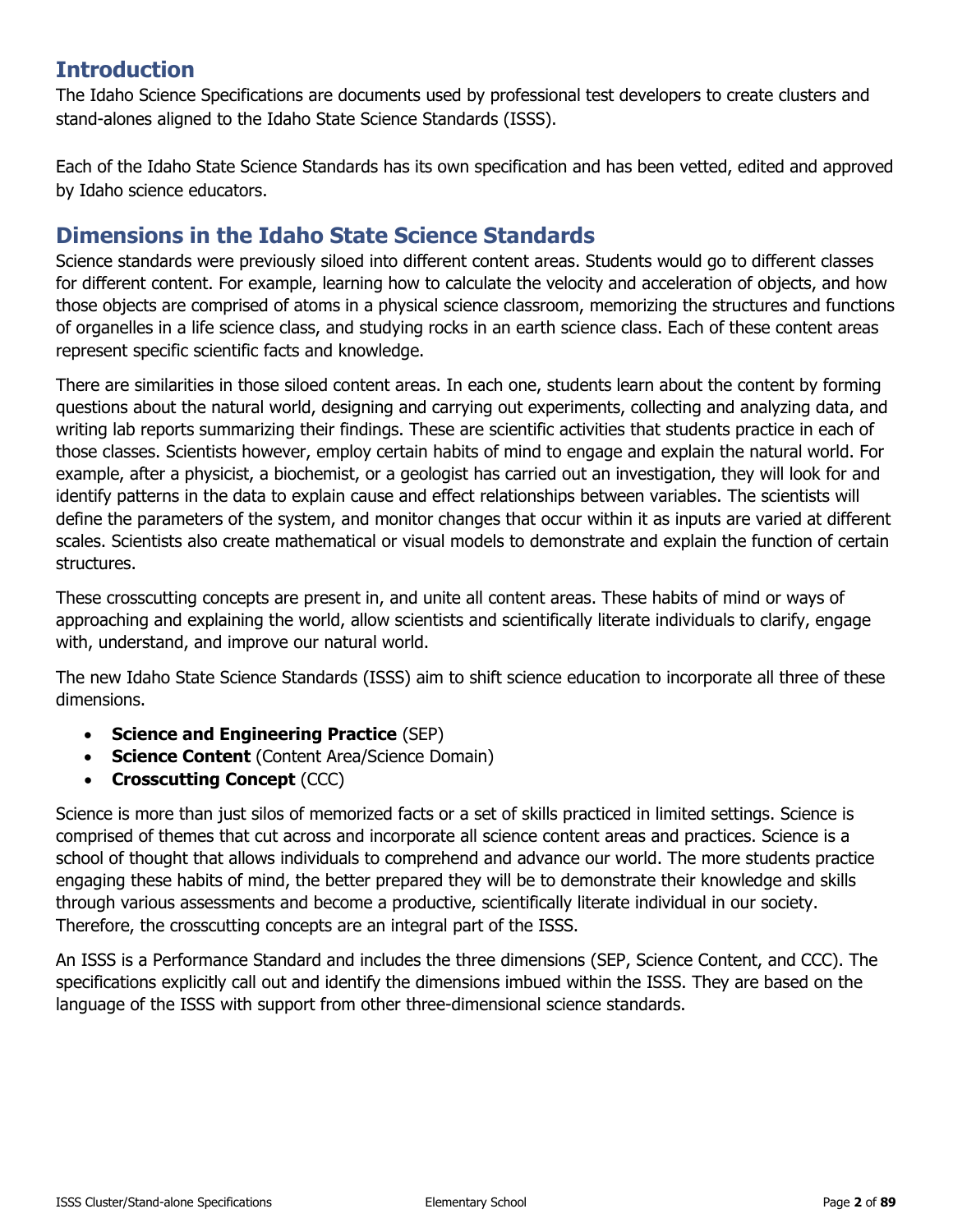## Introduction

The Idaho Science Specifications are documents used by professional test developers to create clusters and stand-alones aligned to the Idaho State Science Standards (ISSS).

Each of the Idaho State Science Standards has its own specification and has been vetted, edited and approved by Idaho science educators.

## Dimensions in the Idaho State Science Standards

Science standards were previously siloed into different content areas. Students would go to different classes for different content. For example, learning how to calculate the velocity and acceleration of objects, and how those objects are comprised of atoms in a physical science classroom, memorizing the structures and functions of organelles in a life science class, and studying rocks in an earth science class. Each of these content areas represent specific scientific facts and knowledge.

There are similarities in those siloed content areas. In each one, students learn about the content by forming questions about the natural world, designing and carrying out experiments, collecting and analyzing data, and writing lab reports summarizing their findings. These are scientific activities that students practice in each of those classes. Scientists however, employ certain habits of mind to engage and explain the natural world. For example, after a physicist, a biochemist, or a geologist has carried out an investigation, they will look for and identify patterns in the data to explain cause and effect relationships between variables. The scientists will define the parameters of the system, and monitor changes that occur within it as inputs are varied at different scales. Scientists also create mathematical or visual models to demonstrate and explain the function of certain structures.

These crosscutting concepts are present in, and unite all content areas. These habits of mind or ways of approaching and explaining the world, allow scientists and scientifically literate individuals to clarify, engage with, understand, and improve our natural world.

The new Idaho State Science Standards (ISSS) aim to shift science education to incorporate all three of these dimensions.

- **Science and Engineering Practice** (SEP)
- **Science Content** (Content Area/Science Domain)
- **Crosscutting Concept** (CCC)

Science is more than just silos of memorized facts or a set of skills practiced in limited settings. Science is comprised of themes that cut across and incorporate all science content areas and practices. Science is a school of thought that allows individuals to comprehend and advance our world. The more students practice engaging these habits of mind, the better prepared they will be to demonstrate their knowledge and skills through various assessments and become a productive, scientifically literate individual in our society. Therefore, the crosscutting concepts are an integral part of the ISSS.

An ISSS is a Performance Standard and includes the three dimensions (SEP, Science Content, and CCC). The specifications explicitly call out and identify the dimensions imbued within the ISSS. They are based on the language of the ISSS with support from other three-dimensional science standards.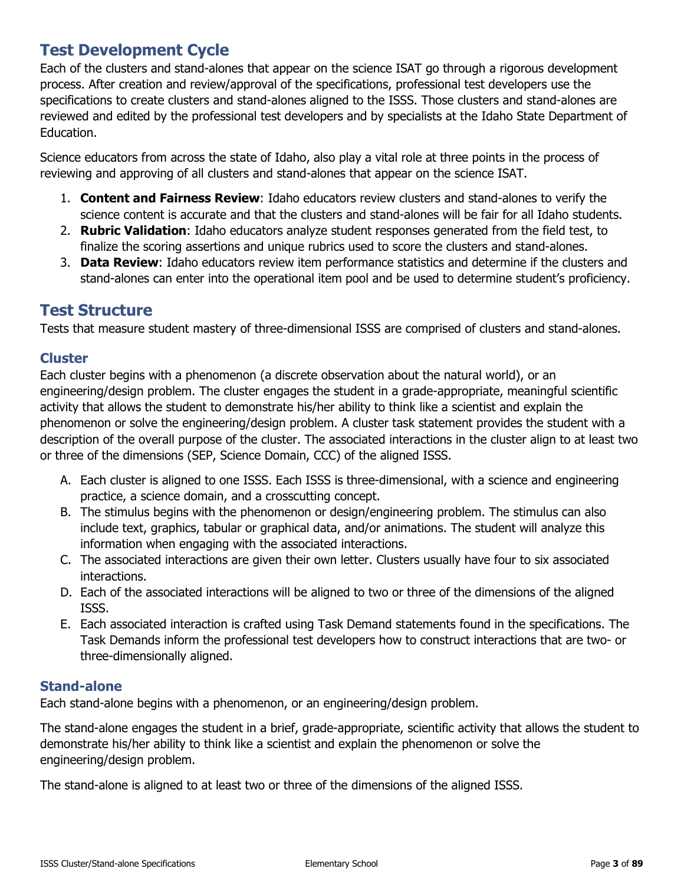## Test Development Cycle

Each of the clusters and stand-alones that appear on the science ISAT go through a rigorous development process. After creation and review/approval of the specifications, professional test developers use the specifications to create clusters and stand-alones aligned to the ISSS. Those clusters and stand-alones are reviewed and edited by the professional test developers and by specialists at the Idaho State Department of Education.

Science educators from across the state of Idaho, also play a vital role at three points in the process of reviewing and approving of all clusters and stand-alones that appear on the science ISAT.

1. **Content and Fairness Review**: Idaho educators review clusters and stand-alones to verify the science content is accurate and that the clusters and stand-alones will be fair for all Idaho students.
2. **Rubric Validation**: Idaho educators analyze student responses generated from the field test, to finalize the scoring assertions and unique rubrics used to score the clusters and stand-alones.
3. **Data Review**: Idaho educators review item performance statistics and determine if the clusters and stand-alones can enter into the operational item pool and be used to determine student's proficiency.

## Test Structure

Tests that measure student mastery of three-dimensional ISSS are comprised of clusters and stand-alones.

### Cluster

Each cluster begins with a phenomenon (a discrete observation about the natural world), or an engineering/design problem. The cluster engages the student in a grade-appropriate, meaningful scientific activity that allows the student to demonstrate his/her ability to think like a scientist and explain the phenomenon or solve the engineering/design problem. A cluster task statement provides the student with a description of the overall purpose of the cluster. The associated interactions in the cluster align to at least two or three of the dimensions (SEP, Science Domain, CCC) of the aligned ISSS.

A. Each cluster is aligned to one ISSS. Each ISSS is three-dimensional, with a science and engineering practice, a science domain, and a crosscutting concept.
B. The stimulus begins with the phenomenon or design/engineering problem. The stimulus can also include text, graphics, tabular or graphical data, and/or animations. The student will analyze this information when engaging with the associated interactions.
C. The associated interactions are given their own letter. Clusters usually have four to six associated interactions.
D. Each of the associated interactions will be aligned to two or three of the dimensions of the aligned ISSS.
E. Each associated interaction is crafted using Task Demand statements found in the specifications. The Task Demands inform the professional test developers how to construct interactions that are two- or three-dimensionally aligned.

### Stand-alone

Each stand-alone begins with a phenomenon, or an engineering/design problem.

The stand-alone engages the student in a brief, grade-appropriate, scientific activity that allows the student to demonstrate his/her ability to think like a scientist and explain the phenomenon or solve the engineering/design problem.

The stand-alone is aligned to at least two or three of the dimensions of the aligned ISSS.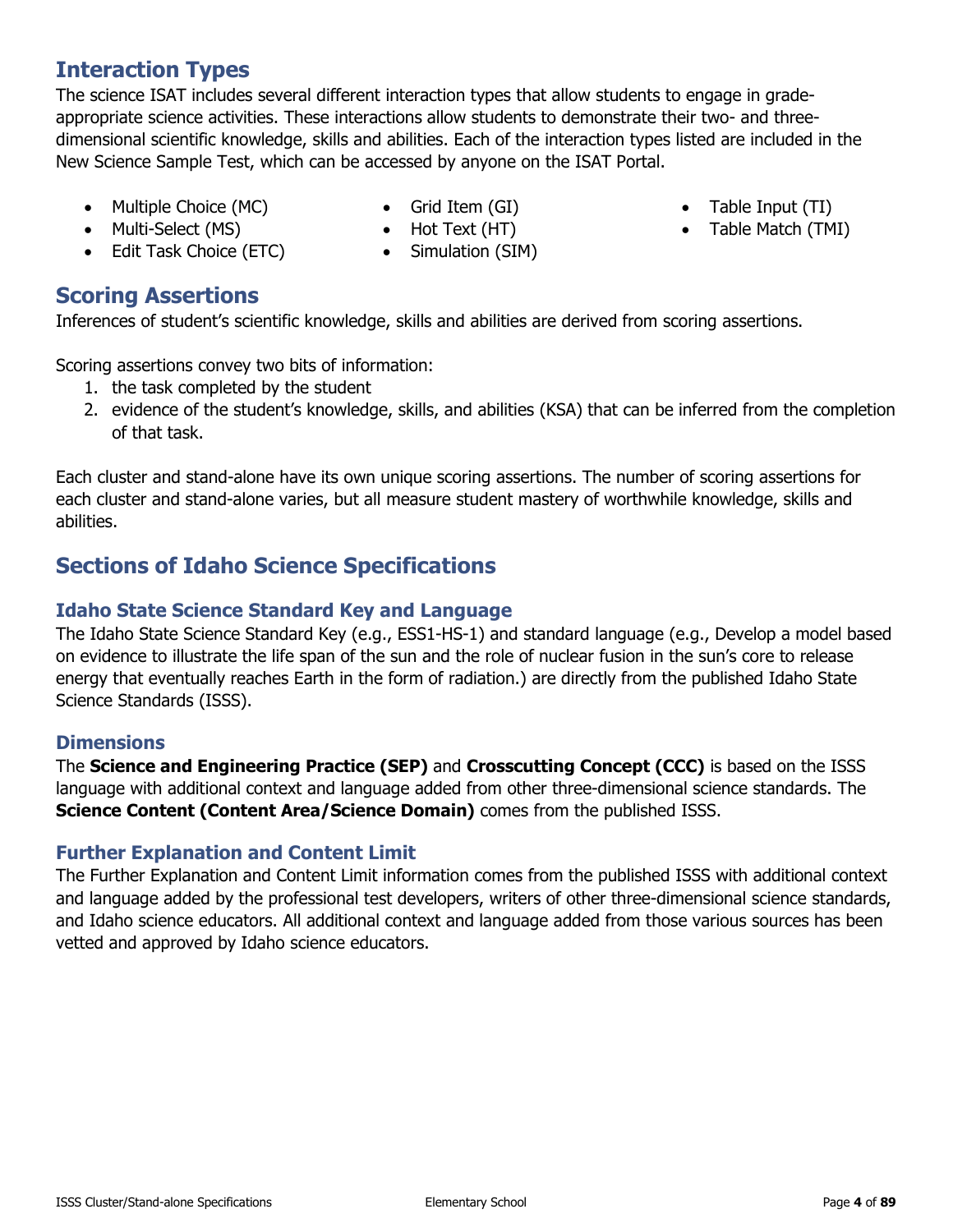## Interaction Types

The science ISAT includes several different interaction types that allow students to engage in grade-appropriate science activities. These interactions allow students to demonstrate their two- and three-dimensional scientific knowledge, skills and abilities. Each of the interaction types listed are included in the New Science Sample Test, which can be accessed by anyone on the ISAT Portal.

- Multiple Choice (MC)
- Multi-Select (MS)
- Edit Task Choice (ETC)
- Grid Item (GI)
- Hot Text (HT)
- Simulation (SIM)
- Table Input (TI)
- Table Match (TMI)

## Scoring Assertions

Inferences of student's scientific knowledge, skills and abilities are derived from scoring assertions.

Scoring assertions convey two bits of information:

1. the task completed by the student
2. evidence of the student's knowledge, skills, and abilities (KSA) that can be inferred from the completion of that task.

Each cluster and stand-alone have its own unique scoring assertions. The number of scoring assertions for each cluster and stand-alone varies, but all measure student mastery of worthwhile knowledge, skills and abilities.

## Sections of Idaho Science Specifications

### Idaho State Science Standard Key and Language

The Idaho State Science Standard Key (e.g., ESS1-HS-1) and standard language (e.g., Develop a model based on evidence to illustrate the life span of the sun and the role of nuclear fusion in the sun's core to release energy that eventually reaches Earth in the form of radiation.) are directly from the published Idaho State Science Standards (ISSS).

### Dimensions

The **Science and Engineering Practice (SEP)** and **Crosscutting Concept (CCC)** is based on the ISSS language with additional context and language added from other three-dimensional science standards. The **Science Content (Content Area/Science Domain)** comes from the published ISSS.

### Further Explanation and Content Limit

The Further Explanation and Content Limit information comes from the published ISSS with additional context and language added by the professional test developers, writers of other three-dimensional science standards, and Idaho science educators. All additional context and language added from those various sources has been vetted and approved by Idaho science educators.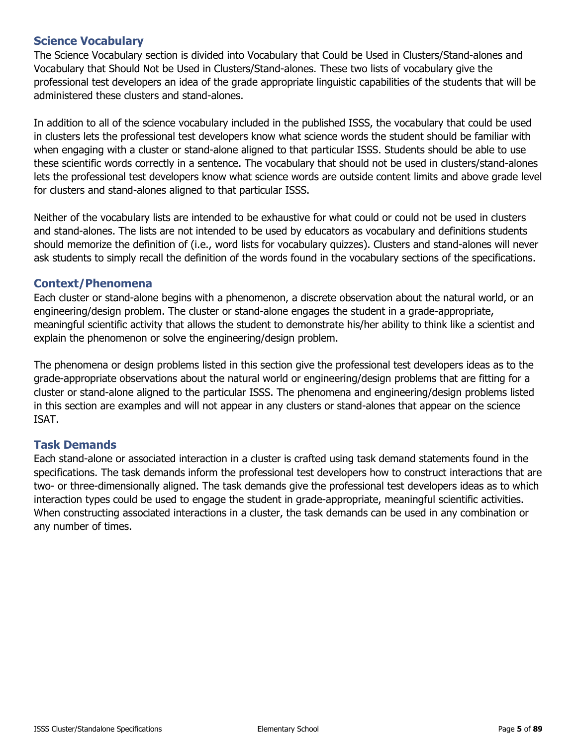## Science Vocabulary

The Science Vocabulary section is divided into Vocabulary that Could be Used in Clusters/Stand-alones and Vocabulary that Should Not be Used in Clusters/Stand-alones. These two lists of vocabulary give the professional test developers an idea of the grade appropriate linguistic capabilities of the students that will be administered these clusters and stand-alones.

In addition to all of the science vocabulary included in the published ISSS, the vocabulary that could be used in clusters lets the professional test developers know what science words the student should be familiar with when engaging with a cluster or stand-alone aligned to that particular ISSS. Students should be able to use these scientific words correctly in a sentence. The vocabulary that should not be used in clusters/stand-alones lets the professional test developers know what science words are outside content limits and above grade level for clusters and stand-alones aligned to that particular ISSS.

Neither of the vocabulary lists are intended to be exhaustive for what could or could not be used in clusters and stand-alones. The lists are not intended to be used by educators as vocabulary and definitions students should memorize the definition of (i.e., word lists for vocabulary quizzes). Clusters and stand-alones will never ask students to simply recall the definition of the words found in the vocabulary sections of the specifications.

## Context/Phenomena

Each cluster or stand-alone begins with a phenomenon, a discrete observation about the natural world, or an engineering/design problem. The cluster or stand-alone engages the student in a grade-appropriate, meaningful scientific activity that allows the student to demonstrate his/her ability to think like a scientist and explain the phenomenon or solve the engineering/design problem.

The phenomena or design problems listed in this section give the professional test developers ideas as to the grade-appropriate observations about the natural world or engineering/design problems that are fitting for a cluster or stand-alone aligned to the particular ISSS. The phenomena and engineering/design problems listed in this section are examples and will not appear in any clusters or stand-alones that appear on the science ISAT.

## Task Demands

Each stand-alone or associated interaction in a cluster is crafted using task demand statements found in the specifications. The task demands inform the professional test developers how to construct interactions that are two- or three-dimensionally aligned. The task demands give the professional test developers ideas as to which interaction types could be used to engage the student in grade-appropriate, meaningful scientific activities. When constructing associated interactions in a cluster, the task demands can be used in any combination or any number of times.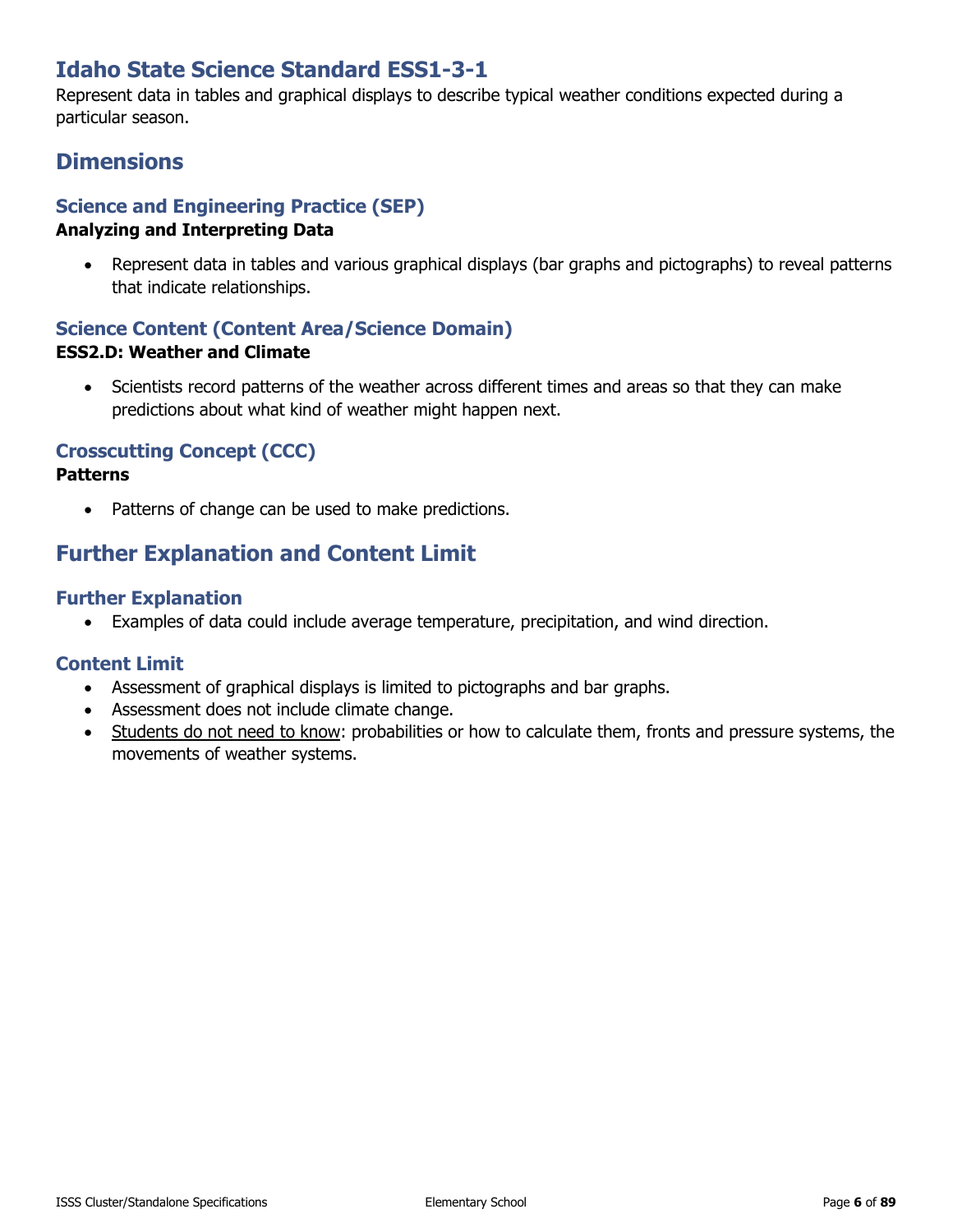## Idaho State Science Standard ESS1-3-1

Represent data in tables and graphical displays to describe typical weather conditions expected during a particular season.

## Dimensions

### Science and Engineering Practice (SEP)

**Analyzing and Interpreting Data**

- Represent data in tables and various graphical displays (bar graphs and pictographs) to reveal patterns that indicate relationships.

### Science Content (Content Area/Science Domain)

**ESS2.D: Weather and Climate**

- Scientists record patterns of the weather across different times and areas so that they can make predictions about what kind of weather might happen next.

### Crosscutting Concept (CCC)

**Patterns**

- Patterns of change can be used to make predictions.

## Further Explanation and Content Limit

### Further Explanation

- Examples of data could include average temperature, precipitation, and wind direction.

### Content Limit

- Assessment of graphical displays is limited to pictographs and bar graphs.
- Assessment does not include climate change.
- Students do not need to know: probabilities or how to calculate them, fronts and pressure systems, the movements of weather systems.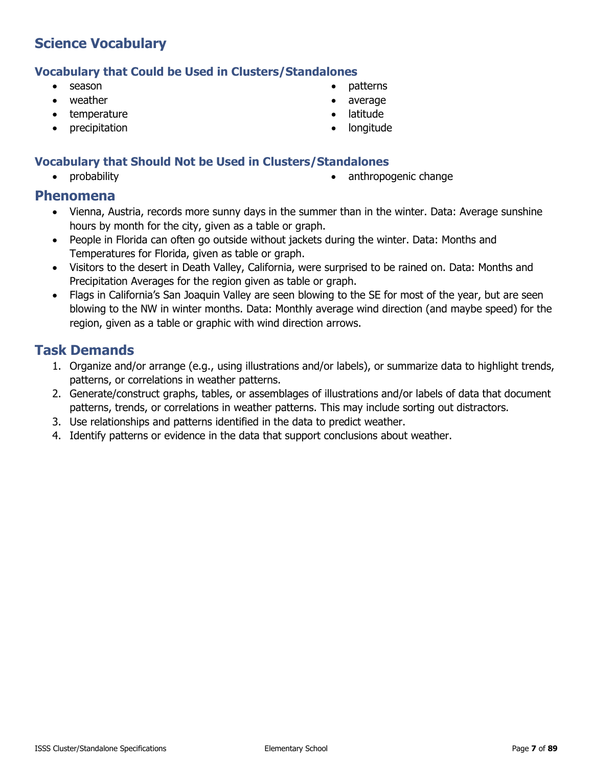## Science Vocabulary

### Vocabulary that Could be Used in Clusters/Standalones

- season
- weather
- temperature
- precipitation
- patterns
- average
- latitude
- longitude

### Vocabulary that Should Not be Used in Clusters/Standalones

- probability
- anthropogenic change

## Phenomena

- Vienna, Austria, records more sunny days in the summer than in the winter. Data: Average sunshine hours by month for the city, given as a table or graph.
- People in Florida can often go outside without jackets during the winter. Data: Months and Temperatures for Florida, given as table or graph.
- Visitors to the desert in Death Valley, California, were surprised to be rained on. Data: Months and Precipitation Averages for the region given as table or graph.
- Flags in California's San Joaquin Valley are seen blowing to the SE for most of the year, but are seen blowing to the NW in winter months. Data: Monthly average wind direction (and maybe speed) for the region, given as a table or graphic with wind direction arrows.

## Task Demands

1. Organize and/or arrange (e.g., using illustrations and/or labels), or summarize data to highlight trends, patterns, or correlations in weather patterns.
2. Generate/construct graphs, tables, or assemblages of illustrations and/or labels of data that document patterns, trends, or correlations in weather patterns. This may include sorting out distractors.
3. Use relationships and patterns identified in the data to predict weather.
4. Identify patterns or evidence in the data that support conclusions about weather.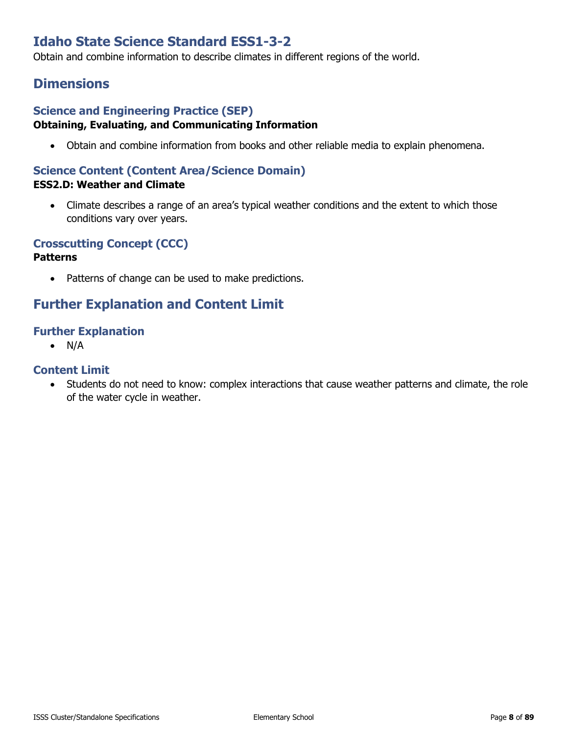# Idaho State Science Standard ESS1-3-2

Obtain and combine information to describe climates in different regions of the world.

## Dimensions

### Science and Engineering Practice (SEP)

**Obtaining, Evaluating, and Communicating Information**

- Obtain and combine information from books and other reliable media to explain phenomena.

### Science Content (Content Area/Science Domain)

**ESS2.D: Weather and Climate**

- Climate describes a range of an area's typical weather conditions and the extent to which those conditions vary over years.

### Crosscutting Concept (CCC)

**Patterns**

- Patterns of change can be used to make predictions.

## Further Explanation and Content Limit

### Further Explanation

- N/A

### Content Limit

- Students do not need to know: complex interactions that cause weather patterns and climate, the role of the water cycle in weather.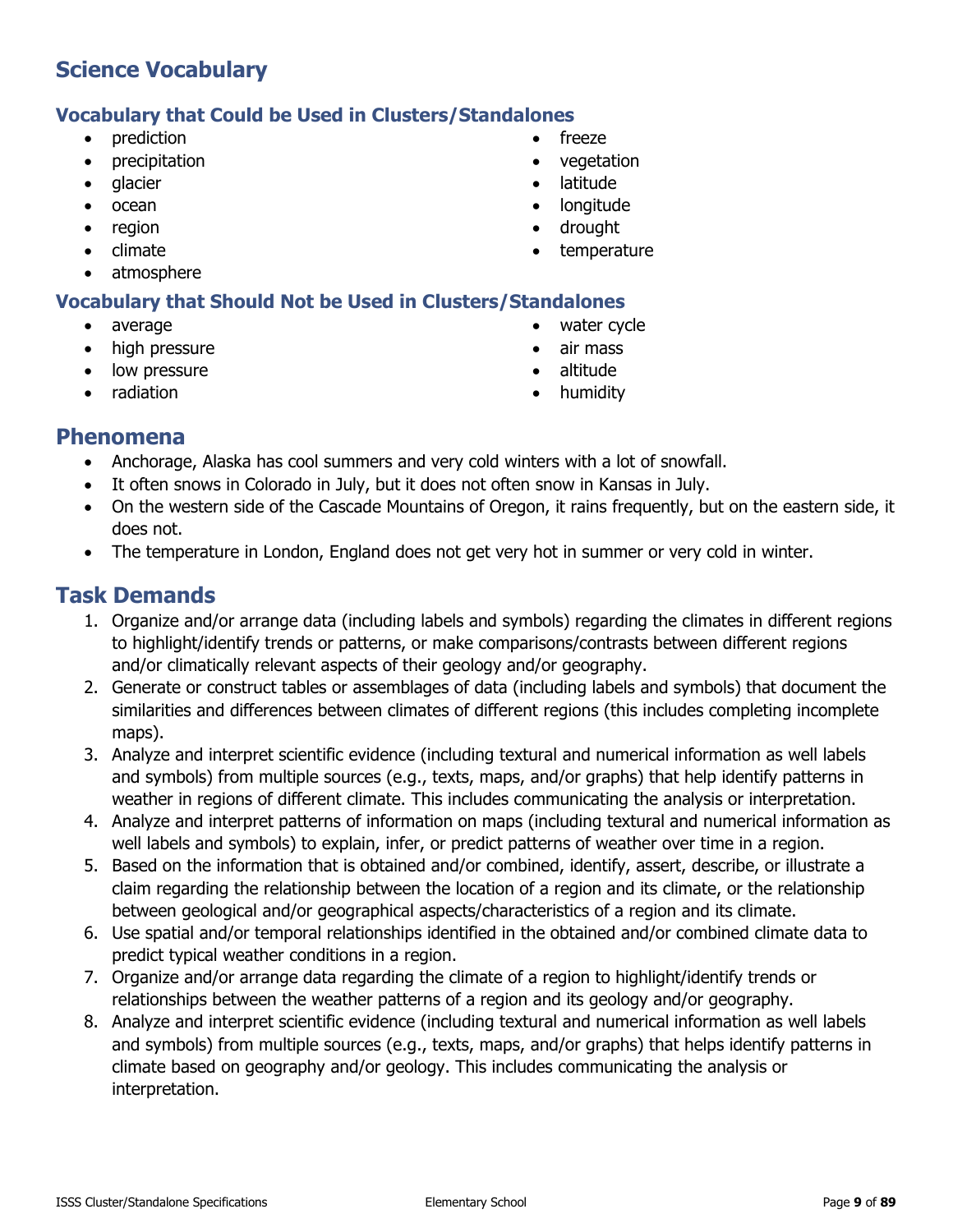## Science Vocabulary

### Vocabulary that Could be Used in Clusters/Standalones

- prediction
- precipitation
- glacier
- ocean
- region
- climate
- atmosphere
- freeze
- vegetation
- latitude
- longitude
- drought
- temperature

### Vocabulary that Should Not be Used in Clusters/Standalones

- average
- high pressure
- low pressure
- radiation
- water cycle
- air mass
- altitude
- humidity

## Phenomena

- Anchorage, Alaska has cool summers and very cold winters with a lot of snowfall.
- It often snows in Colorado in July, but it does not often snow in Kansas in July.
- On the western side of the Cascade Mountains of Oregon, it rains frequently, but on the eastern side, it does not.
- The temperature in London, England does not get very hot in summer or very cold in winter.

## Task Demands

1. Organize and/or arrange data (including labels and symbols) regarding the climates in different regions to highlight/identify trends or patterns, or make comparisons/contrasts between different regions and/or climatically relevant aspects of their geology and/or geography.
2. Generate or construct tables or assemblages of data (including labels and symbols) that document the similarities and differences between climates of different regions (this includes completing incomplete maps).
3. Analyze and interpret scientific evidence (including textural and numerical information as well labels and symbols) from multiple sources (e.g., texts, maps, and/or graphs) that help identify patterns in weather in regions of different climate. This includes communicating the analysis or interpretation.
4. Analyze and interpret patterns of information on maps (including textural and numerical information as well labels and symbols) to explain, infer, or predict patterns of weather over time in a region.
5. Based on the information that is obtained and/or combined, identify, assert, describe, or illustrate a claim regarding the relationship between the location of a region and its climate, or the relationship between geological and/or geographical aspects/characteristics of a region and its climate.
6. Use spatial and/or temporal relationships identified in the obtained and/or combined climate data to predict typical weather conditions in a region.
7. Organize and/or arrange data regarding the climate of a region to highlight/identify trends or relationships between the weather patterns of a region and its geology and/or geography.
8. Analyze and interpret scientific evidence (including textural and numerical information as well labels and symbols) from multiple sources (e.g., texts, maps, and/or graphs) that helps identify patterns in climate based on geography and/or geology. This includes communicating the analysis or interpretation.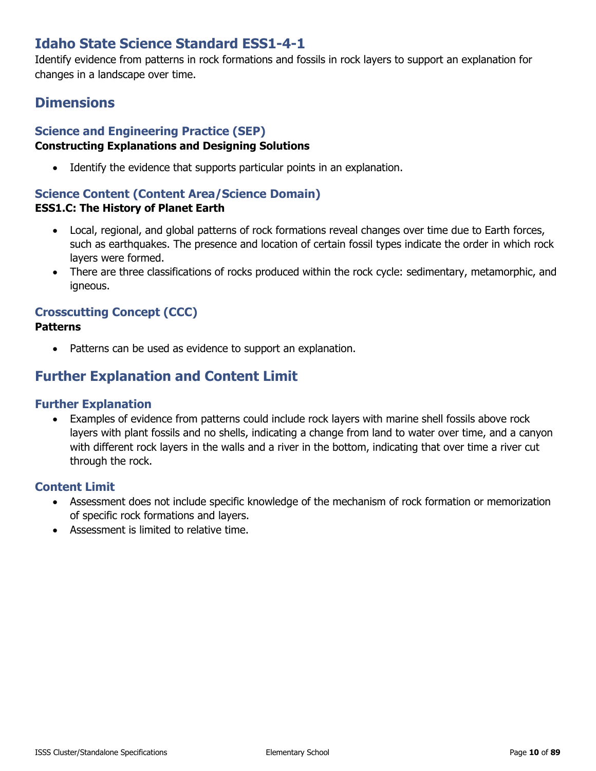# Idaho State Science Standard ESS1-4-1

Identify evidence from patterns in rock formations and fossils in rock layers to support an explanation for changes in a landscape over time.

## Dimensions

### Science and Engineering Practice (SEP)

**Constructing Explanations and Designing Solutions**

- Identify the evidence that supports particular points in an explanation.

### Science Content (Content Area/Science Domain)

**ESS1.C: The History of Planet Earth**

- Local, regional, and global patterns of rock formations reveal changes over time due to Earth forces, such as earthquakes. The presence and location of certain fossil types indicate the order in which rock layers were formed.
- There are three classifications of rocks produced within the rock cycle: sedimentary, metamorphic, and igneous.

### Crosscutting Concept (CCC)

**Patterns**

- Patterns can be used as evidence to support an explanation.

## Further Explanation and Content Limit

### Further Explanation

- Examples of evidence from patterns could include rock layers with marine shell fossils above rock layers with plant fossils and no shells, indicating a change from land to water over time, and a canyon with different rock layers in the walls and a river in the bottom, indicating that over time a river cut through the rock.

### Content Limit

- Assessment does not include specific knowledge of the mechanism of rock formation or memorization of specific rock formations and layers.
- Assessment is limited to relative time.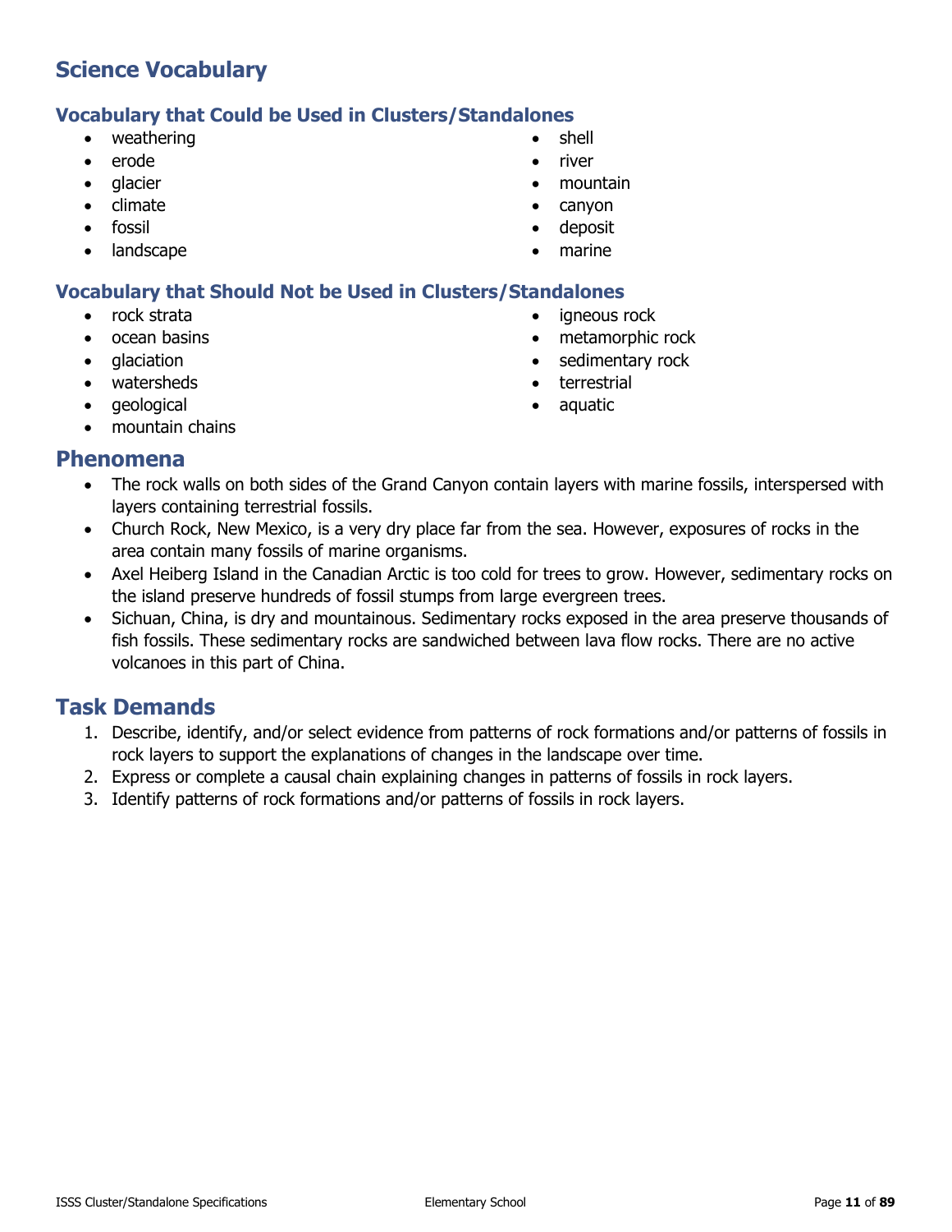## Science Vocabulary

### Vocabulary that Could be Used in Clusters/Standalones

- weathering
- erode
- glacier
- climate
- fossil
- landscape
- shell
- river
- mountain
- canyon
- deposit
- marine

### Vocabulary that Should Not be Used in Clusters/Standalones

- rock strata
- ocean basins
- glaciation
- watersheds
- geological
- mountain chains
- igneous rock
- metamorphic rock
- sedimentary rock
- terrestrial
- aquatic

## Phenomena

- The rock walls on both sides of the Grand Canyon contain layers with marine fossils, interspersed with layers containing terrestrial fossils.
- Church Rock, New Mexico, is a very dry place far from the sea. However, exposures of rocks in the area contain many fossils of marine organisms.
- Axel Heiberg Island in the Canadian Arctic is too cold for trees to grow. However, sedimentary rocks on the island preserve hundreds of fossil stumps from large evergreen trees.
- Sichuan, China, is dry and mountainous. Sedimentary rocks exposed in the area preserve thousands of fish fossils. These sedimentary rocks are sandwiched between lava flow rocks. There are no active volcanoes in this part of China.

## Task Demands

1. Describe, identify, and/or select evidence from patterns of rock formations and/or patterns of fossils in rock layers to support the explanations of changes in the landscape over time.
2. Express or complete a causal chain explaining changes in patterns of fossils in rock layers.
3. Identify patterns of rock formations and/or patterns of fossils in rock layers.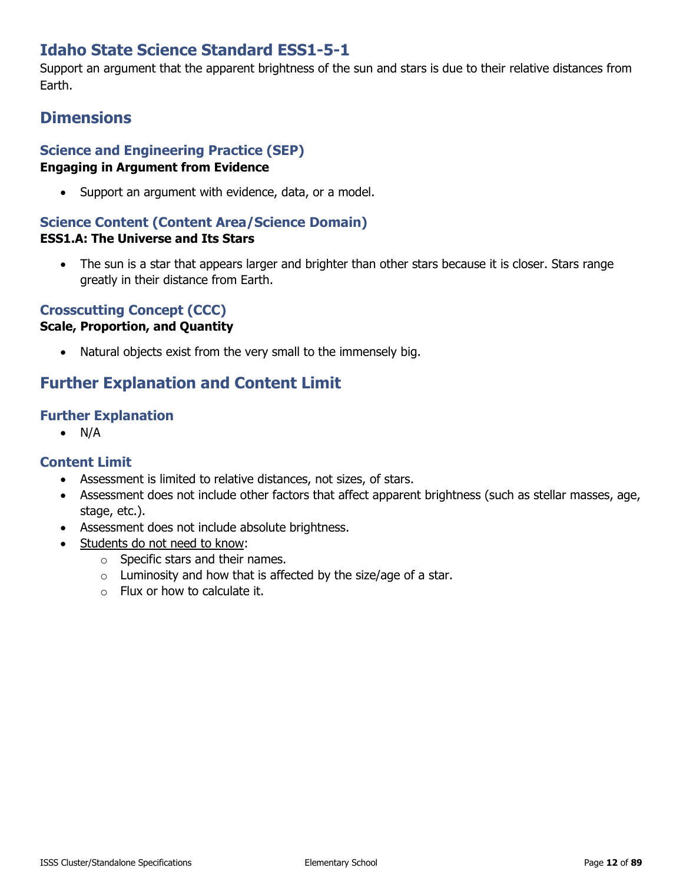# Idaho State Science Standard ESS1-5-1

Support an argument that the apparent brightness of the sun and stars is due to their relative distances from Earth.

## Dimensions

### Science and Engineering Practice (SEP)

**Engaging in Argument from Evidence**

- Support an argument with evidence, data, or a model.

### Science Content (Content Area/Science Domain)

**ESS1.A: The Universe and Its Stars**

- The sun is a star that appears larger and brighter than other stars because it is closer. Stars range greatly in their distance from Earth.

### Crosscutting Concept (CCC)

**Scale, Proportion, and Quantity**

- Natural objects exist from the very small to the immensely big.

## Further Explanation and Content Limit

### Further Explanation

- N/A

### Content Limit

- Assessment is limited to relative distances, not sizes, of stars.
- Assessment does not include other factors that affect apparent brightness (such as stellar masses, age, stage, etc.).
- Assessment does not include absolute brightness.
- <u>Students do not need to know</u>:
  - Specific stars and their names.
  - Luminosity and how that is affected by the size/age of a star.
  - Flux or how to calculate it.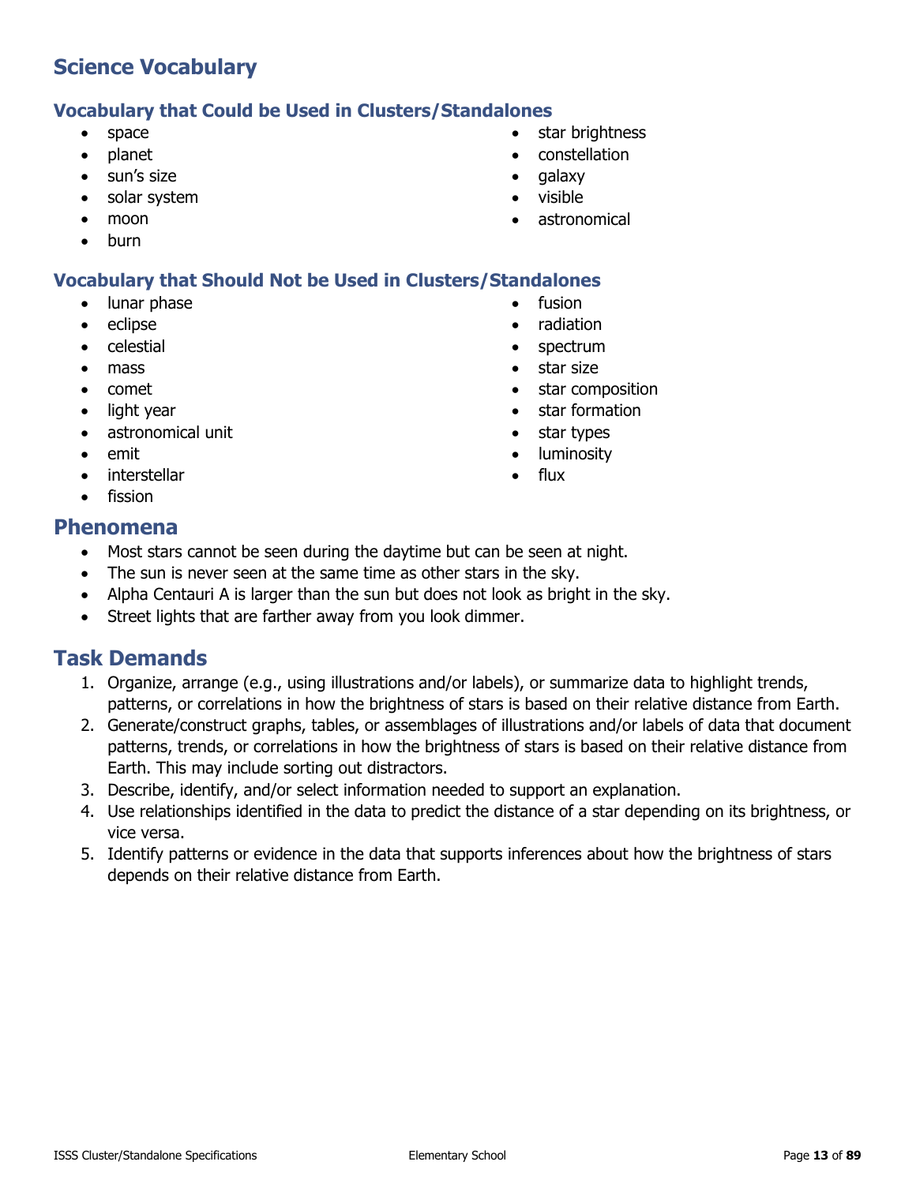## Science Vocabulary

### Vocabulary that Could be Used in Clusters/Standalones

- space
- planet
- sun's size
- solar system
- moon
- burn
- star brightness
- constellation
- galaxy
- visible
- astronomical

### Vocabulary that Should Not be Used in Clusters/Standalones

- lunar phase
- eclipse
- celestial
- mass
- comet
- light year
- astronomical unit
- emit
- interstellar
- fission
- fusion
- radiation
- spectrum
- star size
- star composition
- star formation
- star types
- luminosity
- flux

## Phenomena

- Most stars cannot be seen during the daytime but can be seen at night.
- The sun is never seen at the same time as other stars in the sky.
- Alpha Centauri A is larger than the sun but does not look as bright in the sky.
- Street lights that are farther away from you look dimmer.

## Task Demands

1. Organize, arrange (e.g., using illustrations and/or labels), or summarize data to highlight trends, patterns, or correlations in how the brightness of stars is based on their relative distance from Earth.
2. Generate/construct graphs, tables, or assemblages of illustrations and/or labels of data that document patterns, trends, or correlations in how the brightness of stars is based on their relative distance from Earth. This may include sorting out distractors.
3. Describe, identify, and/or select information needed to support an explanation.
4. Use relationships identified in the data to predict the distance of a star depending on its brightness, or vice versa.
5. Identify patterns or evidence in the data that supports inferences about how the brightness of stars depends on their relative distance from Earth.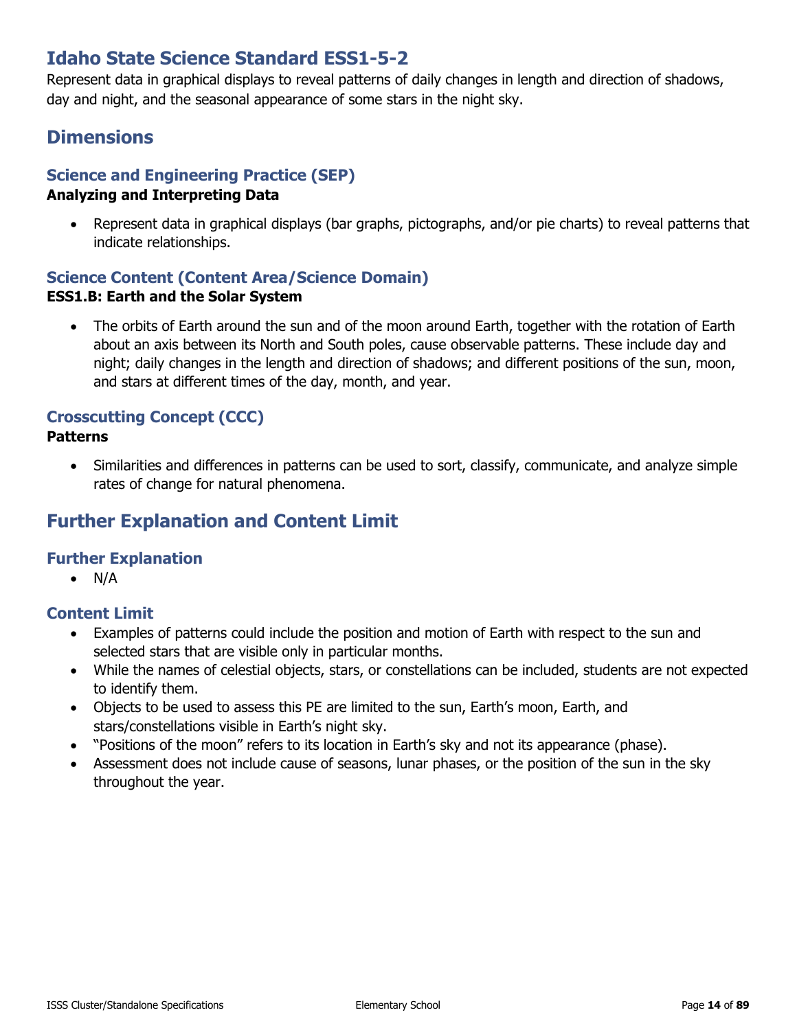## Idaho State Science Standard ESS1-5-2

Represent data in graphical displays to reveal patterns of daily changes in length and direction of shadows, day and night, and the seasonal appearance of some stars in the night sky.

## Dimensions

### Science and Engineering Practice (SEP)

**Analyzing and Interpreting Data**

- Represent data in graphical displays (bar graphs, pictographs, and/or pie charts) to reveal patterns that indicate relationships.

### Science Content (Content Area/Science Domain)

**ESS1.B: Earth and the Solar System**

- The orbits of Earth around the sun and of the moon around Earth, together with the rotation of Earth about an axis between its North and South poles, cause observable patterns. These include day and night; daily changes in the length and direction of shadows; and different positions of the sun, moon, and stars at different times of the day, month, and year.

### Crosscutting Concept (CCC)

**Patterns**

- Similarities and differences in patterns can be used to sort, classify, communicate, and analyze simple rates of change for natural phenomena.

## Further Explanation and Content Limit

### Further Explanation

- N/A

### Content Limit

- Examples of patterns could include the position and motion of Earth with respect to the sun and selected stars that are visible only in particular months.
- While the names of celestial objects, stars, or constellations can be included, students are not expected to identify them.
- Objects to be used to assess this PE are limited to the sun, Earth's moon, Earth, and stars/constellations visible in Earth's night sky.
- "Positions of the moon" refers to its location in Earth's sky and not its appearance (phase).
- Assessment does not include cause of seasons, lunar phases, or the position of the sun in the sky throughout the year.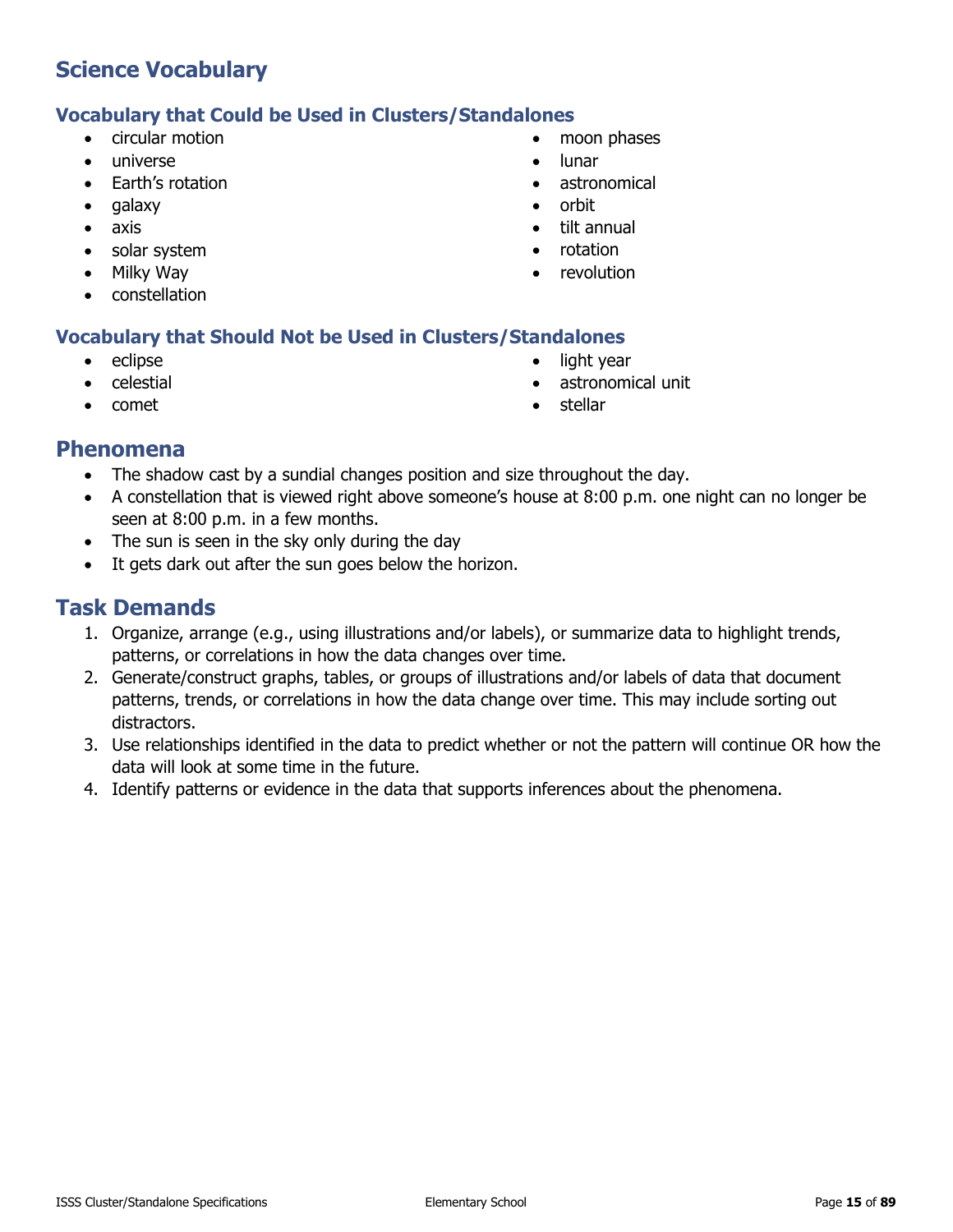## Science Vocabulary

### Vocabulary that Could be Used in Clusters/Standalones

- circular motion
- universe
- Earth's rotation
- galaxy
- axis
- solar system
- Milky Way
- constellation
- moon phases
- lunar
- astronomical
- orbit
- tilt annual
- rotation
- revolution

### Vocabulary that Should Not be Used in Clusters/Standalones

- eclipse
- celestial
- comet
- light year
- astronomical unit
- stellar

## Phenomena

- The shadow cast by a sundial changes position and size throughout the day.
- A constellation that is viewed right above someone's house at 8:00 p.m. one night can no longer be seen at 8:00 p.m. in a few months.
- The sun is seen in the sky only during the day
- It gets dark out after the sun goes below the horizon.

## Task Demands

1. Organize, arrange (e.g., using illustrations and/or labels), or summarize data to highlight trends, patterns, or correlations in how the data changes over time.
2. Generate/construct graphs, tables, or groups of illustrations and/or labels of data that document patterns, trends, or correlations in how the data change over time. This may include sorting out distractors.
3. Use relationships identified in the data to predict whether or not the pattern will continue OR how the data will look at some time in the future.
4. Identify patterns or evidence in the data that supports inferences about the phenomena.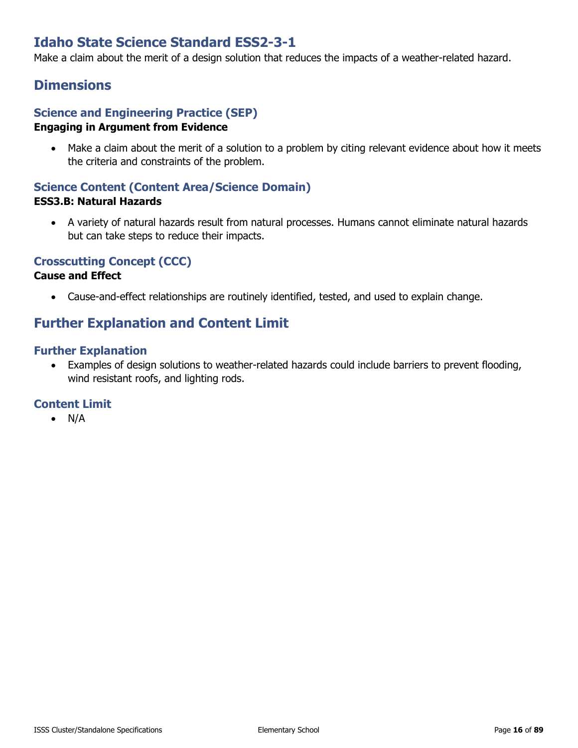# Idaho State Science Standard ESS2-3-1

Make a claim about the merit of a design solution that reduces the impacts of a weather-related hazard.

## Dimensions

### Science and Engineering Practice (SEP)

**Engaging in Argument from Evidence**

- Make a claim about the merit of a solution to a problem by citing relevant evidence about how it meets the criteria and constraints of the problem.

### Science Content (Content Area/Science Domain)

**ESS3.B: Natural Hazards**

- A variety of natural hazards result from natural processes. Humans cannot eliminate natural hazards but can take steps to reduce their impacts.

### Crosscutting Concept (CCC)

**Cause and Effect**

- Cause-and-effect relationships are routinely identified, tested, and used to explain change.

## Further Explanation and Content Limit

### Further Explanation

- Examples of design solutions to weather-related hazards could include barriers to prevent flooding, wind resistant roofs, and lighting rods.

### Content Limit

- N/A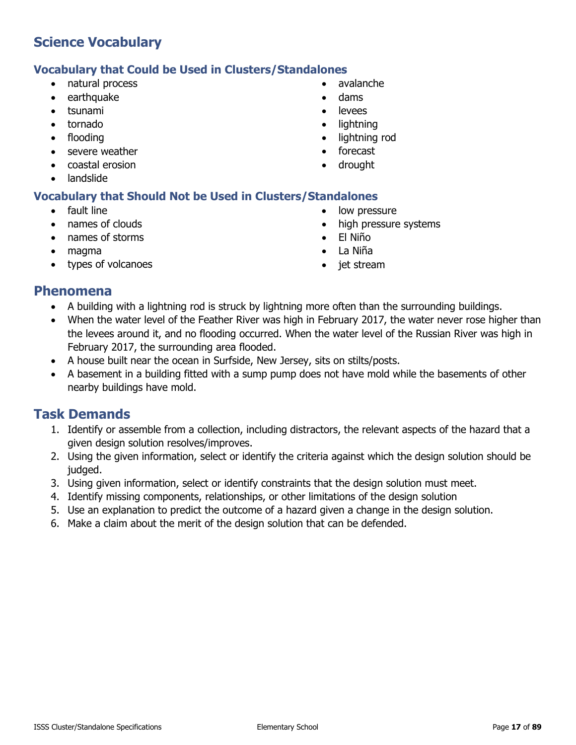## Science Vocabulary

### Vocabulary that Could be Used in Clusters/Standalones

- natural process
- earthquake
- tsunami
- tornado
- flooding
- severe weather
- coastal erosion
- landslide
- avalanche
- dams
- levees
- lightning
- lightning rod
- forecast
- drought

### Vocabulary that Should Not be Used in Clusters/Standalones

- fault line
- names of clouds
- names of storms
- magma
- types of volcanoes
- low pressure
- high pressure systems
- El Niño
- La Niña
- jet stream

## Phenomena

- A building with a lightning rod is struck by lightning more often than the surrounding buildings.
- When the water level of the Feather River was high in February 2017, the water never rose higher than the levees around it, and no flooding occurred. When the water level of the Russian River was high in February 2017, the surrounding area flooded.
- A house built near the ocean in Surfside, New Jersey, sits on stilts/posts.
- A basement in a building fitted with a sump pump does not have mold while the basements of other nearby buildings have mold.

## Task Demands

1. Identify or assemble from a collection, including distractors, the relevant aspects of the hazard that a given design solution resolves/improves.
2. Using the given information, select or identify the criteria against which the design solution should be judged.
3. Using given information, select or identify constraints that the design solution must meet.
4. Identify missing components, relationships, or other limitations of the design solution
5. Use an explanation to predict the outcome of a hazard given a change in the design solution.
6. Make a claim about the merit of the design solution that can be defended.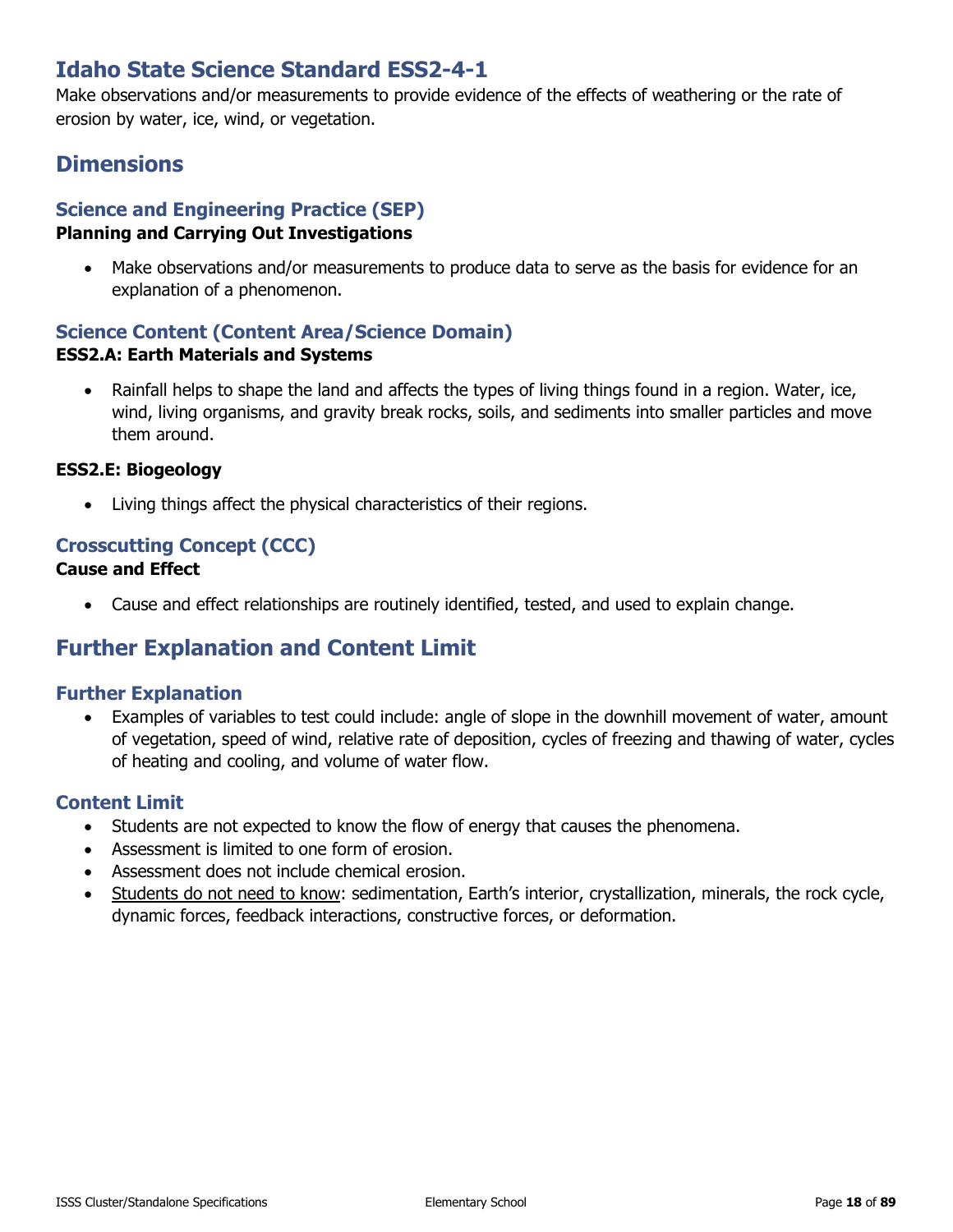## Idaho State Science Standard ESS2-4-1

Make observations and/or measurements to provide evidence of the effects of weathering or the rate of erosion by water, ice, wind, or vegetation.

## Dimensions

### Science and Engineering Practice (SEP)

**Planning and Carrying Out Investigations**

- Make observations and/or measurements to produce data to serve as the basis for evidence for an explanation of a phenomenon.

### Science Content (Content Area/Science Domain)

**ESS2.A: Earth Materials and Systems**

- Rainfall helps to shape the land and affects the types of living things found in a region. Water, ice, wind, living organisms, and gravity break rocks, soils, and sediments into smaller particles and move them around.

**ESS2.E: Biogeology**

- Living things affect the physical characteristics of their regions.

### Crosscutting Concept (CCC)

**Cause and Effect**

- Cause and effect relationships are routinely identified, tested, and used to explain change.

## Further Explanation and Content Limit

### Further Explanation

- Examples of variables to test could include: angle of slope in the downhill movement of water, amount of vegetation, speed of wind, relative rate of deposition, cycles of freezing and thawing of water, cycles of heating and cooling, and volume of water flow.

### Content Limit

- Students are not expected to know the flow of energy that causes the phenomena.
- Assessment is limited to one form of erosion.
- Assessment does not include chemical erosion.
- <u>Students do not need to know</u>: sedimentation, Earth's interior, crystallization, minerals, the rock cycle, dynamic forces, feedback interactions, constructive forces, or deformation.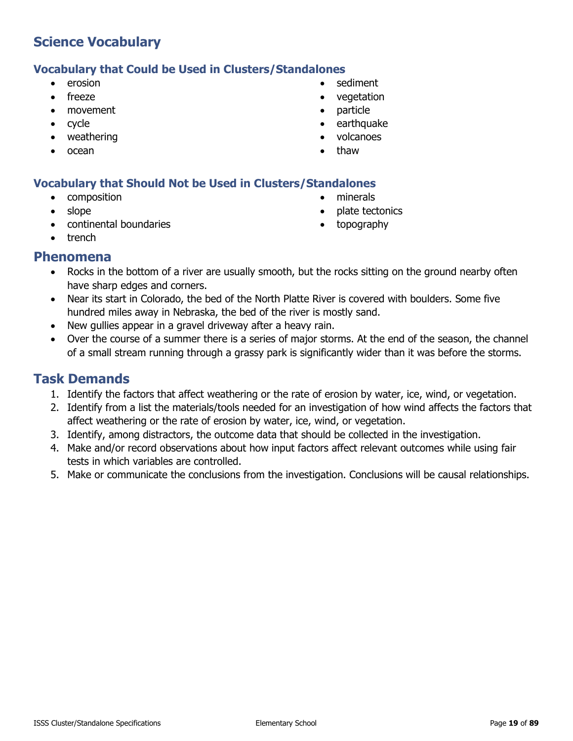## Science Vocabulary

### Vocabulary that Could be Used in Clusters/Standalones

- erosion
- freeze
- movement
- cycle
- weathering
- ocean
- sediment
- vegetation
- particle
- earthquake
- volcanoes
- thaw

### Vocabulary that Should Not be Used in Clusters/Standalones

- composition
- slope
- continental boundaries
- trench
- minerals
- plate tectonics
- topography

## Phenomena

- Rocks in the bottom of a river are usually smooth, but the rocks sitting on the ground nearby often have sharp edges and corners.
- Near its start in Colorado, the bed of the North Platte River is covered with boulders. Some five hundred miles away in Nebraska, the bed of the river is mostly sand.
- New gullies appear in a gravel driveway after a heavy rain.
- Over the course of a summer there is a series of major storms. At the end of the season, the channel of a small stream running through a grassy park is significantly wider than it was before the storms.

## Task Demands

1. Identify the factors that affect weathering or the rate of erosion by water, ice, wind, or vegetation.
2. Identify from a list the materials/tools needed for an investigation of how wind affects the factors that affect weathering or the rate of erosion by water, ice, wind, or vegetation.
3. Identify, among distractors, the outcome data that should be collected in the investigation.
4. Make and/or record observations about how input factors affect relevant outcomes while using fair tests in which variables are controlled.
5. Make or communicate the conclusions from the investigation. Conclusions will be causal relationships.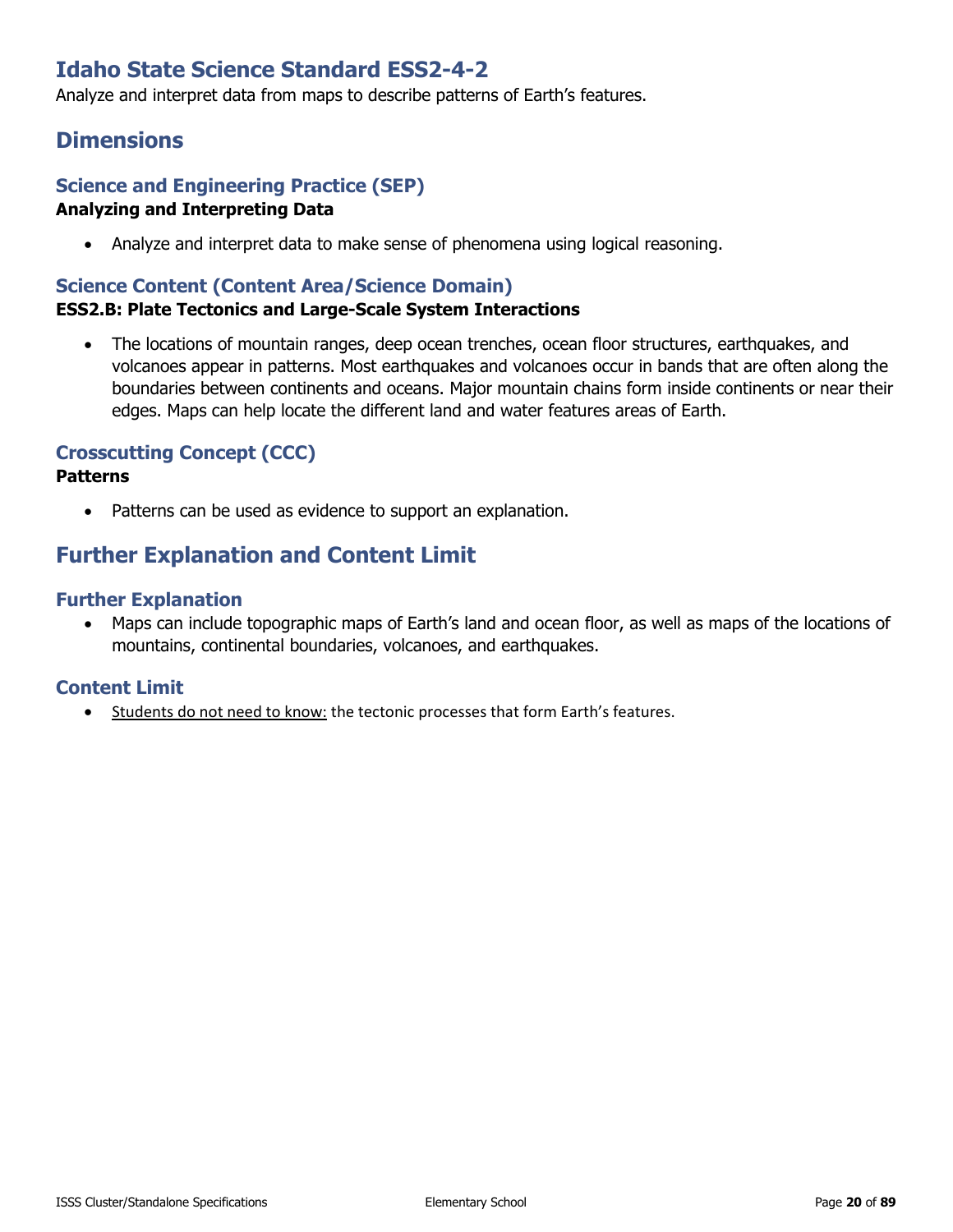# Idaho State Science Standard ESS2-4-2

Analyze and interpret data from maps to describe patterns of Earth's features.

## Dimensions

### Science and Engineering Practice (SEP)

**Analyzing and Interpreting Data**

- Analyze and interpret data to make sense of phenomena using logical reasoning.

### Science Content (Content Area/Science Domain)

**ESS2.B: Plate Tectonics and Large-Scale System Interactions**

- The locations of mountain ranges, deep ocean trenches, ocean floor structures, earthquakes, and volcanoes appear in patterns. Most earthquakes and volcanoes occur in bands that are often along the boundaries between continents and oceans. Major mountain chains form inside continents or near their edges. Maps can help locate the different land and water features areas of Earth.

### Crosscutting Concept (CCC)

**Patterns**

- Patterns can be used as evidence to support an explanation.

## Further Explanation and Content Limit

### Further Explanation

- Maps can include topographic maps of Earth's land and ocean floor, as well as maps of the locations of mountains, continental boundaries, volcanoes, and earthquakes.

### Content Limit

- <u>Students do not need to know:</u> the tectonic processes that form Earth's features.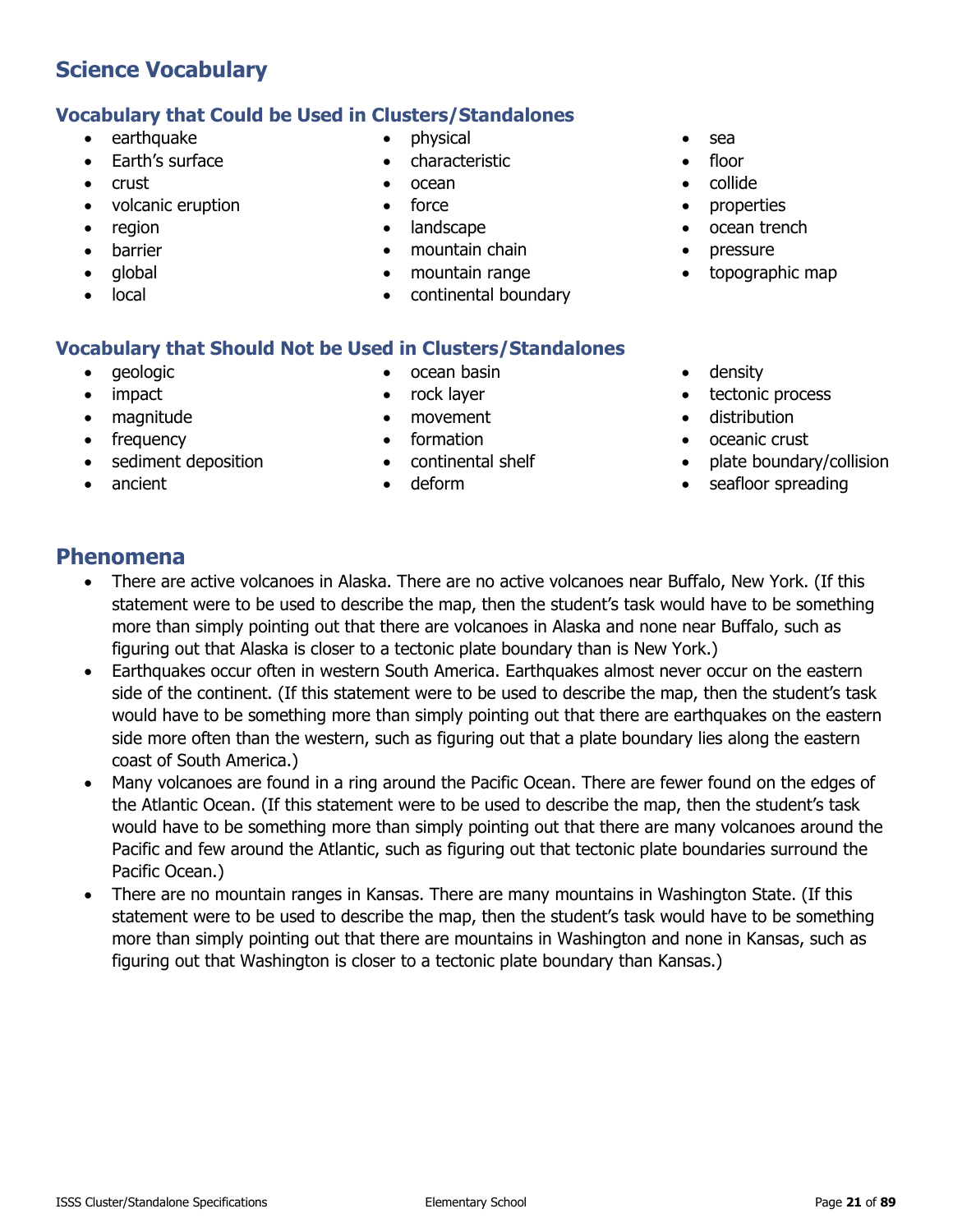## Science Vocabulary

### Vocabulary that Could be Used in Clusters/Standalones

- earthquake
- Earth's surface
- crust
- volcanic eruption
- region
- barrier
- global
- local
- physical
- characteristic
- ocean
- force
- landscape
- mountain chain
- mountain range
- continental boundary
- sea
- floor
- collide
- properties
- ocean trench
- pressure
- topographic map

### Vocabulary that Should Not be Used in Clusters/Standalones

- geologic
- impact
- magnitude
- frequency
- sediment deposition
- ancient
- ocean basin
- rock layer
- movement
- formation
- continental shelf
- deform
- density
- tectonic process
- distribution
- oceanic crust
- plate boundary/collision
- seafloor spreading

## Phenomena

- There are active volcanoes in Alaska. There are no active volcanoes near Buffalo, New York. (If this statement were to be used to describe the map, then the student's task would have to be something more than simply pointing out that there are volcanoes in Alaska and none near Buffalo, such as figuring out that Alaska is closer to a tectonic plate boundary than is New York.)
- Earthquakes occur often in western South America. Earthquakes almost never occur on the eastern side of the continent. (If this statement were to be used to describe the map, then the student's task would have to be something more than simply pointing out that there are earthquakes on the eastern side more often than the western, such as figuring out that a plate boundary lies along the eastern coast of South America.)
- Many volcanoes are found in a ring around the Pacific Ocean. There are fewer found on the edges of the Atlantic Ocean. (If this statement were to be used to describe the map, then the student's task would have to be something more than simply pointing out that there are many volcanoes around the Pacific and few around the Atlantic, such as figuring out that tectonic plate boundaries surround the Pacific Ocean.)
- There are no mountain ranges in Kansas. There are many mountains in Washington State. (If this statement were to be used to describe the map, then the student's task would have to be something more than simply pointing out that there are mountains in Washington and none in Kansas, such as figuring out that Washington is closer to a tectonic plate boundary than Kansas.)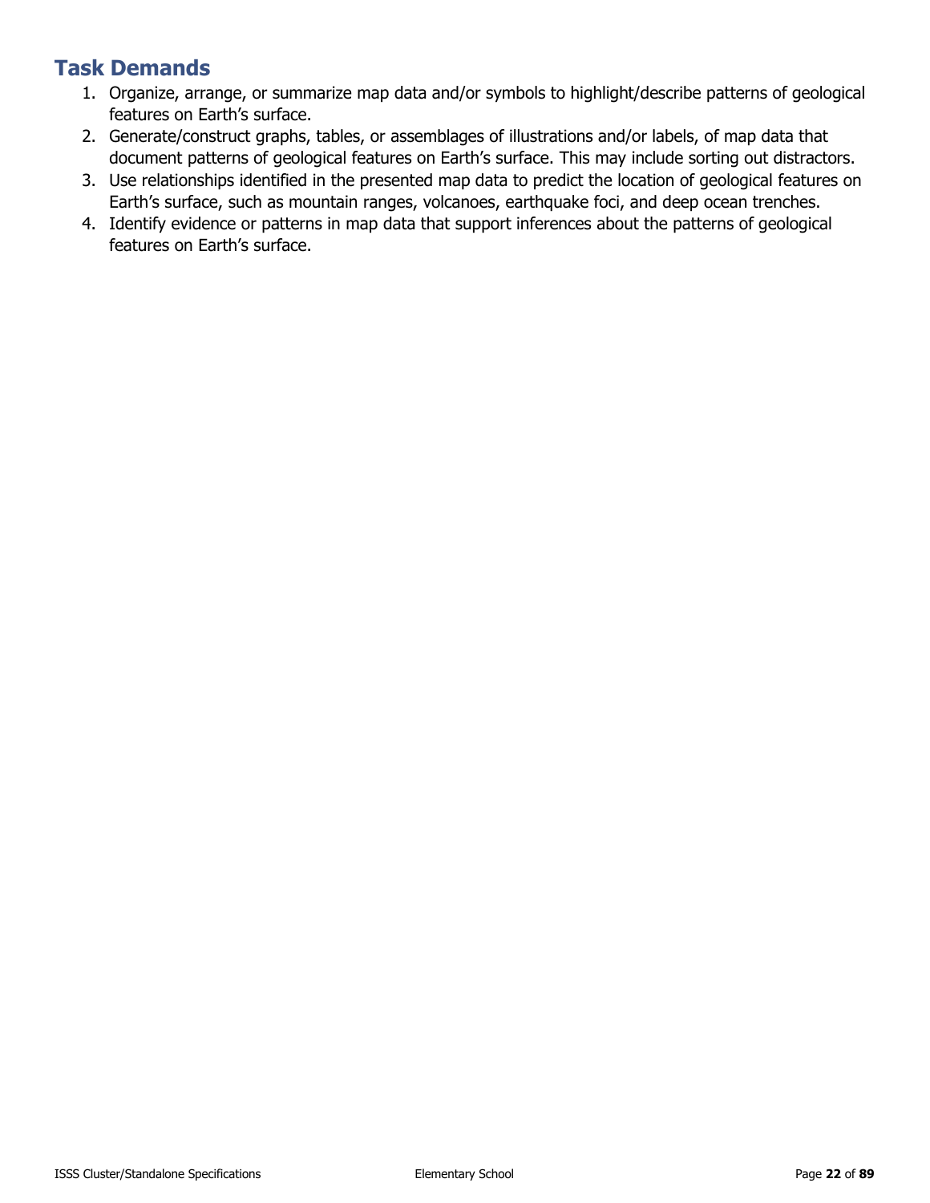## Task Demands

1. Organize, arrange, or summarize map data and/or symbols to highlight/describe patterns of geological features on Earth's surface.
2. Generate/construct graphs, tables, or assemblages of illustrations and/or labels, of map data that document patterns of geological features on Earth's surface. This may include sorting out distractors.
3. Use relationships identified in the presented map data to predict the location of geological features on Earth's surface, such as mountain ranges, volcanoes, earthquake foci, and deep ocean trenches.
4. Identify evidence or patterns in map data that support inferences about the patterns of geological features on Earth's surface.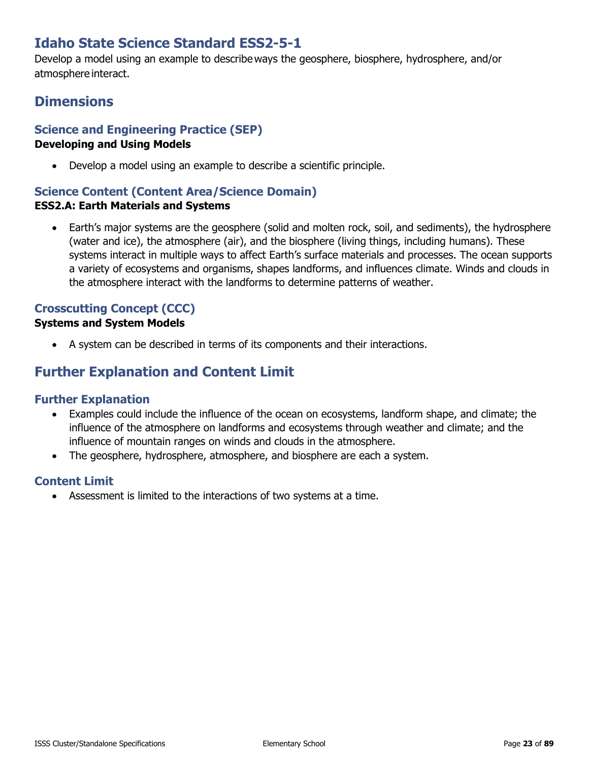# Idaho State Science Standard ESS2-5-1

Develop a model using an example to describe ways the geosphere, biosphere, hydrosphere, and/or atmosphere interact.

## Dimensions

### Science and Engineering Practice (SEP)

**Developing and Using Models**

- Develop a model using an example to describe a scientific principle.

### Science Content (Content Area/Science Domain)

**ESS2.A: Earth Materials and Systems**

- Earth's major systems are the geosphere (solid and molten rock, soil, and sediments), the hydrosphere (water and ice), the atmosphere (air), and the biosphere (living things, including humans). These systems interact in multiple ways to affect Earth's surface materials and processes. The ocean supports a variety of ecosystems and organisms, shapes landforms, and influences climate. Winds and clouds in the atmosphere interact with the landforms to determine patterns of weather.

### Crosscutting Concept (CCC)

**Systems and System Models**

- A system can be described in terms of its components and their interactions.

## Further Explanation and Content Limit

### Further Explanation

- Examples could include the influence of the ocean on ecosystems, landform shape, and climate; the influence of the atmosphere on landforms and ecosystems through weather and climate; and the influence of mountain ranges on winds and clouds in the atmosphere.
- The geosphere, hydrosphere, atmosphere, and biosphere are each a system.

### Content Limit

- Assessment is limited to the interactions of two systems at a time.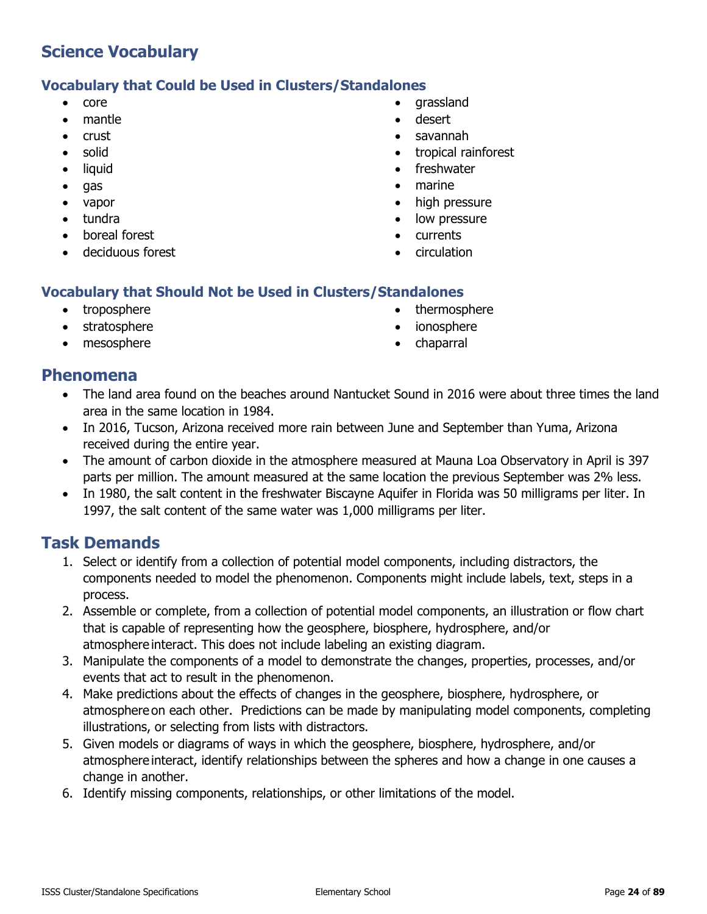## Science Vocabulary

### Vocabulary that Could be Used in Clusters/Standalones

- core
- mantle
- crust
- solid
- liquid
- gas
- vapor
- tundra
- boreal forest
- deciduous forest
- grassland
- desert
- savannah
- tropical rainforest
- freshwater
- marine
- high pressure
- low pressure
- currents
- circulation

### Vocabulary that Should Not be Used in Clusters/Standalones

- troposphere
- stratosphere
- mesosphere
- thermosphere
- ionosphere
- chaparral

## Phenomena

- The land area found on the beaches around Nantucket Sound in 2016 were about three times the land area in the same location in 1984.
- In 2016, Tucson, Arizona received more rain between June and September than Yuma, Arizona received during the entire year.
- The amount of carbon dioxide in the atmosphere measured at Mauna Loa Observatory in April is 397 parts per million. The amount measured at the same location the previous September was 2% less.
- In 1980, the salt content in the freshwater Biscayne Aquifer in Florida was 50 milligrams per liter. In 1997, the salt content of the same water was 1,000 milligrams per liter.

## Task Demands

1. Select or identify from a collection of potential model components, including distractors, the components needed to model the phenomenon. Components might include labels, text, steps in a process.
2. Assemble or complete, from a collection of potential model components, an illustration or flow chart that is capable of representing how the geosphere, biosphere, hydrosphere, and/or atmosphere interact. This does not include labeling an existing diagram.
3. Manipulate the components of a model to demonstrate the changes, properties, processes, and/or events that act to result in the phenomenon.
4. Make predictions about the effects of changes in the geosphere, biosphere, hydrosphere, or atmosphere on each other. Predictions can be made by manipulating model components, completing illustrations, or selecting from lists with distractors.
5. Given models or diagrams of ways in which the geosphere, biosphere, hydrosphere, and/or atmosphere interact, identify relationships between the spheres and how a change in one causes a change in another.
6. Identify missing components, relationships, or other limitations of the model.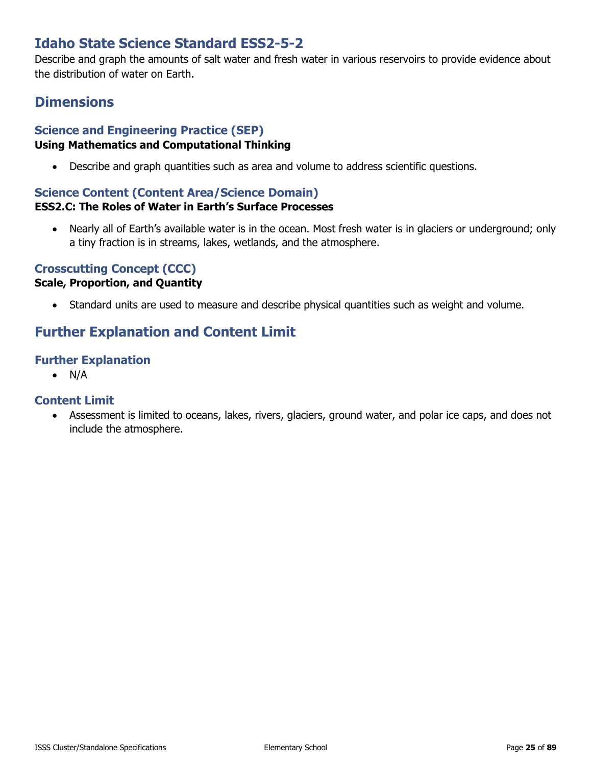## Idaho State Science Standard ESS2-5-2

Describe and graph the amounts of salt water and fresh water in various reservoirs to provide evidence about the distribution of water on Earth.

## Dimensions

### Science and Engineering Practice (SEP)

**Using Mathematics and Computational Thinking**

- Describe and graph quantities such as area and volume to address scientific questions.

### Science Content (Content Area/Science Domain)

**ESS2.C: The Roles of Water in Earth's Surface Processes**

- Nearly all of Earth's available water is in the ocean. Most fresh water is in glaciers or underground; only a tiny fraction is in streams, lakes, wetlands, and the atmosphere.

### Crosscutting Concept (CCC)

**Scale, Proportion, and Quantity**

- Standard units are used to measure and describe physical quantities such as weight and volume.

## Further Explanation and Content Limit

### Further Explanation

- N/A

### Content Limit

- Assessment is limited to oceans, lakes, rivers, glaciers, ground water, and polar ice caps, and does not include the atmosphere.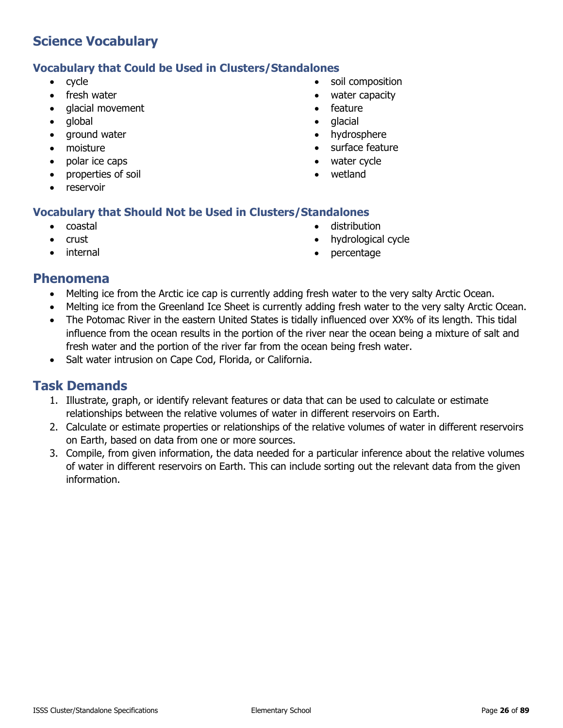## Science Vocabulary

### Vocabulary that Could be Used in Clusters/Standalones

- cycle
- fresh water
- glacial movement
- global
- ground water
- moisture
- polar ice caps
- properties of soil
- reservoir
- soil composition
- water capacity
- feature
- glacial
- hydrosphere
- surface feature
- water cycle
- wetland

### Vocabulary that Should Not be Used in Clusters/Standalones

- coastal
- crust
- internal
- distribution
- hydrological cycle
- percentage

## Phenomena

- Melting ice from the Arctic ice cap is currently adding fresh water to the very salty Arctic Ocean.
- Melting ice from the Greenland Ice Sheet is currently adding fresh water to the very salty Arctic Ocean.
- The Potomac River in the eastern United States is tidally influenced over XX% of its length. This tidal influence from the ocean results in the portion of the river near the ocean being a mixture of salt and fresh water and the portion of the river far from the ocean being fresh water.
- Salt water intrusion on Cape Cod, Florida, or California.

## Task Demands

1. Illustrate, graph, or identify relevant features or data that can be used to calculate or estimate relationships between the relative volumes of water in different reservoirs on Earth.
2. Calculate or estimate properties or relationships of the relative volumes of water in different reservoirs on Earth, based on data from one or more sources.
3. Compile, from given information, the data needed for a particular inference about the relative volumes of water in different reservoirs on Earth. This can include sorting out the relevant data from the given information.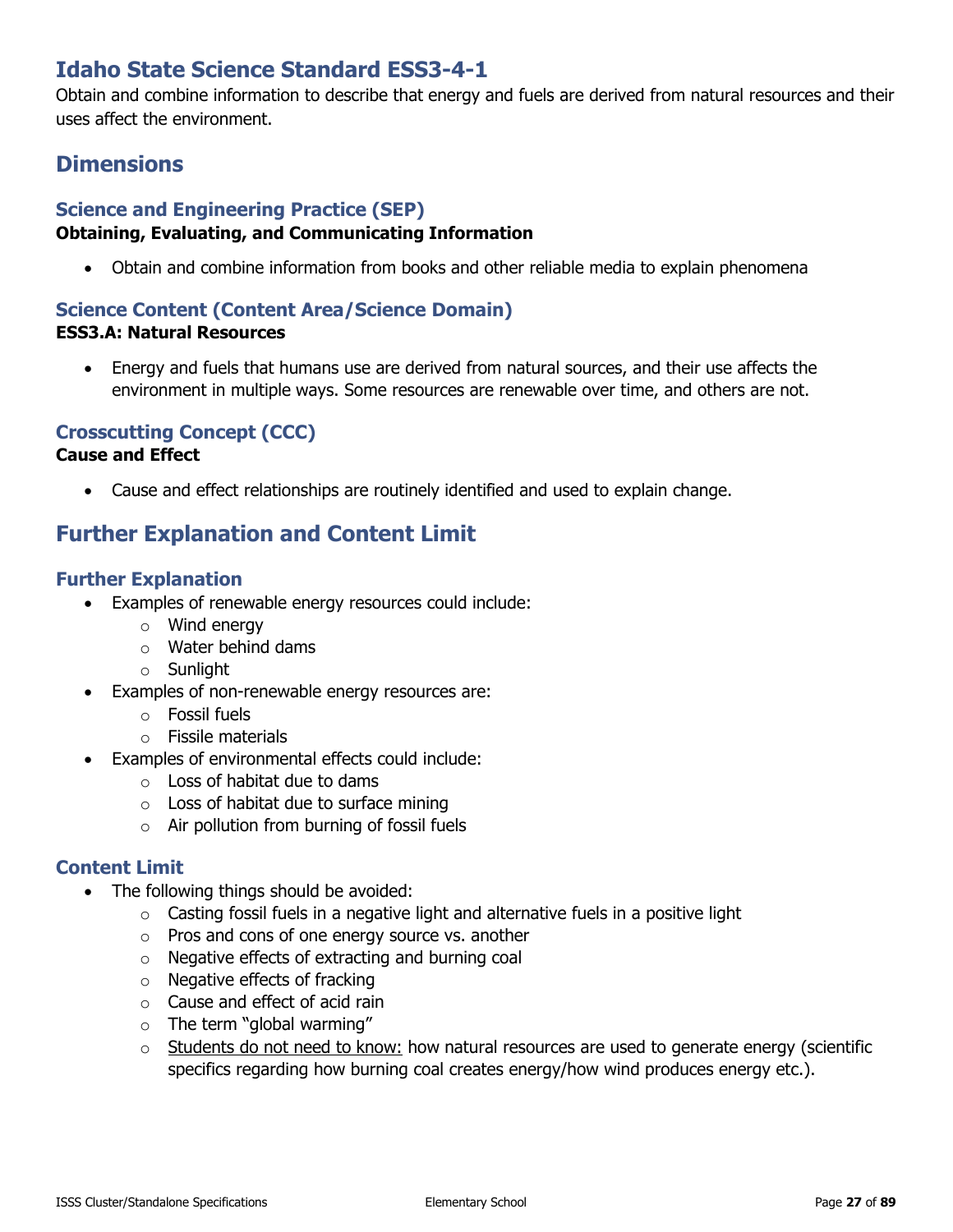# Idaho State Science Standard ESS3-4-1

Obtain and combine information to describe that energy and fuels are derived from natural resources and their uses affect the environment.

## Dimensions

### Science and Engineering Practice (SEP)

**Obtaining, Evaluating, and Communicating Information**

- Obtain and combine information from books and other reliable media to explain phenomena

### Science Content (Content Area/Science Domain)

**ESS3.A: Natural Resources**

- Energy and fuels that humans use are derived from natural sources, and their use affects the environment in multiple ways. Some resources are renewable over time, and others are not.

### Crosscutting Concept (CCC)

**Cause and Effect**

- Cause and effect relationships are routinely identified and used to explain change.

## Further Explanation and Content Limit

### Further Explanation

- Examples of renewable energy resources could include:
  - Wind energy
  - Water behind dams
  - Sunlight
- Examples of non-renewable energy resources are:
  - Fossil fuels
  - Fissile materials
- Examples of environmental effects could include:
  - Loss of habitat due to dams
  - Loss of habitat due to surface mining
  - Air pollution from burning of fossil fuels

### Content Limit

- The following things should be avoided:
  - Casting fossil fuels in a negative light and alternative fuels in a positive light
  - Pros and cons of one energy source vs. another
  - Negative effects of extracting and burning coal
  - Negative effects of fracking
  - Cause and effect of acid rain
  - The term "global warming"
  - Students do not need to know: how natural resources are used to generate energy (scientific specifics regarding how burning coal creates energy/how wind produces energy etc.).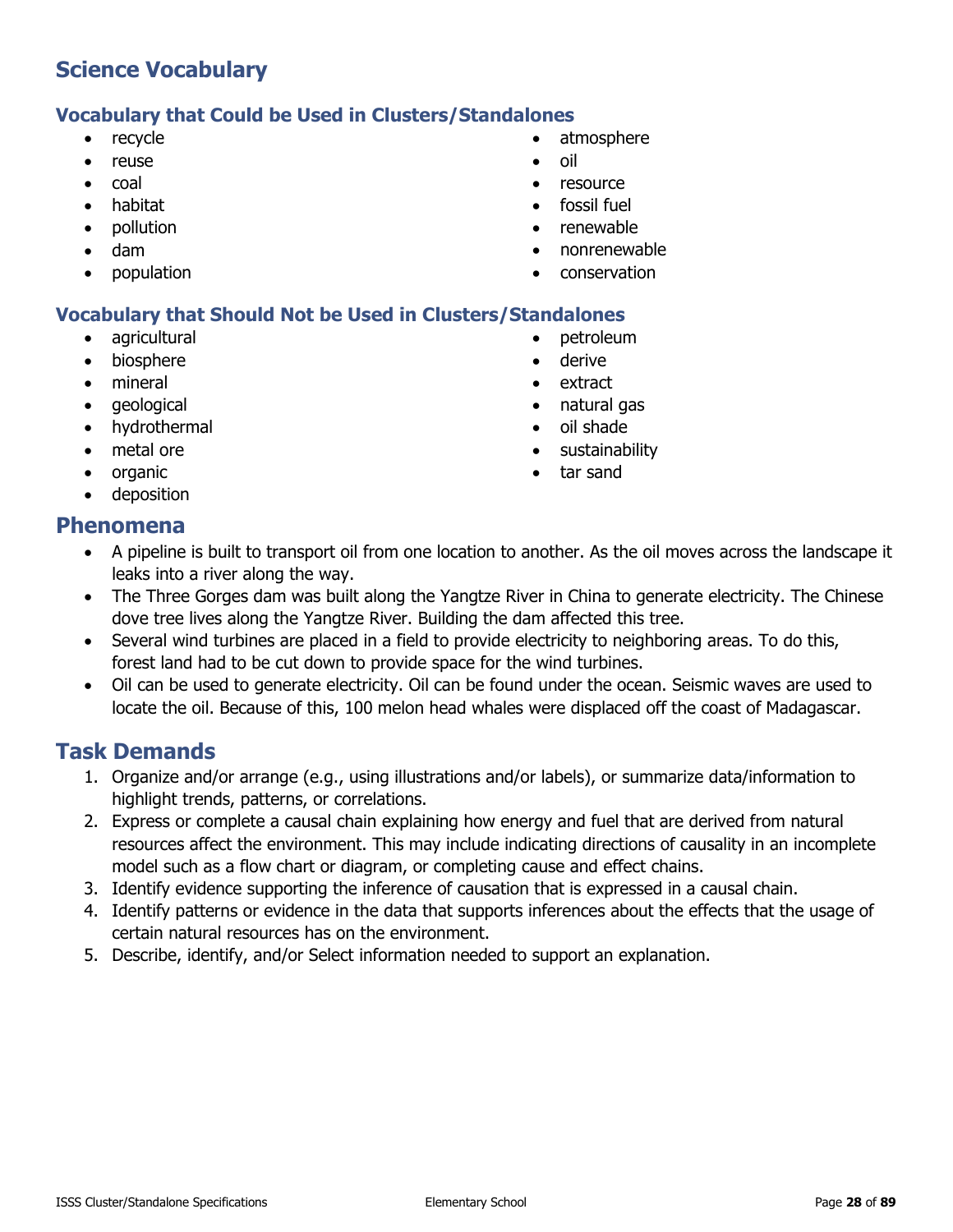## Science Vocabulary

### Vocabulary that Could be Used in Clusters/Standalones

- recycle
- reuse
- coal
- habitat
- pollution
- dam
- population
- atmosphere
- oil
- resource
- fossil fuel
- renewable
- nonrenewable
- conservation

### Vocabulary that Should Not be Used in Clusters/Standalones

- agricultural
- biosphere
- mineral
- geological
- hydrothermal
- metal ore
- organic
- deposition
- petroleum
- derive
- extract
- natural gas
- oil shade
- sustainability
- tar sand

## Phenomena

- A pipeline is built to transport oil from one location to another. As the oil moves across the landscape it leaks into a river along the way.
- The Three Gorges dam was built along the Yangtze River in China to generate electricity. The Chinese dove tree lives along the Yangtze River. Building the dam affected this tree.
- Several wind turbines are placed in a field to provide electricity to neighboring areas. To do this, forest land had to be cut down to provide space for the wind turbines.
- Oil can be used to generate electricity. Oil can be found under the ocean. Seismic waves are used to locate the oil. Because of this, 100 melon head whales were displaced off the coast of Madagascar.

## Task Demands

1. Organize and/or arrange (e.g., using illustrations and/or labels), or summarize data/information to highlight trends, patterns, or correlations.
2. Express or complete a causal chain explaining how energy and fuel that are derived from natural resources affect the environment. This may include indicating directions of causality in an incomplete model such as a flow chart or diagram, or completing cause and effect chains.
3. Identify evidence supporting the inference of causation that is expressed in a causal chain.
4. Identify patterns or evidence in the data that supports inferences about the effects that the usage of certain natural resources has on the environment.
5. Describe, identify, and/or Select information needed to support an explanation.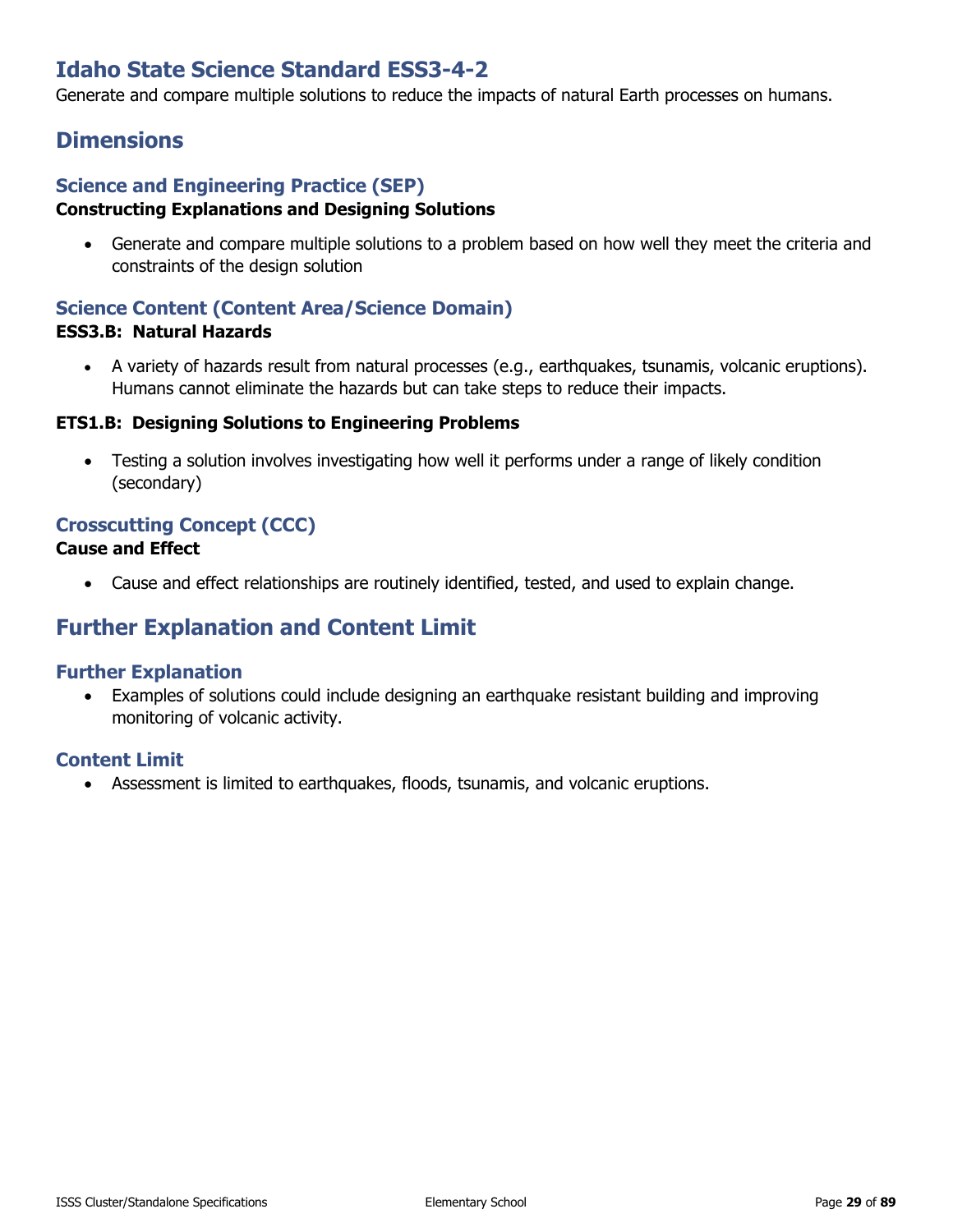# Idaho State Science Standard ESS3-4-2

Generate and compare multiple solutions to reduce the impacts of natural Earth processes on humans.

## Dimensions

### Science and Engineering Practice (SEP)

**Constructing Explanations and Designing Solutions**

- Generate and compare multiple solutions to a problem based on how well they meet the criteria and constraints of the design solution

### Science Content (Content Area/Science Domain)

**ESS3.B: Natural Hazards**

- A variety of hazards result from natural processes (e.g., earthquakes, tsunamis, volcanic eruptions). Humans cannot eliminate the hazards but can take steps to reduce their impacts.

**ETS1.B: Designing Solutions to Engineering Problems**

- Testing a solution involves investigating how well it performs under a range of likely condition (secondary)

### Crosscutting Concept (CCC)

**Cause and Effect**

- Cause and effect relationships are routinely identified, tested, and used to explain change.

## Further Explanation and Content Limit

### Further Explanation

- Examples of solutions could include designing an earthquake resistant building and improving monitoring of volcanic activity.

### Content Limit

- Assessment is limited to earthquakes, floods, tsunamis, and volcanic eruptions.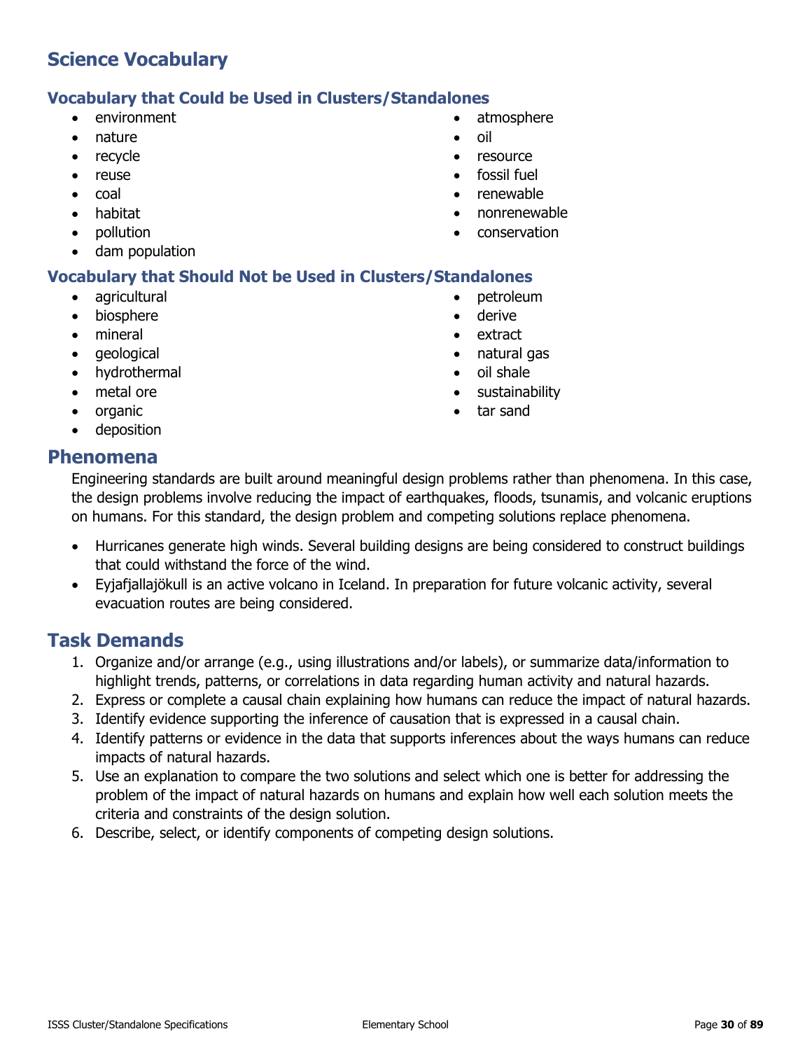## Science Vocabulary

### Vocabulary that Could be Used in Clusters/Standalones

- environment
- nature
- recycle
- reuse
- coal
- habitat
- pollution
- dam population
- atmosphere
- oil
- resource
- fossil fuel
- renewable
- nonrenewable
- conservation

### Vocabulary that Should Not be Used in Clusters/Standalones

- agricultural
- biosphere
- mineral
- geological
- hydrothermal
- metal ore
- organic
- deposition
- petroleum
- derive
- extract
- natural gas
- oil shale
- sustainability
- tar sand

## Phenomena

Engineering standards are built around meaningful design problems rather than phenomena. In this case, the design problems involve reducing the impact of earthquakes, floods, tsunamis, and volcanic eruptions on humans. For this standard, the design problem and competing solutions replace phenomena.

- Hurricanes generate high winds. Several building designs are being considered to construct buildings that could withstand the force of the wind.
- Eyjafjallajökull is an active volcano in Iceland. In preparation for future volcanic activity, several evacuation routes are being considered.

## Task Demands

1. Organize and/or arrange (e.g., using illustrations and/or labels), or summarize data/information to highlight trends, patterns, or correlations in data regarding human activity and natural hazards.
2. Express or complete a causal chain explaining how humans can reduce the impact of natural hazards.
3. Identify evidence supporting the inference of causation that is expressed in a causal chain.
4. Identify patterns or evidence in the data that supports inferences about the ways humans can reduce impacts of natural hazards.
5. Use an explanation to compare the two solutions and select which one is better for addressing the problem of the impact of natural hazards on humans and explain how well each solution meets the criteria and constraints of the design solution.
6. Describe, select, or identify components of competing design solutions.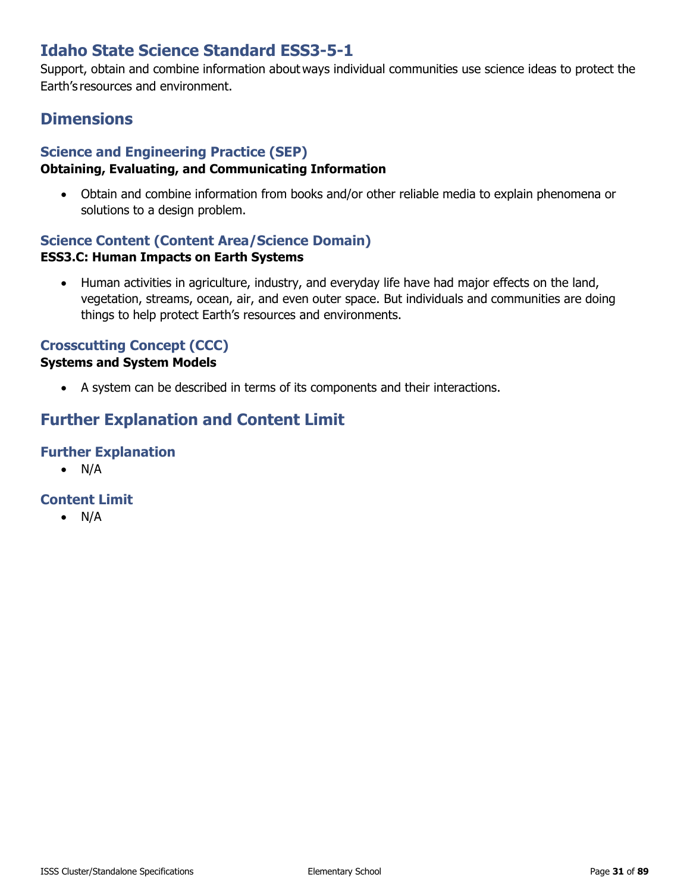# Idaho State Science Standard ESS3-5-1

Support, obtain and combine information about ways individual communities use science ideas to protect the Earth's resources and environment.

## Dimensions

### Science and Engineering Practice (SEP)

**Obtaining, Evaluating, and Communicating Information**

- Obtain and combine information from books and/or other reliable media to explain phenomena or solutions to a design problem.

### Science Content (Content Area/Science Domain)

**ESS3.C: Human Impacts on Earth Systems**

- Human activities in agriculture, industry, and everyday life have had major effects on the land, vegetation, streams, ocean, air, and even outer space. But individuals and communities are doing things to help protect Earth's resources and environments.

### Crosscutting Concept (CCC)

**Systems and System Models**

- A system can be described in terms of its components and their interactions.

## Further Explanation and Content Limit

### Further Explanation

- N/A

### Content Limit

- N/A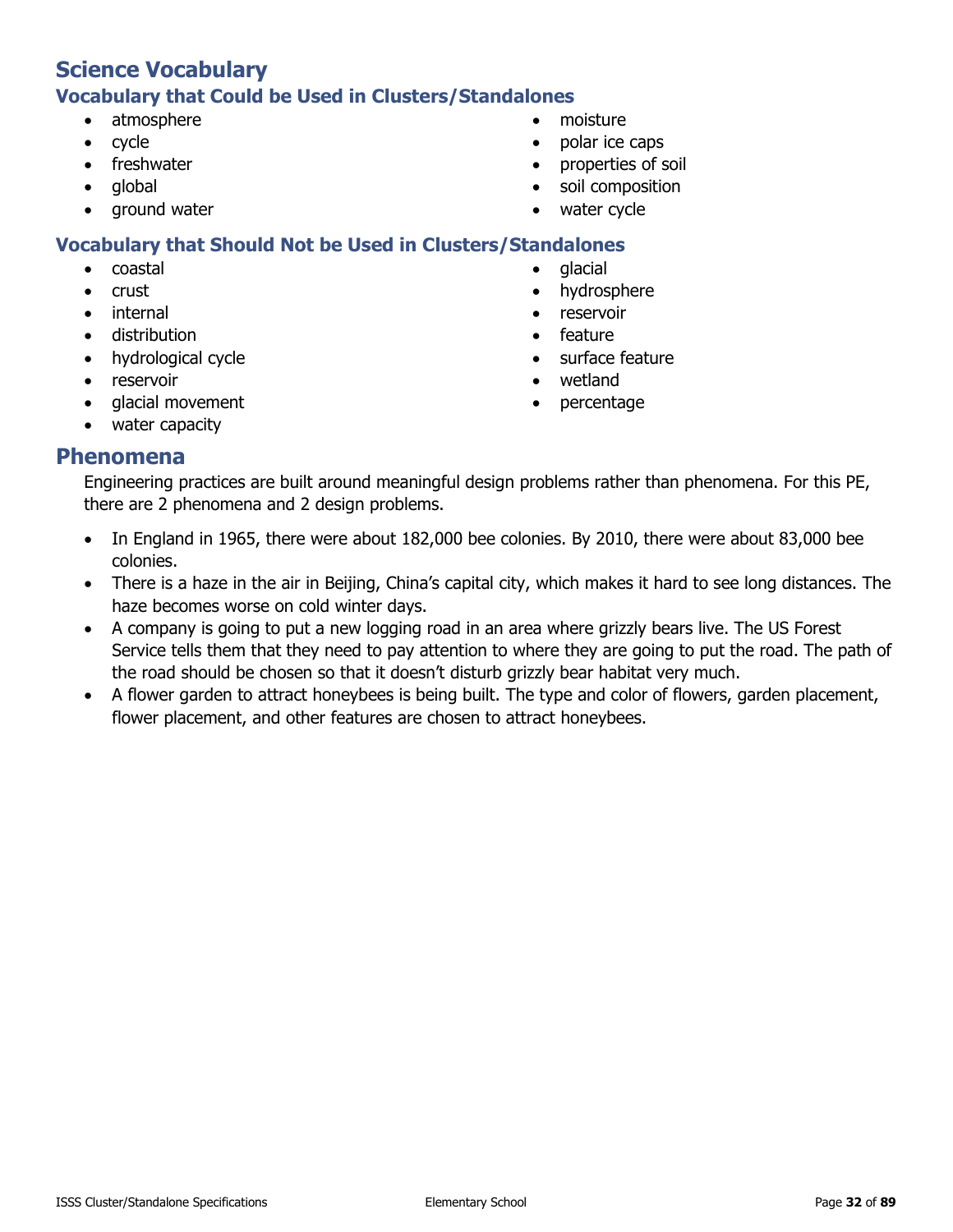## Science Vocabulary

### Vocabulary that Could be Used in Clusters/Standalones

- atmosphere
- cycle
- freshwater
- global
- ground water
- moisture
- polar ice caps
- properties of soil
- soil composition
- water cycle

### Vocabulary that Should Not be Used in Clusters/Standalones

- coastal
- crust
- internal
- distribution
- hydrological cycle
- reservoir
- glacial movement
- water capacity
- glacial
- hydrosphere
- reservoir
- feature
- surface feature
- wetland
- percentage

## Phenomena

Engineering practices are built around meaningful design problems rather than phenomena. For this PE, there are 2 phenomena and 2 design problems.

- In England in 1965, there were about 182,000 bee colonies. By 2010, there were about 83,000 bee colonies.
- There is a haze in the air in Beijing, China's capital city, which makes it hard to see long distances. The haze becomes worse on cold winter days.
- A company is going to put a new logging road in an area where grizzly bears live. The US Forest Service tells them that they need to pay attention to where they are going to put the road. The path of the road should be chosen so that it doesn't disturb grizzly bear habitat very much.
- A flower garden to attract honeybees is being built. The type and color of flowers, garden placement, flower placement, and other features are chosen to attract honeybees.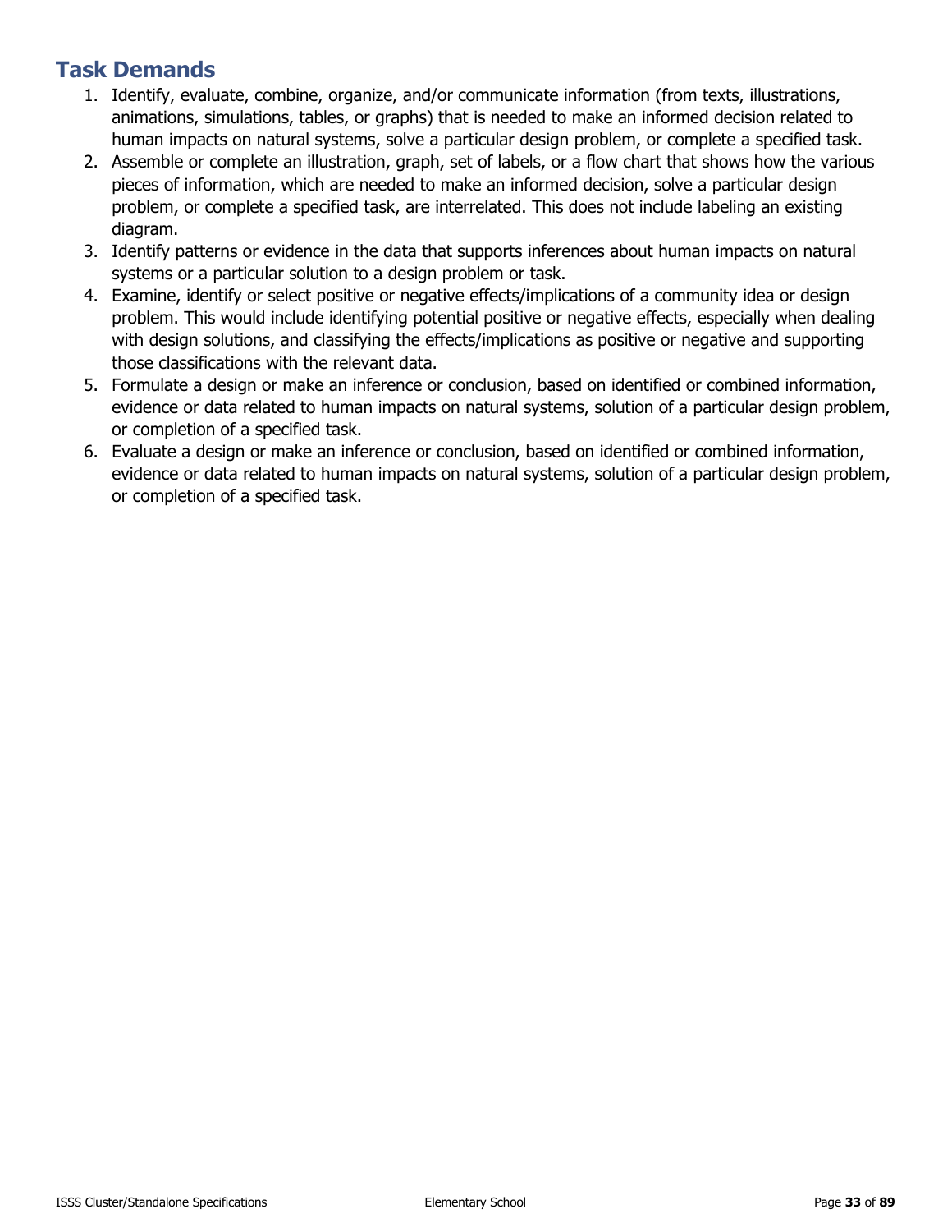## Task Demands

1. Identify, evaluate, combine, organize, and/or communicate information (from texts, illustrations, animations, simulations, tables, or graphs) that is needed to make an informed decision related to human impacts on natural systems, solve a particular design problem, or complete a specified task.
2. Assemble or complete an illustration, graph, set of labels, or a flow chart that shows how the various pieces of information, which are needed to make an informed decision, solve a particular design problem, or complete a specified task, are interrelated. This does not include labeling an existing diagram.
3. Identify patterns or evidence in the data that supports inferences about human impacts on natural systems or a particular solution to a design problem or task.
4. Examine, identify or select positive or negative effects/implications of a community idea or design problem. This would include identifying potential positive or negative effects, especially when dealing with design solutions, and classifying the effects/implications as positive or negative and supporting those classifications with the relevant data.
5. Formulate a design or make an inference or conclusion, based on identified or combined information, evidence or data related to human impacts on natural systems, solution of a particular design problem, or completion of a specified task.
6. Evaluate a design or make an inference or conclusion, based on identified or combined information, evidence or data related to human impacts on natural systems, solution of a particular design problem, or completion of a specified task.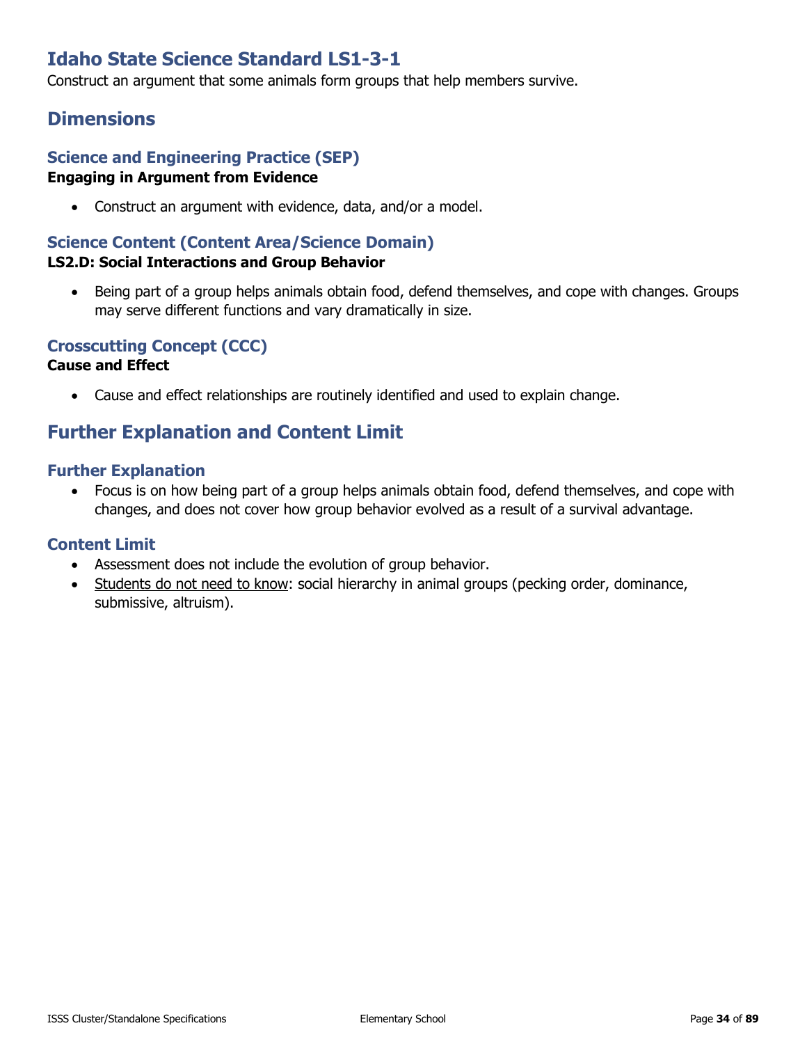# Idaho State Science Standard LS1-3-1

Construct an argument that some animals form groups that help members survive.

## Dimensions

### Science and Engineering Practice (SEP)

**Engaging in Argument from Evidence**

- Construct an argument with evidence, data, and/or a model.

### Science Content (Content Area/Science Domain)

**LS2.D: Social Interactions and Group Behavior**

- Being part of a group helps animals obtain food, defend themselves, and cope with changes. Groups may serve different functions and vary dramatically in size.

### Crosscutting Concept (CCC)

**Cause and Effect**

- Cause and effect relationships are routinely identified and used to explain change.

## Further Explanation and Content Limit

### Further Explanation

- Focus is on how being part of a group helps animals obtain food, defend themselves, and cope with changes, and does not cover how group behavior evolved as a result of a survival advantage.

### Content Limit

- Assessment does not include the evolution of group behavior.
- <u>Students do not need to know</u>: social hierarchy in animal groups (pecking order, dominance, submissive, altruism).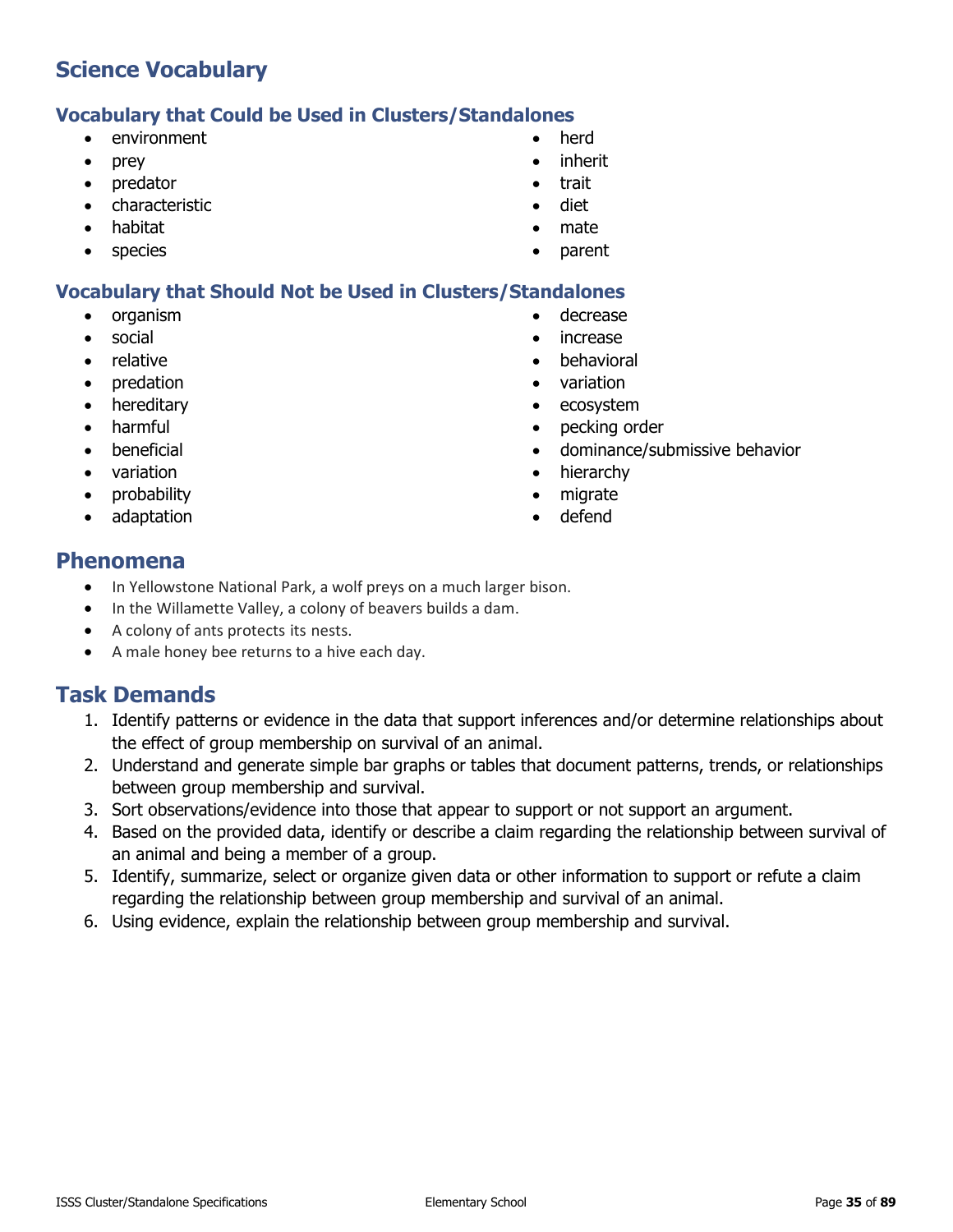# Science Vocabulary

## Vocabulary that Could be Used in Clusters/Standalones

- environment
- prey
- predator
- characteristic
- habitat
- species
- herd
- inherit
- trait
- diet
- mate
- parent

## Vocabulary that Should Not be Used in Clusters/Standalones

- organism
- social
- relative
- predation
- hereditary
- harmful
- beneficial
- variation
- probability
- adaptation
- decrease
- increase
- behavioral
- variation
- ecosystem
- pecking order
- dominance/submissive behavior
- hierarchy
- migrate
- defend

# Phenomena

- In Yellowstone National Park, a wolf preys on a much larger bison.
- In the Willamette Valley, a colony of beavers builds a dam.
- A colony of ants protects its nests.
- A male honey bee returns to a hive each day.

# Task Demands

1. Identify patterns or evidence in the data that support inferences and/or determine relationships about the effect of group membership on survival of an animal.
2. Understand and generate simple bar graphs or tables that document patterns, trends, or relationships between group membership and survival.
3. Sort observations/evidence into those that appear to support or not support an argument.
4. Based on the provided data, identify or describe a claim regarding the relationship between survival of an animal and being a member of a group.
5. Identify, summarize, select or organize given data or other information to support or refute a claim regarding the relationship between group membership and survival of an animal.
6. Using evidence, explain the relationship between group membership and survival.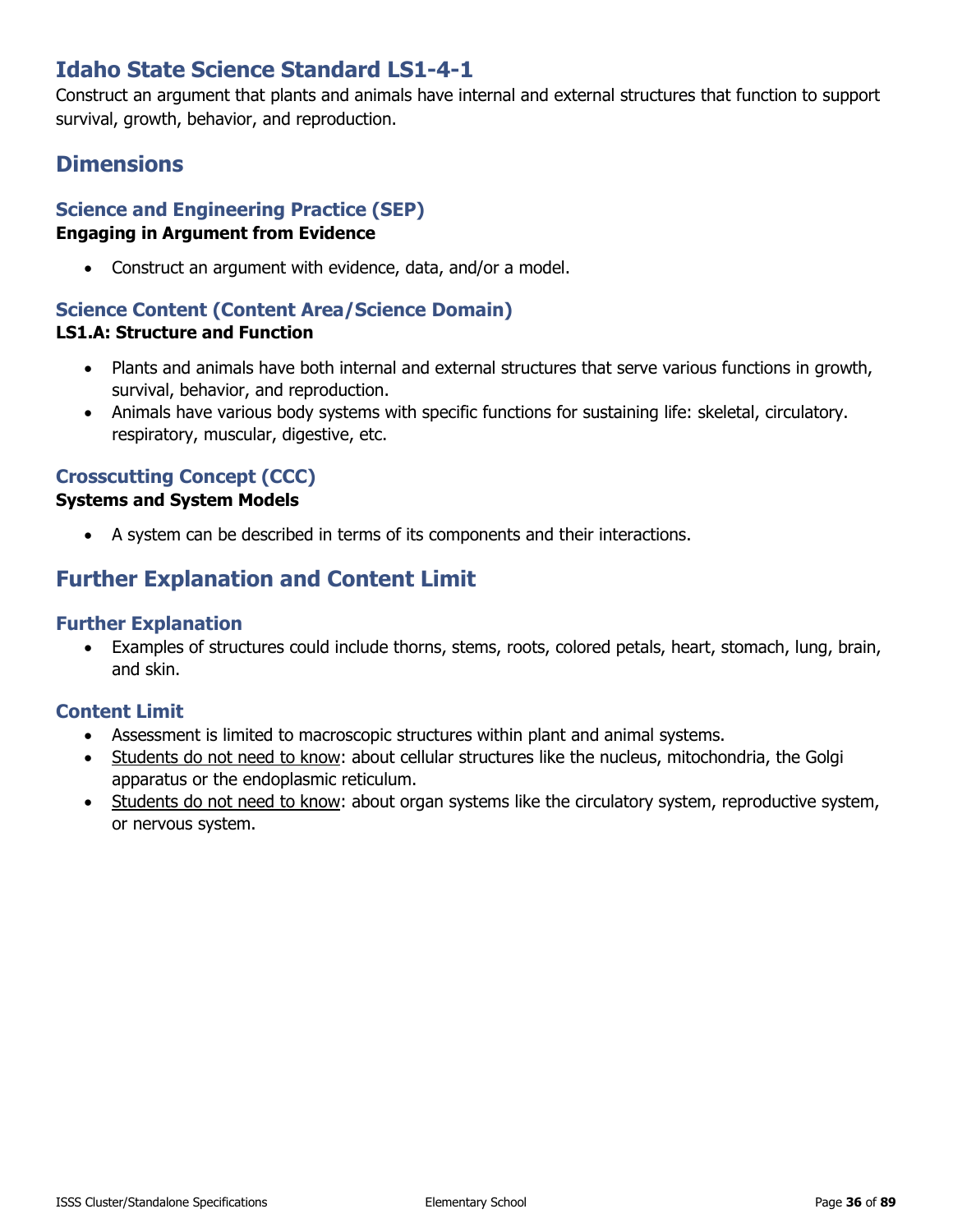# Idaho State Science Standard LS1-4-1

Construct an argument that plants and animals have internal and external structures that function to support survival, growth, behavior, and reproduction.

## Dimensions

### Science and Engineering Practice (SEP)

**Engaging in Argument from Evidence**

- Construct an argument with evidence, data, and/or a model.

### Science Content (Content Area/Science Domain)

**LS1.A: Structure and Function**

- Plants and animals have both internal and external structures that serve various functions in growth, survival, behavior, and reproduction.
- Animals have various body systems with specific functions for sustaining life: skeletal, circulatory. respiratory, muscular, digestive, etc.

### Crosscutting Concept (CCC)

**Systems and System Models**

- A system can be described in terms of its components and their interactions.

## Further Explanation and Content Limit

### Further Explanation

- Examples of structures could include thorns, stems, roots, colored petals, heart, stomach, lung, brain, and skin.

### Content Limit

- Assessment is limited to macroscopic structures within plant and animal systems.
- Students do not need to know: about cellular structures like the nucleus, mitochondria, the Golgi apparatus or the endoplasmic reticulum.
- Students do not need to know: about organ systems like the circulatory system, reproductive system, or nervous system.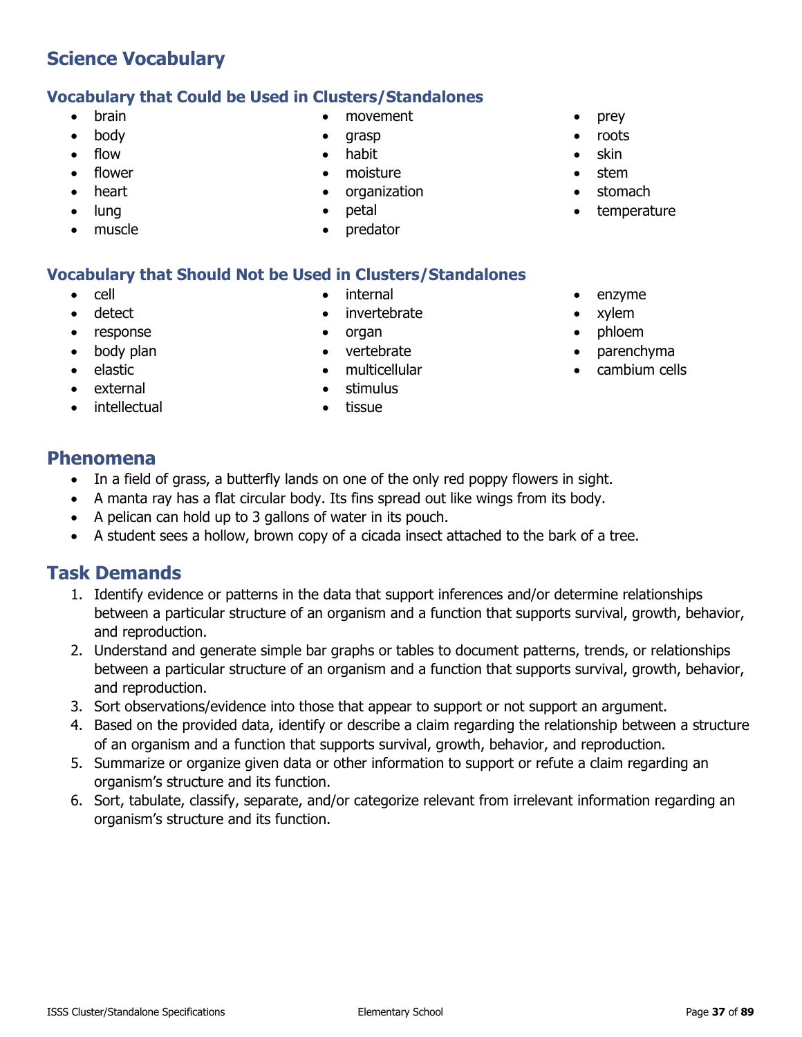## Science Vocabulary

### Vocabulary that Could be Used in Clusters/Standalones

- brain
- body
- flow
- flower
- heart
- lung
- muscle
- movement
- grasp
- habit
- moisture
- organization
- petal
- predator
- prey
- roots
- skin
- stem
- stomach
- temperature

### Vocabulary that Should Not be Used in Clusters/Standalones

- cell
- detect
- response
- body plan
- elastic
- external
- intellectual
- internal
- invertebrate
- organ
- vertebrate
- multicellular
- stimulus
- tissue
- enzyme
- xylem
- phloem
- parenchyma
- cambium cells

## Phenomena

- In a field of grass, a butterfly lands on one of the only red poppy flowers in sight.
- A manta ray has a flat circular body. Its fins spread out like wings from its body.
- A pelican can hold up to 3 gallons of water in its pouch.
- A student sees a hollow, brown copy of a cicada insect attached to the bark of a tree.

## Task Demands

1. Identify evidence or patterns in the data that support inferences and/or determine relationships between a particular structure of an organism and a function that supports survival, growth, behavior, and reproduction.
2. Understand and generate simple bar graphs or tables to document patterns, trends, or relationships between a particular structure of an organism and a function that supports survival, growth, behavior, and reproduction.
3. Sort observations/evidence into those that appear to support or not support an argument.
4. Based on the provided data, identify or describe a claim regarding the relationship between a structure of an organism and a function that supports survival, growth, behavior, and reproduction.
5. Summarize or organize given data or other information to support or refute a claim regarding an organism's structure and its function.
6. Sort, tabulate, classify, separate, and/or categorize relevant from irrelevant information regarding an organism's structure and its function.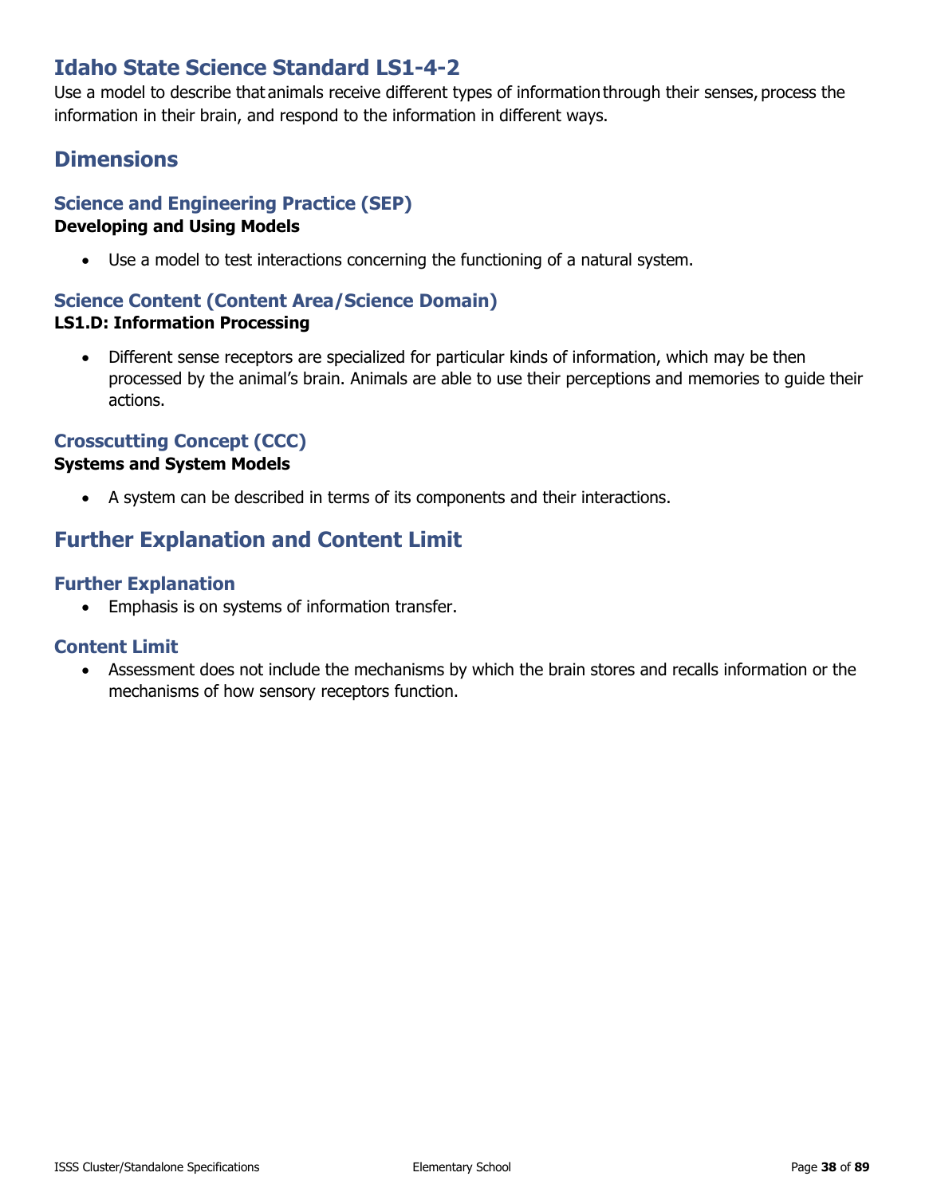# Idaho State Science Standard LS1-4-2

Use a model to describe that animals receive different types of information through their senses, process the information in their brain, and respond to the information in different ways.

## Dimensions

### Science and Engineering Practice (SEP)

**Developing and Using Models**

- Use a model to test interactions concerning the functioning of a natural system.

### Science Content (Content Area/Science Domain)

**LS1.D: Information Processing**

- Different sense receptors are specialized for particular kinds of information, which may be then processed by the animal's brain. Animals are able to use their perceptions and memories to guide their actions.

### Crosscutting Concept (CCC)

**Systems and System Models**

- A system can be described in terms of its components and their interactions.

## Further Explanation and Content Limit

### Further Explanation

- Emphasis is on systems of information transfer.

### Content Limit

- Assessment does not include the mechanisms by which the brain stores and recalls information or the mechanisms of how sensory receptors function.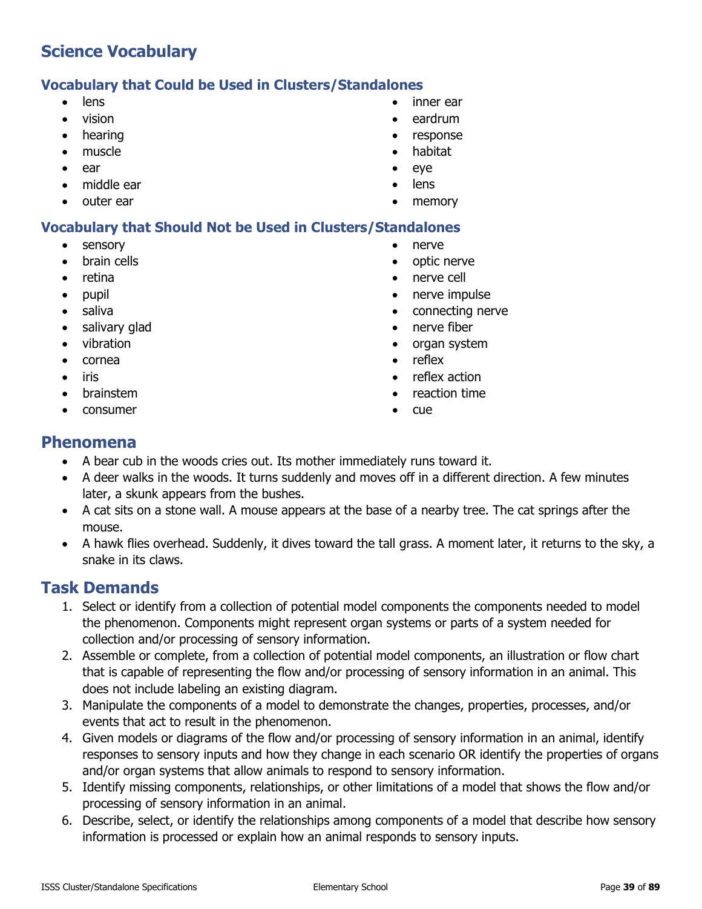## Science Vocabulary

### Vocabulary that Could be Used in Clusters/Standalones

- lens
- vision
- hearing
- muscle
- ear
- middle ear
- outer ear
- inner ear
- eardrum
- response
- habitat
- eye
- lens
- memory

### Vocabulary that Should Not be Used in Clusters/Standalones

- sensory
- brain cells
- retina
- pupil
- saliva
- salivary glad
- vibration
- cornea
- iris
- brainstem
- consumer
- nerve
- optic nerve
- nerve cell
- nerve impulse
- connecting nerve
- nerve fiber
- organ system
- reflex
- reflex action
- reaction time
- cue

## Phenomena

- A bear cub in the woods cries out. Its mother immediately runs toward it.
- A deer walks in the woods. It turns suddenly and moves off in a different direction. A few minutes later, a skunk appears from the bushes.
- A cat sits on a stone wall. A mouse appears at the base of a nearby tree. The cat springs after the mouse.
- A hawk flies overhead. Suddenly, it dives toward the tall grass. A moment later, it returns to the sky, a snake in its claws.

## Task Demands

1. Select or identify from a collection of potential model components the components needed to model the phenomenon. Components might represent organ systems or parts of a system needed for collection and/or processing of sensory information.
2. Assemble or complete, from a collection of potential model components, an illustration or flow chart that is capable of representing the flow and/or processing of sensory information in an animal. This does not include labeling an existing diagram.
3. Manipulate the components of a model to demonstrate the changes, properties, processes, and/or events that act to result in the phenomenon.
4. Given models or diagrams of the flow and/or processing of sensory information in an animal, identify responses to sensory inputs and how they change in each scenario OR identify the properties of organs and/or organ systems that allow animals to respond to sensory information.
5. Identify missing components, relationships, or other limitations of a model that shows the flow and/or processing of sensory information in an animal.
6. Describe, select, or identify the relationships among components of a model that describe how sensory information is processed or explain how an animal responds to sensory inputs.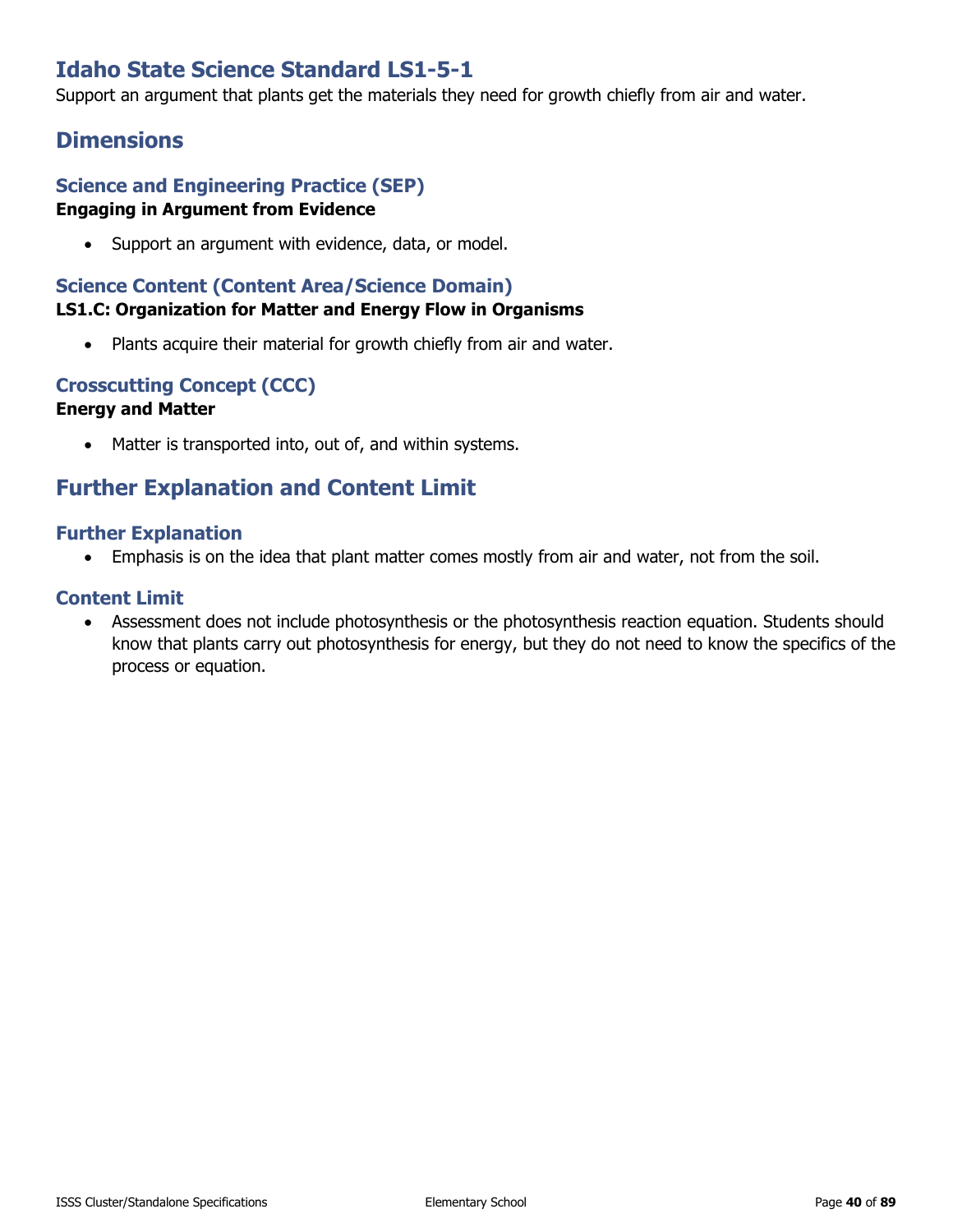# Idaho State Science Standard LS1-5-1

Support an argument that plants get the materials they need for growth chiefly from air and water.

## Dimensions

### Science and Engineering Practice (SEP)

**Engaging in Argument from Evidence**

- Support an argument with evidence, data, or model.

### Science Content (Content Area/Science Domain)

**LS1.C: Organization for Matter and Energy Flow in Organisms**

- Plants acquire their material for growth chiefly from air and water.

### Crosscutting Concept (CCC)

**Energy and Matter**

- Matter is transported into, out of, and within systems.

## Further Explanation and Content Limit

### Further Explanation

- Emphasis is on the idea that plant matter comes mostly from air and water, not from the soil.

### Content Limit

- Assessment does not include photosynthesis or the photosynthesis reaction equation. Students should know that plants carry out photosynthesis for energy, but they do not need to know the specifics of the process or equation.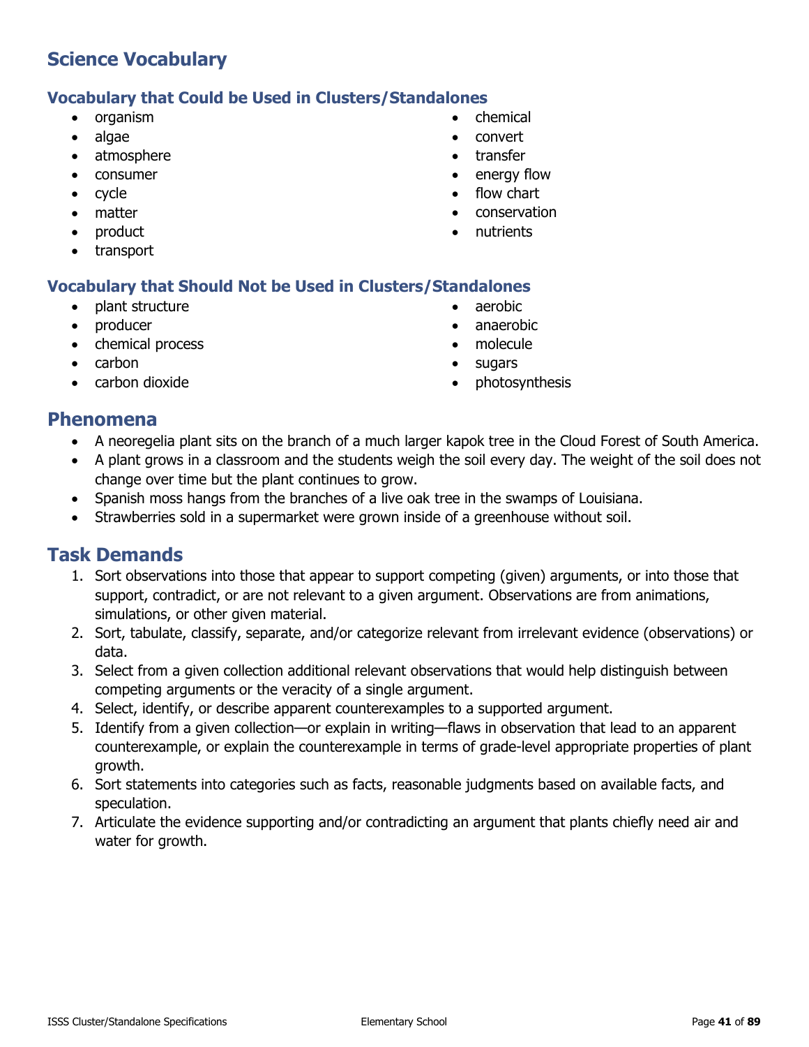## Science Vocabulary

### Vocabulary that Could be Used in Clusters/Standalones

- organism
- algae
- atmosphere
- consumer
- cycle
- matter
- product
- transport
- chemical
- convert
- transfer
- energy flow
- flow chart
- conservation
- nutrients

### Vocabulary that Should Not be Used in Clusters/Standalones

- plant structure
- producer
- chemical process
- carbon
- carbon dioxide
- aerobic
- anaerobic
- molecule
- sugars
- photosynthesis

## Phenomena

- A neoregelia plant sits on the branch of a much larger kapok tree in the Cloud Forest of South America.
- A plant grows in a classroom and the students weigh the soil every day. The weight of the soil does not change over time but the plant continues to grow.
- Spanish moss hangs from the branches of a live oak tree in the swamps of Louisiana.
- Strawberries sold in a supermarket were grown inside of a greenhouse without soil.

## Task Demands

1. Sort observations into those that appear to support competing (given) arguments, or into those that support, contradict, or are not relevant to a given argument. Observations are from animations, simulations, or other given material.
2. Sort, tabulate, classify, separate, and/or categorize relevant from irrelevant evidence (observations) or data.
3. Select from a given collection additional relevant observations that would help distinguish between competing arguments or the veracity of a single argument.
4. Select, identify, or describe apparent counterexamples to a supported argument.
5. Identify from a given collection—or explain in writing—flaws in observation that lead to an apparent counterexample, or explain the counterexample in terms of grade-level appropriate properties of plant growth.
6. Sort statements into categories such as facts, reasonable judgments based on available facts, and speculation.
7. Articulate the evidence supporting and/or contradicting an argument that plants chiefly need air and water for growth.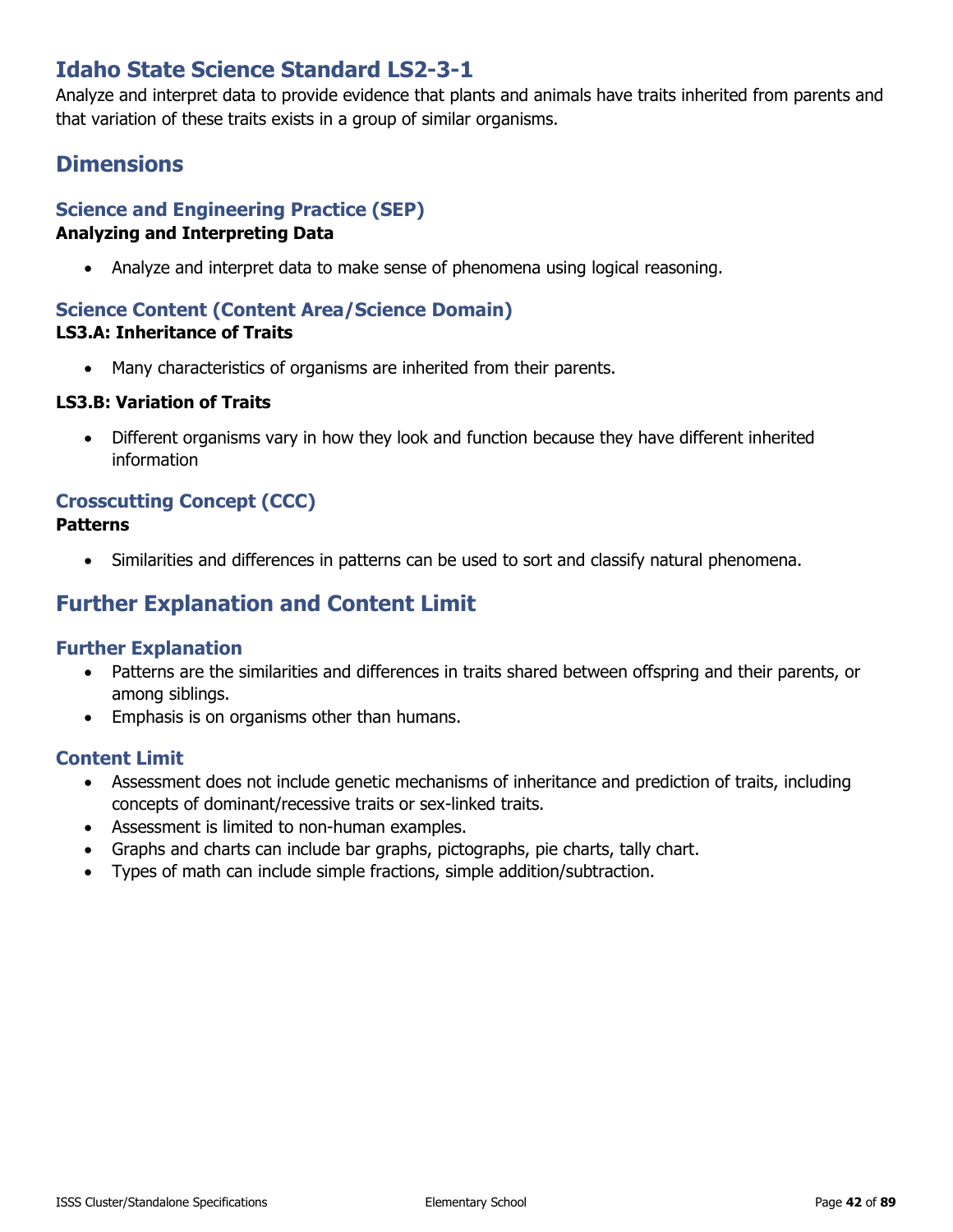# Idaho State Science Standard LS2-3-1

Analyze and interpret data to provide evidence that plants and animals have traits inherited from parents and that variation of these traits exists in a group of similar organisms.

## Dimensions

### Science and Engineering Practice (SEP)

**Analyzing and Interpreting Data**

- Analyze and interpret data to make sense of phenomena using logical reasoning.

### Science Content (Content Area/Science Domain)

**LS3.A: Inheritance of Traits**

- Many characteristics of organisms are inherited from their parents.

**LS3.B: Variation of Traits**

- Different organisms vary in how they look and function because they have different inherited information

### Crosscutting Concept (CCC)

**Patterns**

- Similarities and differences in patterns can be used to sort and classify natural phenomena.

## Further Explanation and Content Limit

### Further Explanation

- Patterns are the similarities and differences in traits shared between offspring and their parents, or among siblings.
- Emphasis is on organisms other than humans.

### Content Limit

- Assessment does not include genetic mechanisms of inheritance and prediction of traits, including concepts of dominant/recessive traits or sex-linked traits.
- Assessment is limited to non-human examples.
- Graphs and charts can include bar graphs, pictographs, pie charts, tally chart.
- Types of math can include simple fractions, simple addition/subtraction.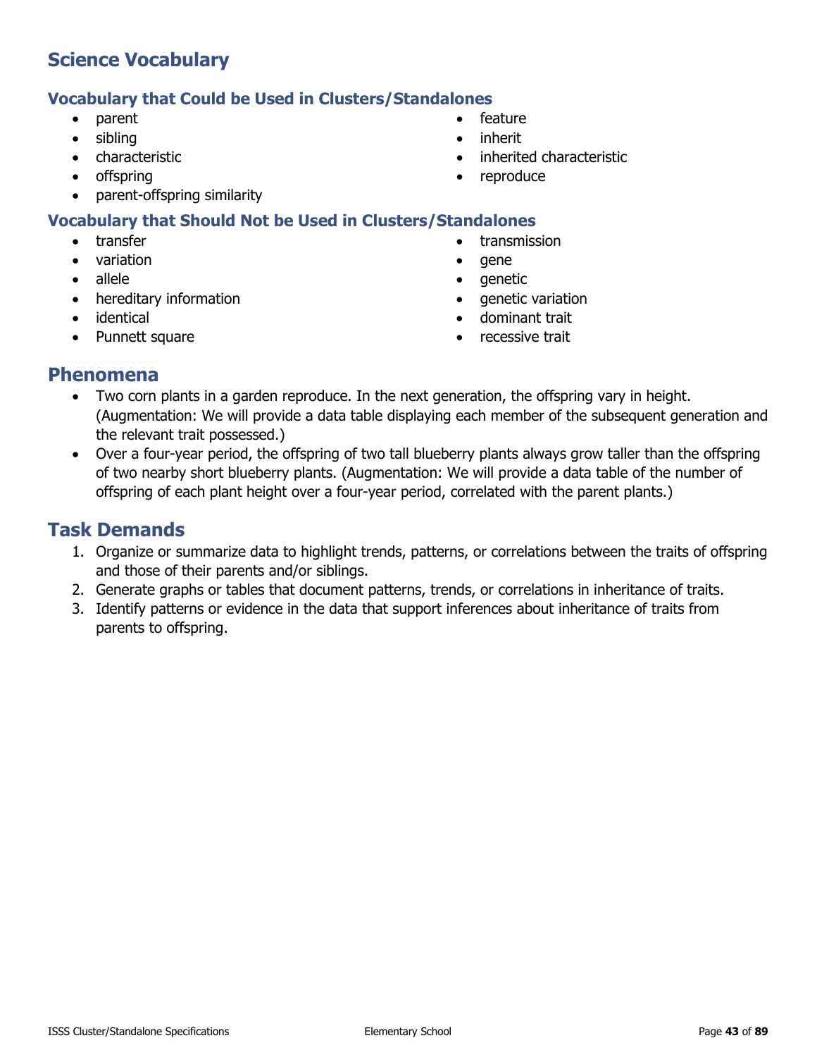## Science Vocabulary

### Vocabulary that Could be Used in Clusters/Standalones

- parent
- sibling
- characteristic
- offspring
- parent-offspring similarity
- feature
- inherit
- inherited characteristic
- reproduce

### Vocabulary that Should Not be Used in Clusters/Standalones

- transfer
- variation
- allele
- hereditary information
- identical
- Punnett square
- transmission
- gene
- genetic
- genetic variation
- dominant trait
- recessive trait

## Phenomena

- Two corn plants in a garden reproduce. In the next generation, the offspring vary in height. (Augmentation: We will provide a data table displaying each member of the subsequent generation and the relevant trait possessed.)
- Over a four-year period, the offspring of two tall blueberry plants always grow taller than the offspring of two nearby short blueberry plants. (Augmentation: We will provide a data table of the number of offspring of each plant height over a four-year period, correlated with the parent plants.)

## Task Demands

1. Organize or summarize data to highlight trends, patterns, or correlations between the traits of offspring and those of their parents and/or siblings.
2. Generate graphs or tables that document patterns, trends, or correlations in inheritance of traits.
3. Identify patterns or evidence in the data that support inferences about inheritance of traits from parents to offspring.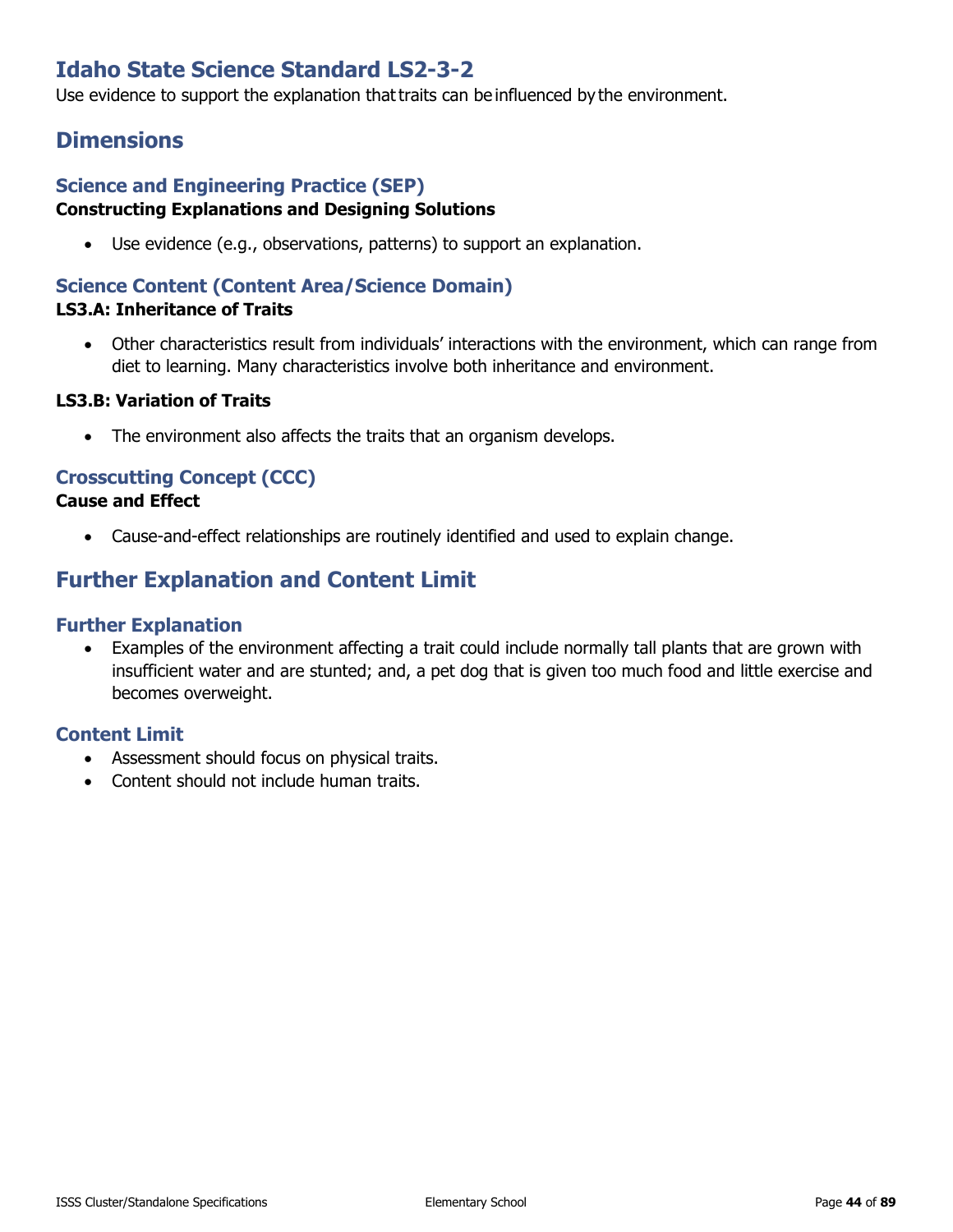# Idaho State Science Standard LS2-3-2

Use evidence to support the explanation that traits can be influenced by the environment.

## Dimensions

### Science and Engineering Practice (SEP)

**Constructing Explanations and Designing Solutions**

- Use evidence (e.g., observations, patterns) to support an explanation.

### Science Content (Content Area/Science Domain)

**LS3.A: Inheritance of Traits**

- Other characteristics result from individuals' interactions with the environment, which can range from diet to learning. Many characteristics involve both inheritance and environment.

**LS3.B: Variation of Traits**

- The environment also affects the traits that an organism develops.

### Crosscutting Concept (CCC)

**Cause and Effect**

- Cause-and-effect relationships are routinely identified and used to explain change.

## Further Explanation and Content Limit

### Further Explanation

- Examples of the environment affecting a trait could include normally tall plants that are grown with insufficient water and are stunted; and, a pet dog that is given too much food and little exercise and becomes overweight.

### Content Limit

- Assessment should focus on physical traits.
- Content should not include human traits.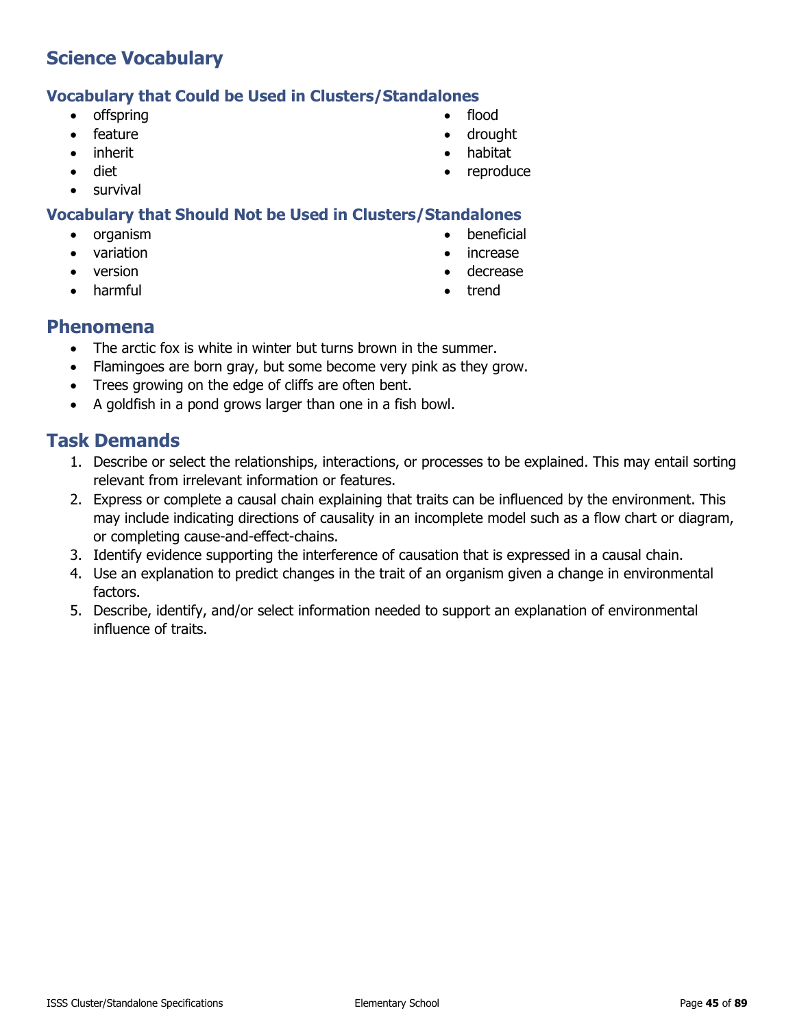## Science Vocabulary

### Vocabulary that Could be Used in Clusters/Standalones

- offspring
- feature
- inherit
- diet
- survival
- flood
- drought
- habitat
- reproduce

### Vocabulary that Should Not be Used in Clusters/Standalones

- organism
- variation
- version
- harmful
- beneficial
- increase
- decrease
- trend

## Phenomena

- The arctic fox is white in winter but turns brown in the summer.
- Flamingoes are born gray, but some become very pink as they grow.
- Trees growing on the edge of cliffs are often bent.
- A goldfish in a pond grows larger than one in a fish bowl.

## Task Demands

1. Describe or select the relationships, interactions, or processes to be explained. This may entail sorting relevant from irrelevant information or features.
2. Express or complete a causal chain explaining that traits can be influenced by the environment. This may include indicating directions of causality in an incomplete model such as a flow chart or diagram, or completing cause-and-effect-chains.
3. Identify evidence supporting the interference of causation that is expressed in a causal chain.
4. Use an explanation to predict changes in the trait of an organism given a change in environmental factors.
5. Describe, identify, and/or select information needed to support an explanation of environmental influence of traits.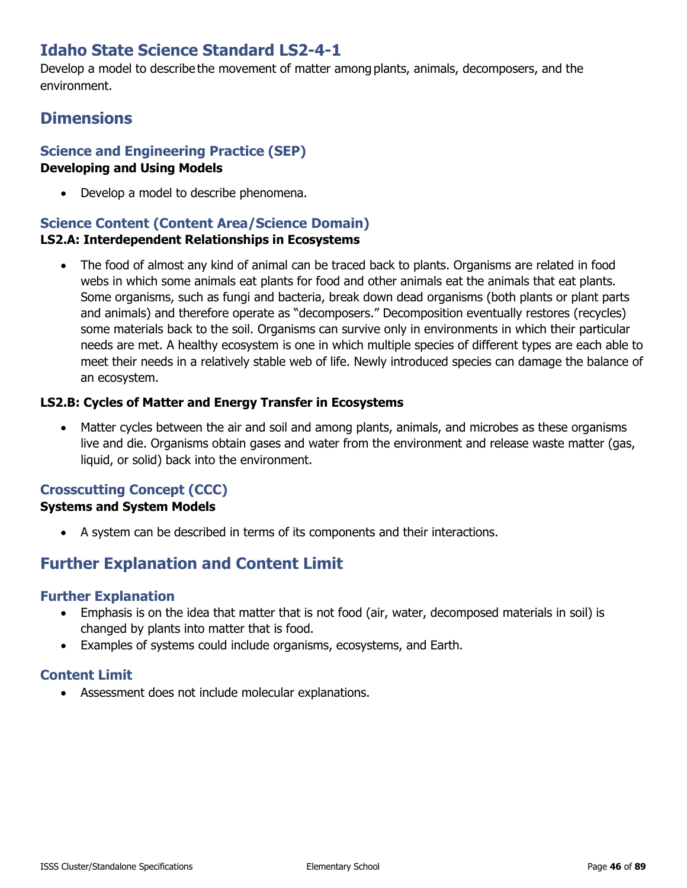## Idaho State Science Standard LS2-4-1

Develop a model to describe the movement of matter among plants, animals, decomposers, and the environment.

## Dimensions

### Science and Engineering Practice (SEP)

**Developing and Using Models**

- Develop a model to describe phenomena.

### Science Content (Content Area/Science Domain)

**LS2.A: Interdependent Relationships in Ecosystems**

- The food of almost any kind of animal can be traced back to plants. Organisms are related in food webs in which some animals eat plants for food and other animals eat the animals that eat plants. Some organisms, such as fungi and bacteria, break down dead organisms (both plants or plant parts and animals) and therefore operate as "decomposers." Decomposition eventually restores (recycles) some materials back to the soil. Organisms can survive only in environments in which their particular needs are met. A healthy ecosystem is one in which multiple species of different types are each able to meet their needs in a relatively stable web of life. Newly introduced species can damage the balance of an ecosystem.

**LS2.B: Cycles of Matter and Energy Transfer in Ecosystems**

- Matter cycles between the air and soil and among plants, animals, and microbes as these organisms live and die. Organisms obtain gases and water from the environment and release waste matter (gas, liquid, or solid) back into the environment.

### Crosscutting Concept (CCC)

**Systems and System Models**

- A system can be described in terms of its components and their interactions.

## Further Explanation and Content Limit

### Further Explanation

- Emphasis is on the idea that matter that is not food (air, water, decomposed materials in soil) is changed by plants into matter that is food.
- Examples of systems could include organisms, ecosystems, and Earth.

### Content Limit

- Assessment does not include molecular explanations.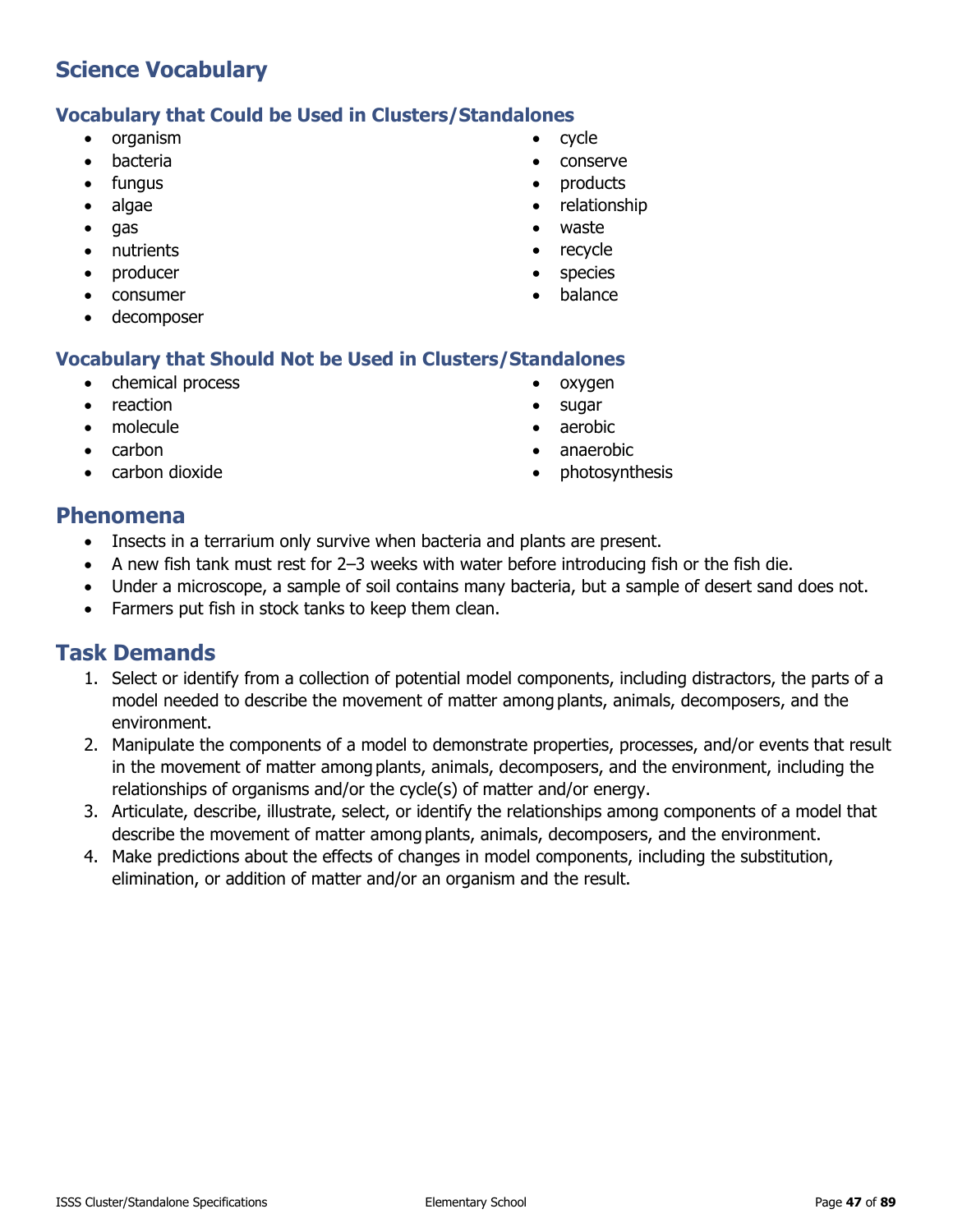## Science Vocabulary

### Vocabulary that Could be Used in Clusters/Standalones

- organism
- bacteria
- fungus
- algae
- gas
- nutrients
- producer
- consumer
- decomposer
- cycle
- conserve
- products
- relationship
- waste
- recycle
- species
- balance

### Vocabulary that Should Not be Used in Clusters/Standalones

- chemical process
- reaction
- molecule
- carbon
- carbon dioxide
- oxygen
- sugar
- aerobic
- anaerobic
- photosynthesis

## Phenomena

- Insects in a terrarium only survive when bacteria and plants are present.
- A new fish tank must rest for 2–3 weeks with water before introducing fish or the fish die.
- Under a microscope, a sample of soil contains many bacteria, but a sample of desert sand does not.
- Farmers put fish in stock tanks to keep them clean.

## Task Demands

1. Select or identify from a collection of potential model components, including distractors, the parts of a model needed to describe the movement of matter among plants, animals, decomposers, and the environment.
2. Manipulate the components of a model to demonstrate properties, processes, and/or events that result in the movement of matter among plants, animals, decomposers, and the environment, including the relationships of organisms and/or the cycle(s) of matter and/or energy.
3. Articulate, describe, illustrate, select, or identify the relationships among components of a model that describe the movement of matter among plants, animals, decomposers, and the environment.
4. Make predictions about the effects of changes in model components, including the substitution, elimination, or addition of matter and/or an organism and the result.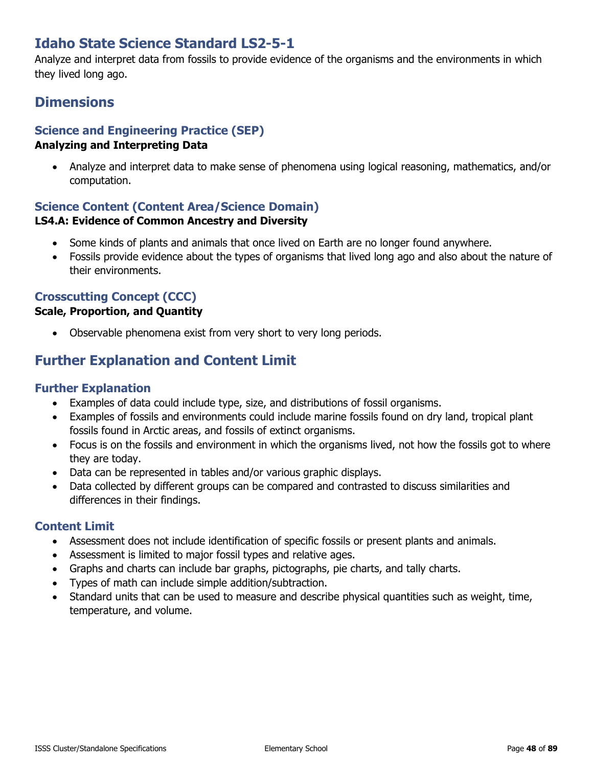# Idaho State Science Standard LS2-5-1

Analyze and interpret data from fossils to provide evidence of the organisms and the environments in which they lived long ago.

## Dimensions

### Science and Engineering Practice (SEP)

**Analyzing and Interpreting Data**

- Analyze and interpret data to make sense of phenomena using logical reasoning, mathematics, and/or computation.

### Science Content (Content Area/Science Domain)

**LS4.A: Evidence of Common Ancestry and Diversity**

- Some kinds of plants and animals that once lived on Earth are no longer found anywhere.
- Fossils provide evidence about the types of organisms that lived long ago and also about the nature of their environments.

### Crosscutting Concept (CCC)

**Scale, Proportion, and Quantity**

- Observable phenomena exist from very short to very long periods.

## Further Explanation and Content Limit

### Further Explanation

- Examples of data could include type, size, and distributions of fossil organisms.
- Examples of fossils and environments could include marine fossils found on dry land, tropical plant fossils found in Arctic areas, and fossils of extinct organisms.
- Focus is on the fossils and environment in which the organisms lived, not how the fossils got to where they are today.
- Data can be represented in tables and/or various graphic displays.
- Data collected by different groups can be compared and contrasted to discuss similarities and differences in their findings.

### Content Limit

- Assessment does not include identification of specific fossils or present plants and animals.
- Assessment is limited to major fossil types and relative ages.
- Graphs and charts can include bar graphs, pictographs, pie charts, and tally charts.
- Types of math can include simple addition/subtraction.
- Standard units that can be used to measure and describe physical quantities such as weight, time, temperature, and volume.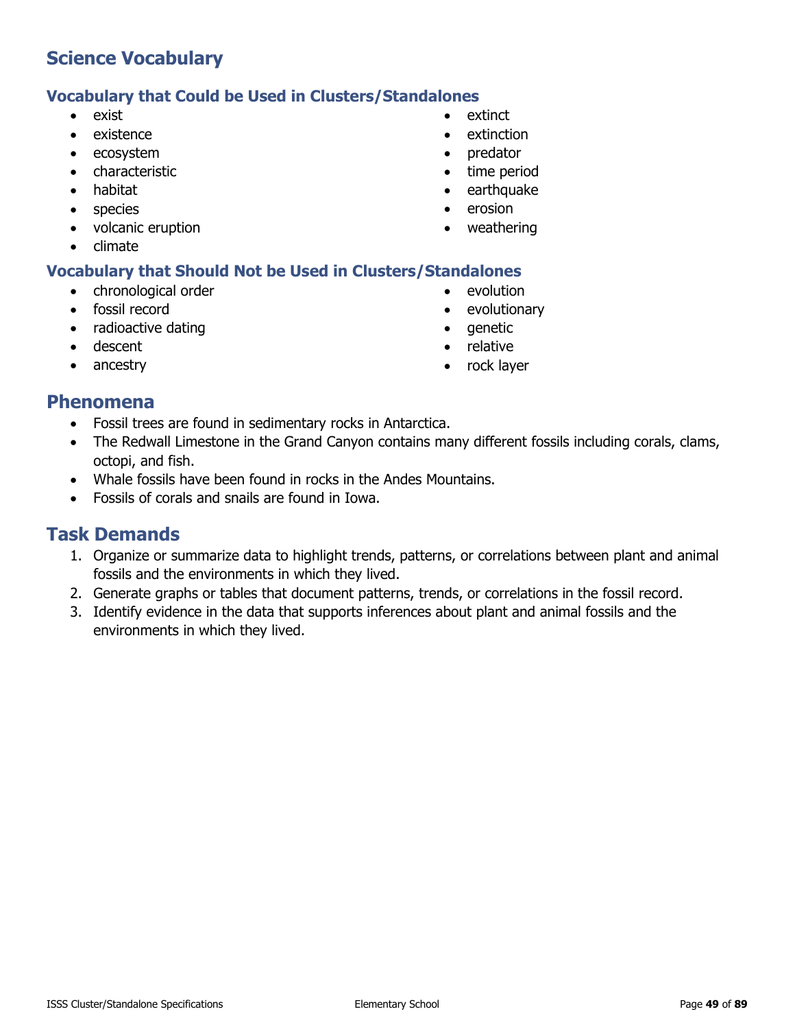## Science Vocabulary

### Vocabulary that Could be Used in Clusters/Standalones

- exist
- existence
- ecosystem
- characteristic
- habitat
- species
- volcanic eruption
- climate
- extinct
- extinction
- predator
- time period
- earthquake
- erosion
- weathering

### Vocabulary that Should Not be Used in Clusters/Standalones

- chronological order
- fossil record
- radioactive dating
- descent
- ancestry
- evolution
- evolutionary
- genetic
- relative
- rock layer

## Phenomena

- Fossil trees are found in sedimentary rocks in Antarctica.
- The Redwall Limestone in the Grand Canyon contains many different fossils including corals, clams, octopi, and fish.
- Whale fossils have been found in rocks in the Andes Mountains.
- Fossils of corals and snails are found in Iowa.

## Task Demands

1. Organize or summarize data to highlight trends, patterns, or correlations between plant and animal fossils and the environments in which they lived.
2. Generate graphs or tables that document patterns, trends, or correlations in the fossil record.
3. Identify evidence in the data that supports inferences about plant and animal fossils and the environments in which they lived.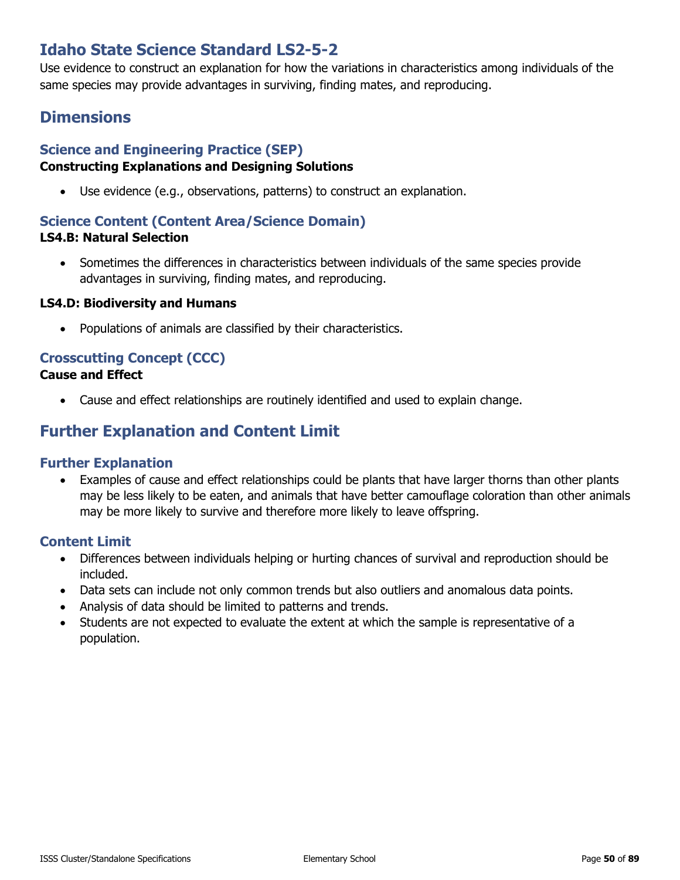# Idaho State Science Standard LS2-5-2

Use evidence to construct an explanation for how the variations in characteristics among individuals of the same species may provide advantages in surviving, finding mates, and reproducing.

## Dimensions

### Science and Engineering Practice (SEP)

**Constructing Explanations and Designing Solutions**

- Use evidence (e.g., observations, patterns) to construct an explanation.

### Science Content (Content Area/Science Domain)

**LS4.B: Natural Selection**

- Sometimes the differences in characteristics between individuals of the same species provide advantages in surviving, finding mates, and reproducing.

**LS4.D: Biodiversity and Humans**

- Populations of animals are classified by their characteristics.

### Crosscutting Concept (CCC)

**Cause and Effect**

- Cause and effect relationships are routinely identified and used to explain change.

## Further Explanation and Content Limit

### Further Explanation

- Examples of cause and effect relationships could be plants that have larger thorns than other plants may be less likely to be eaten, and animals that have better camouflage coloration than other animals may be more likely to survive and therefore more likely to leave offspring.

### Content Limit

- Differences between individuals helping or hurting chances of survival and reproduction should be included.
- Data sets can include not only common trends but also outliers and anomalous data points.
- Analysis of data should be limited to patterns and trends.
- Students are not expected to evaluate the extent at which the sample is representative of a population.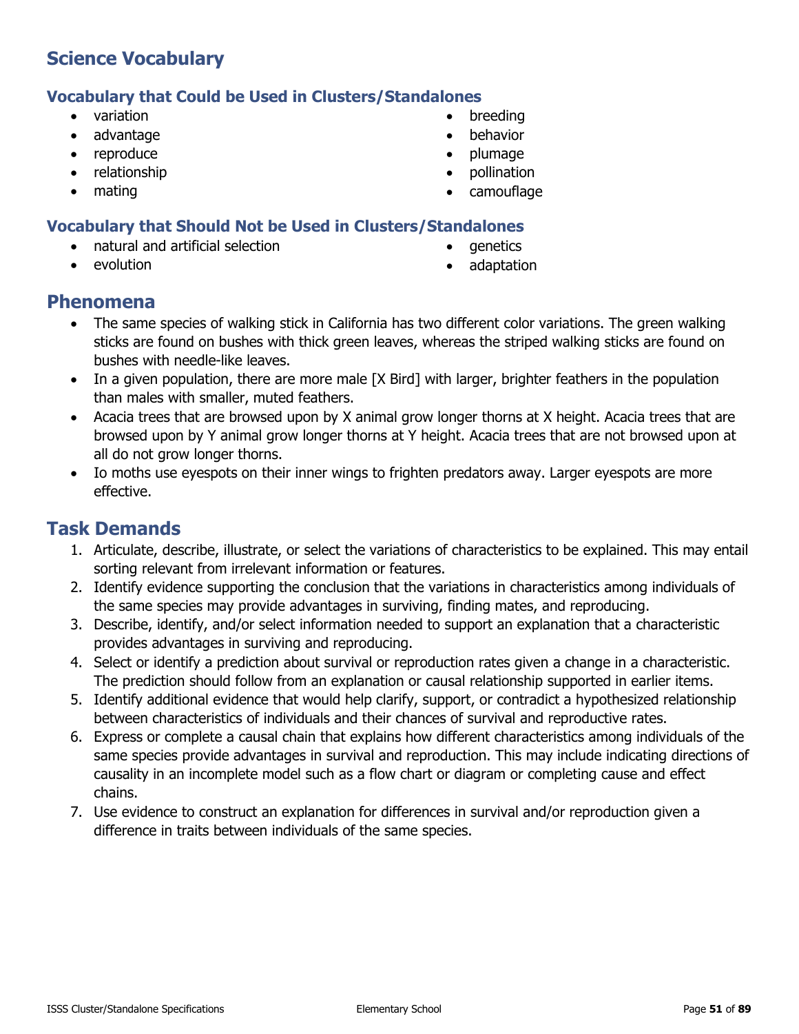## Science Vocabulary

### Vocabulary that Could be Used in Clusters/Standalones

- variation
- advantage
- reproduce
- relationship
- mating
- breeding
- behavior
- plumage
- pollination
- camouflage

### Vocabulary that Should Not be Used in Clusters/Standalones

- natural and artificial selection
- evolution
- genetics
- adaptation

## Phenomena

- The same species of walking stick in California has two different color variations. The green walking sticks are found on bushes with thick green leaves, whereas the striped walking sticks are found on bushes with needle-like leaves.
- In a given population, there are more male [X Bird] with larger, brighter feathers in the population than males with smaller, muted feathers.
- Acacia trees that are browsed upon by X animal grow longer thorns at X height. Acacia trees that are browsed upon by Y animal grow longer thorns at Y height. Acacia trees that are not browsed upon at all do not grow longer thorns.
- Io moths use eyespots on their inner wings to frighten predators away. Larger eyespots are more effective.

## Task Demands

1. Articulate, describe, illustrate, or select the variations of characteristics to be explained. This may entail sorting relevant from irrelevant information or features.
2. Identify evidence supporting the conclusion that the variations in characteristics among individuals of the same species may provide advantages in surviving, finding mates, and reproducing.
3. Describe, identify, and/or select information needed to support an explanation that a characteristic provides advantages in surviving and reproducing.
4. Select or identify a prediction about survival or reproduction rates given a change in a characteristic. The prediction should follow from an explanation or causal relationship supported in earlier items.
5. Identify additional evidence that would help clarify, support, or contradict a hypothesized relationship between characteristics of individuals and their chances of survival and reproductive rates.
6. Express or complete a causal chain that explains how different characteristics among individuals of the same species provide advantages in survival and reproduction. This may include indicating directions of causality in an incomplete model such as a flow chart or diagram or completing cause and effect chains.
7. Use evidence to construct an explanation for differences in survival and/or reproduction given a difference in traits between individuals of the same species.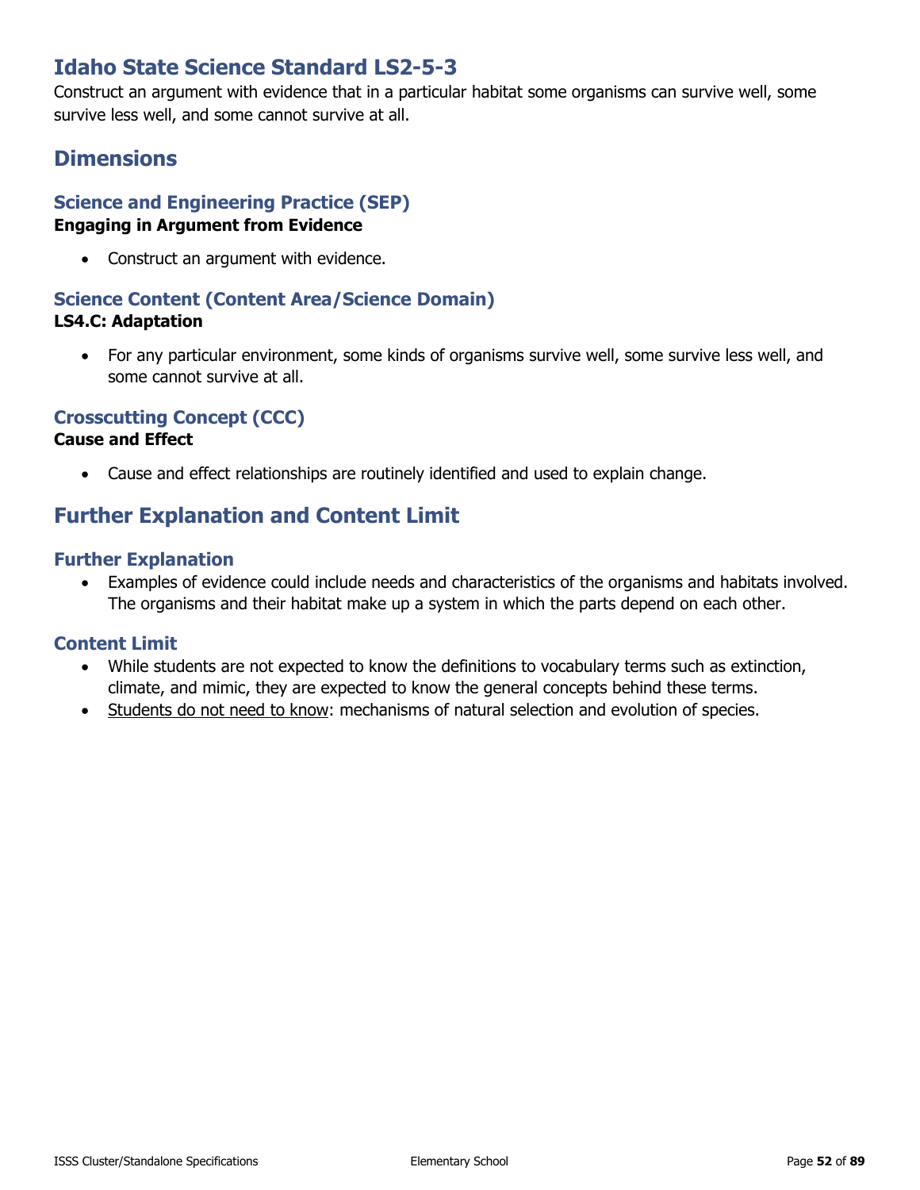# Idaho State Science Standard LS2-5-3

Construct an argument with evidence that in a particular habitat some organisms can survive well, some survive less well, and some cannot survive at all.

## Dimensions

### Science and Engineering Practice (SEP)

**Engaging in Argument from Evidence**

- Construct an argument with evidence.

### Science Content (Content Area/Science Domain)

**LS4.C: Adaptation**

- For any particular environment, some kinds of organisms survive well, some survive less well, and some cannot survive at all.

### Crosscutting Concept (CCC)

**Cause and Effect**

- Cause and effect relationships are routinely identified and used to explain change.

## Further Explanation and Content Limit

### Further Explanation

- Examples of evidence could include needs and characteristics of the organisms and habitats involved. The organisms and their habitat make up a system in which the parts depend on each other.

### Content Limit

- While students are not expected to know the definitions to vocabulary terms such as extinction, climate, and mimic, they are expected to know the general concepts behind these terms.
- <u>Students do not need to know</u>: mechanisms of natural selection and evolution of species.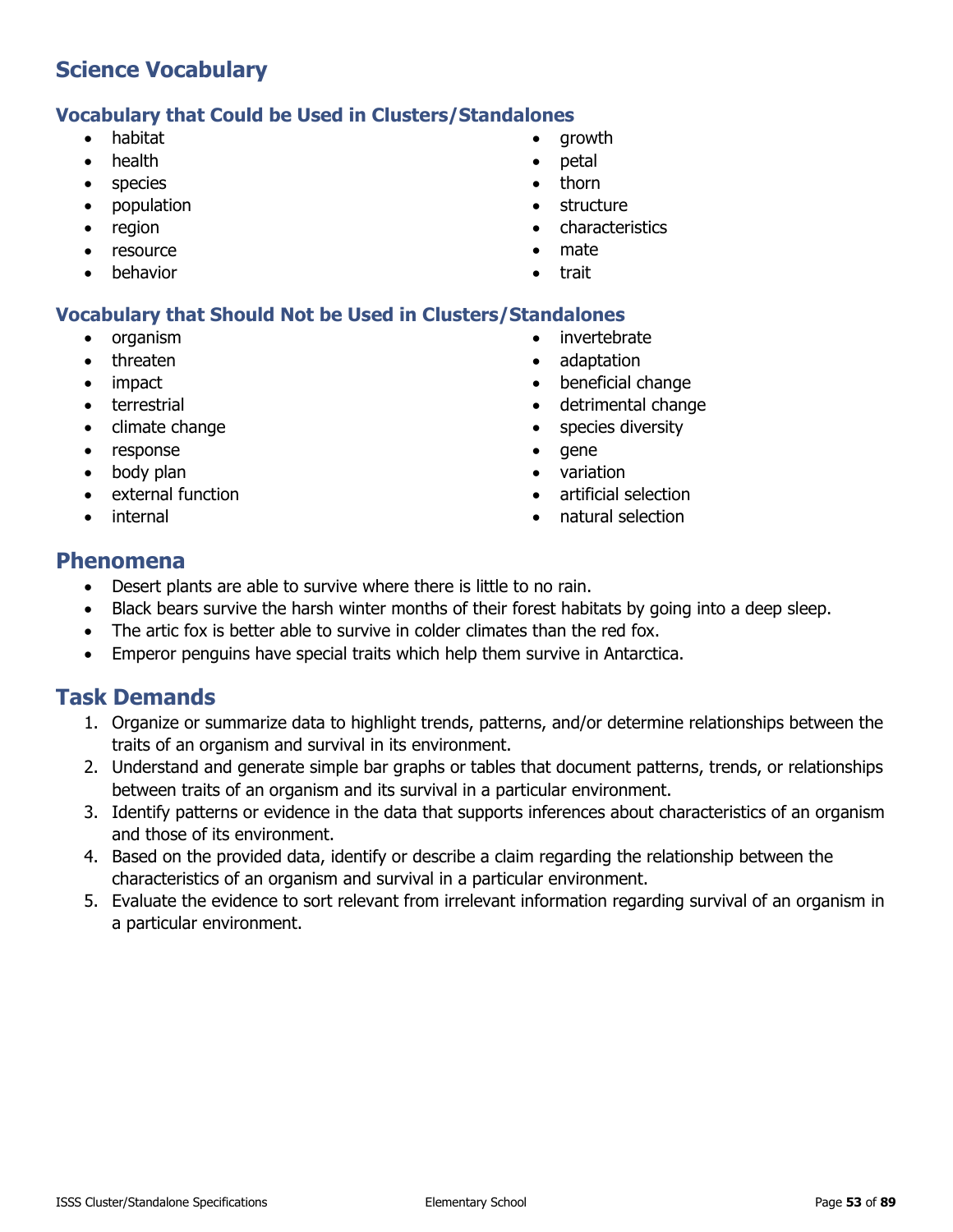## Science Vocabulary

### Vocabulary that Could be Used in Clusters/Standalones

- habitat
- health
- species
- population
- region
- resource
- behavior
- growth
- petal
- thorn
- structure
- characteristics
- mate
- trait

### Vocabulary that Should Not be Used in Clusters/Standalones

- organism
- threaten
- impact
- terrestrial
- climate change
- response
- body plan
- external function
- internal
- invertebrate
- adaptation
- beneficial change
- detrimental change
- species diversity
- gene
- variation
- artificial selection
- natural selection

## Phenomena

- Desert plants are able to survive where there is little to no rain.
- Black bears survive the harsh winter months of their forest habitats by going into a deep sleep.
- The artic fox is better able to survive in colder climates than the red fox.
- Emperor penguins have special traits which help them survive in Antarctica.

## Task Demands

1. Organize or summarize data to highlight trends, patterns, and/or determine relationships between the traits of an organism and survival in its environment.
2. Understand and generate simple bar graphs or tables that document patterns, trends, or relationships between traits of an organism and its survival in a particular environment.
3. Identify patterns or evidence in the data that supports inferences about characteristics of an organism and those of its environment.
4. Based on the provided data, identify or describe a claim regarding the relationship between the characteristics of an organism and survival in a particular environment.
5. Evaluate the evidence to sort relevant from irrelevant information regarding survival of an organism in a particular environment.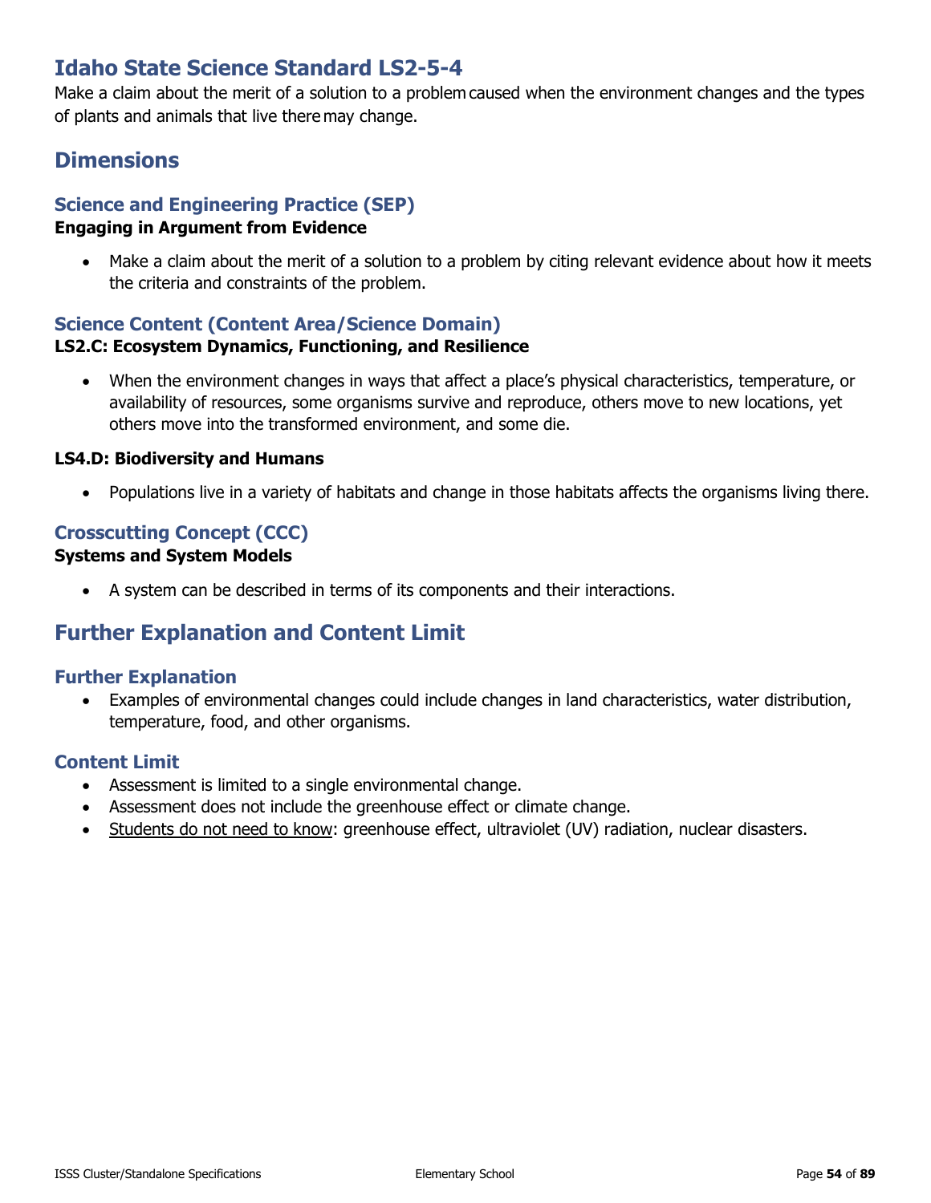# Idaho State Science Standard LS2-5-4

Make a claim about the merit of a solution to a problem caused when the environment changes and the types of plants and animals that live there may change.

## Dimensions

### Science and Engineering Practice (SEP)

**Engaging in Argument from Evidence**

- Make a claim about the merit of a solution to a problem by citing relevant evidence about how it meets the criteria and constraints of the problem.

### Science Content (Content Area/Science Domain)

**LS2.C: Ecosystem Dynamics, Functioning, and Resilience**

- When the environment changes in ways that affect a place's physical characteristics, temperature, or availability of resources, some organisms survive and reproduce, others move to new locations, yet others move into the transformed environment, and some die.

**LS4.D: Biodiversity and Humans**

- Populations live in a variety of habitats and change in those habitats affects the organisms living there.

### Crosscutting Concept (CCC)

**Systems and System Models**

- A system can be described in terms of its components and their interactions.

## Further Explanation and Content Limit

### Further Explanation

- Examples of environmental changes could include changes in land characteristics, water distribution, temperature, food, and other organisms.

### Content Limit

- Assessment is limited to a single environmental change.
- Assessment does not include the greenhouse effect or climate change.
- Students do not need to know: greenhouse effect, ultraviolet (UV) radiation, nuclear disasters.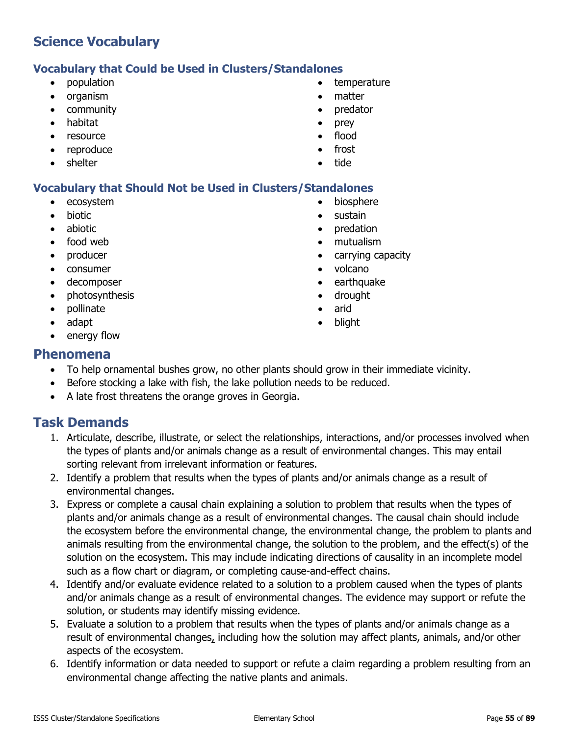# Science Vocabulary

## Vocabulary that Could be Used in Clusters/Standalones

- population
- organism
- community
- habitat
- resource
- reproduce
- shelter
- temperature
- matter
- predator
- prey
- flood
- frost
- tide

## Vocabulary that Should Not be Used in Clusters/Standalones

- ecosystem
- biotic
- abiotic
- food web
- producer
- consumer
- decomposer
- photosynthesis
- pollinate
- adapt
- energy flow
- biosphere
- sustain
- predation
- mutualism
- carrying capacity
- volcano
- earthquake
- drought
- arid
- blight

# Phenomena

- To help ornamental bushes grow, no other plants should grow in their immediate vicinity.
- Before stocking a lake with fish, the lake pollution needs to be reduced.
- A late frost threatens the orange groves in Georgia.

# Task Demands

1. Articulate, describe, illustrate, or select the relationships, interactions, and/or processes involved when the types of plants and/or animals change as a result of environmental changes. This may entail sorting relevant from irrelevant information or features.
2. Identify a problem that results when the types of plants and/or animals change as a result of environmental changes.
3. Express or complete a causal chain explaining a solution to problem that results when the types of plants and/or animals change as a result of environmental changes. The causal chain should include the ecosystem before the environmental change, the environmental change, the problem to plants and animals resulting from the environmental change, the solution to the problem, and the effect(s) of the solution on the ecosystem. This may include indicating directions of causality in an incomplete model such as a flow chart or diagram, or completing cause-and-effect chains.
4. Identify and/or evaluate evidence related to a solution to a problem caused when the types of plants and/or animals change as a result of environmental changes. The evidence may support or refute the solution, or students may identify missing evidence.
5. Evaluate a solution to a problem that results when the types of plants and/or animals change as a result of environmental changes, including how the solution may affect plants, animals, and/or other aspects of the ecosystem.
6. Identify information or data needed to support or refute a claim regarding a problem resulting from an environmental change affecting the native plants and animals.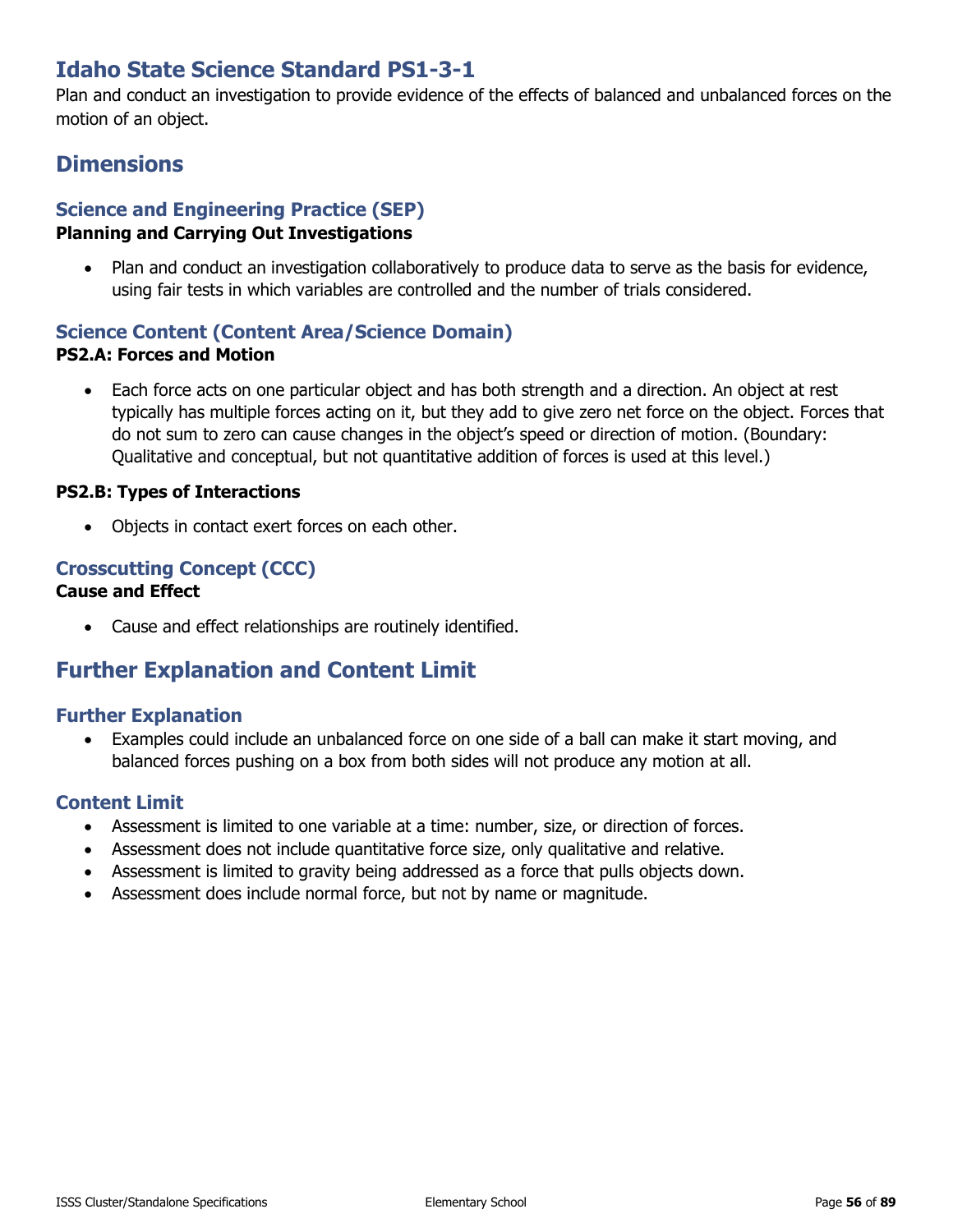# Idaho State Science Standard PS1-3-1

Plan and conduct an investigation to provide evidence of the effects of balanced and unbalanced forces on the motion of an object.

## Dimensions

### Science and Engineering Practice (SEP)

**Planning and Carrying Out Investigations**

- Plan and conduct an investigation collaboratively to produce data to serve as the basis for evidence, using fair tests in which variables are controlled and the number of trials considered.

### Science Content (Content Area/Science Domain)

**PS2.A: Forces and Motion**

- Each force acts on one particular object and has both strength and a direction. An object at rest typically has multiple forces acting on it, but they add to give zero net force on the object. Forces that do not sum to zero can cause changes in the object's speed or direction of motion. (Boundary: Qualitative and conceptual, but not quantitative addition of forces is used at this level.)

**PS2.B: Types of Interactions**

- Objects in contact exert forces on each other.

### Crosscutting Concept (CCC)

**Cause and Effect**

- Cause and effect relationships are routinely identified.

## Further Explanation and Content Limit

### Further Explanation

- Examples could include an unbalanced force on one side of a ball can make it start moving, and balanced forces pushing on a box from both sides will not produce any motion at all.

### Content Limit

- Assessment is limited to one variable at a time: number, size, or direction of forces.
- Assessment does not include quantitative force size, only qualitative and relative.
- Assessment is limited to gravity being addressed as a force that pulls objects down.
- Assessment does include normal force, but not by name or magnitude.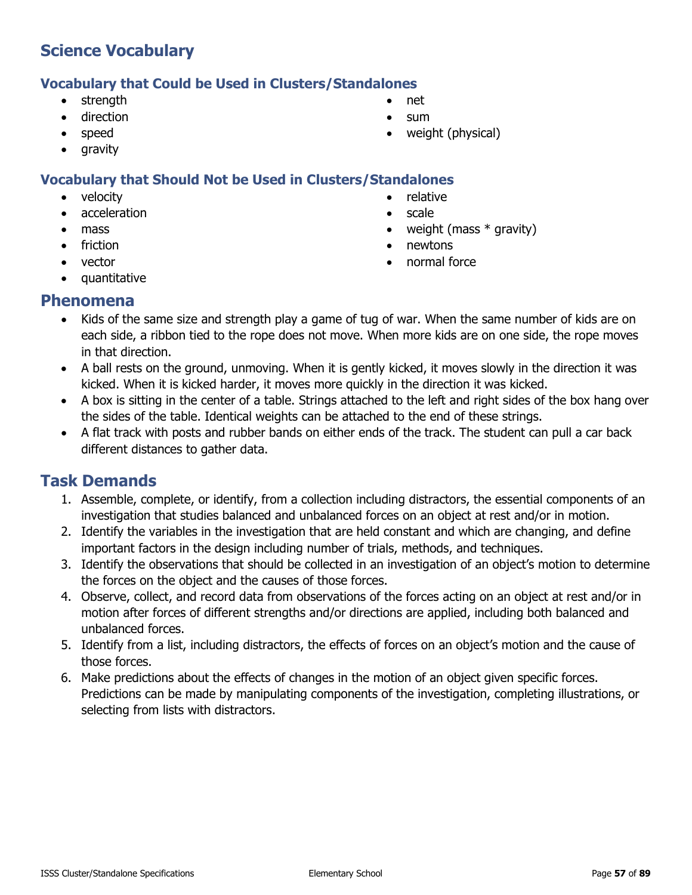## Science Vocabulary

### Vocabulary that Could be Used in Clusters/Standalones

- strength
- direction
- speed
- gravity
- net
- sum
- weight (physical)

### Vocabulary that Should Not be Used in Clusters/Standalones

- velocity
- acceleration
- mass
- friction
- vector
- quantitative
- relative
- scale
- weight (mass * gravity)
- newtons
- normal force

## Phenomena

- Kids of the same size and strength play a game of tug of war. When the same number of kids are on each side, a ribbon tied to the rope does not move. When more kids are on one side, the rope moves in that direction.
- A ball rests on the ground, unmoving. When it is gently kicked, it moves slowly in the direction it was kicked. When it is kicked harder, it moves more quickly in the direction it was kicked.
- A box is sitting in the center of a table. Strings attached to the left and right sides of the box hang over the sides of the table. Identical weights can be attached to the end of these strings.
- A flat track with posts and rubber bands on either ends of the track. The student can pull a car back different distances to gather data.

## Task Demands

1. Assemble, complete, or identify, from a collection including distractors, the essential components of an investigation that studies balanced and unbalanced forces on an object at rest and/or in motion.
2. Identify the variables in the investigation that are held constant and which are changing, and define important factors in the design including number of trials, methods, and techniques.
3. Identify the observations that should be collected in an investigation of an object's motion to determine the forces on the object and the causes of those forces.
4. Observe, collect, and record data from observations of the forces acting on an object at rest and/or in motion after forces of different strengths and/or directions are applied, including both balanced and unbalanced forces.
5. Identify from a list, including distractors, the effects of forces on an object's motion and the cause of those forces.
6. Make predictions about the effects of changes in the motion of an object given specific forces. Predictions can be made by manipulating components of the investigation, completing illustrations, or selecting from lists with distractors.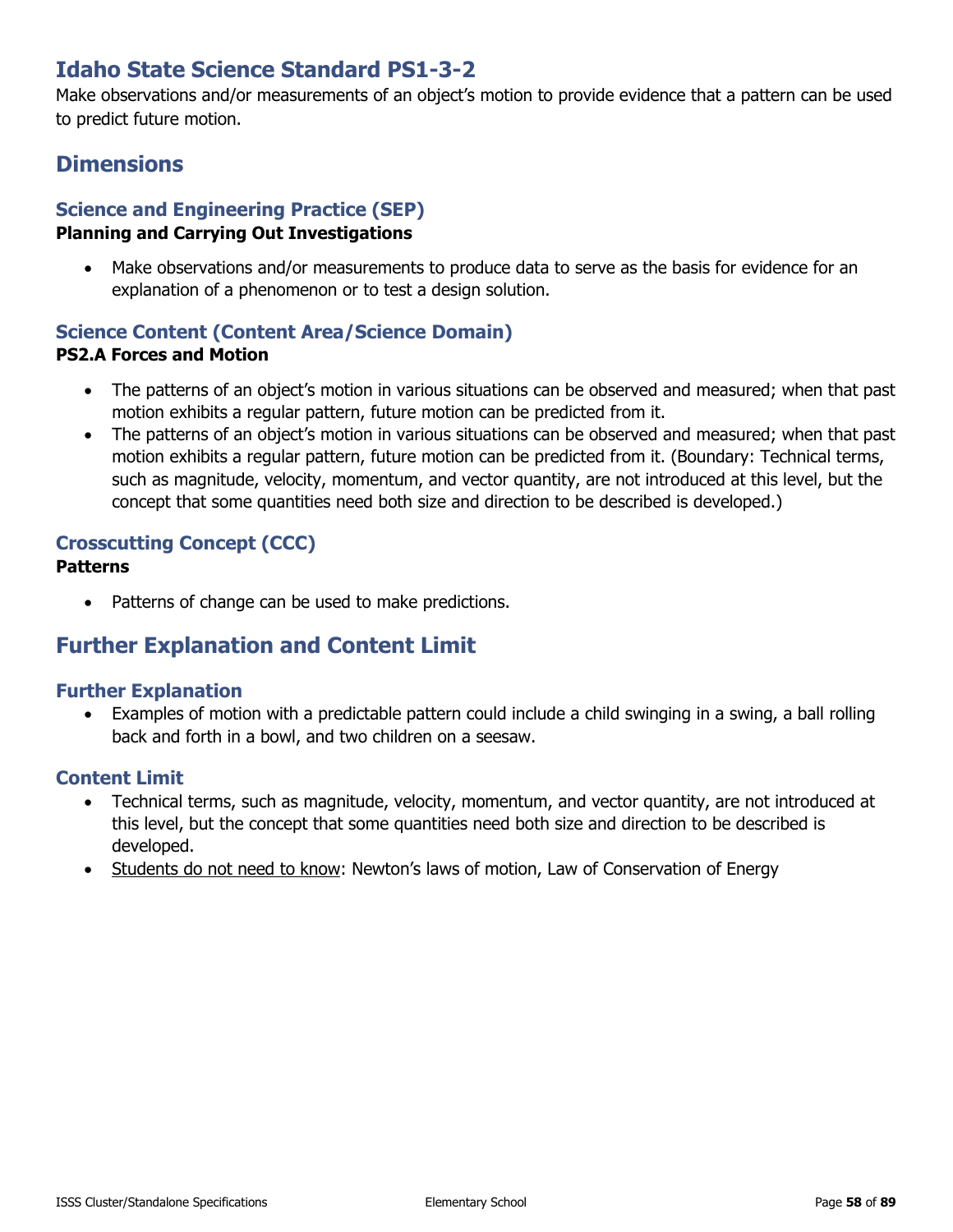# Idaho State Science Standard PS1-3-2

Make observations and/or measurements of an object's motion to provide evidence that a pattern can be used to predict future motion.

## Dimensions

### Science and Engineering Practice (SEP)

**Planning and Carrying Out Investigations**

- Make observations and/or measurements to produce data to serve as the basis for evidence for an explanation of a phenomenon or to test a design solution.

### Science Content (Content Area/Science Domain)

**PS2.A Forces and Motion**

- The patterns of an object's motion in various situations can be observed and measured; when that past motion exhibits a regular pattern, future motion can be predicted from it.
- The patterns of an object's motion in various situations can be observed and measured; when that past motion exhibits a regular pattern, future motion can be predicted from it. (Boundary: Technical terms, such as magnitude, velocity, momentum, and vector quantity, are not introduced at this level, but the concept that some quantities need both size and direction to be described is developed.)

### Crosscutting Concept (CCC)

**Patterns**

- Patterns of change can be used to make predictions.

## Further Explanation and Content Limit

### Further Explanation

- Examples of motion with a predictable pattern could include a child swinging in a swing, a ball rolling back and forth in a bowl, and two children on a seesaw.

### Content Limit

- Technical terms, such as magnitude, velocity, momentum, and vector quantity, are not introduced at this level, but the concept that some quantities need both size and direction to be described is developed.
- <u>Students do not need to know</u>: Newton's laws of motion, Law of Conservation of Energy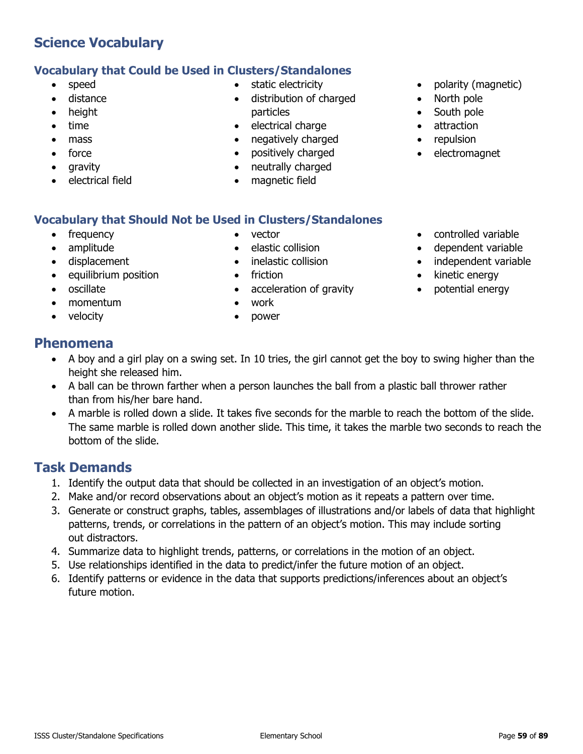## Science Vocabulary

### Vocabulary that Could be Used in Clusters/Standalones

- speed
- distance
- height
- time
- mass
- force
- gravity
- electrical field
- static electricity
- distribution of charged particles
- electrical charge
- negatively charged
- positively charged
- neutrally charged
- magnetic field
- polarity (magnetic)
- North pole
- South pole
- attraction
- repulsion
- electromagnet

### Vocabulary that Should Not be Used in Clusters/Standalones

- frequency
- amplitude
- displacement
- equilibrium position
- oscillate
- momentum
- velocity
- vector
- elastic collision
- inelastic collision
- friction
- acceleration of gravity
- work
- power
- controlled variable
- dependent variable
- independent variable
- kinetic energy
- potential energy

## Phenomena

- A boy and a girl play on a swing set. In 10 tries, the girl cannot get the boy to swing higher than the height she released him.
- A ball can be thrown farther when a person launches the ball from a plastic ball thrower rather than from his/her bare hand.
- A marble is rolled down a slide. It takes five seconds for the marble to reach the bottom of the slide. The same marble is rolled down another slide. This time, it takes the marble two seconds to reach the bottom of the slide.

## Task Demands

1. Identify the output data that should be collected in an investigation of an object's motion.
2. Make and/or record observations about an object's motion as it repeats a pattern over time.
3. Generate or construct graphs, tables, assemblages of illustrations and/or labels of data that highlight patterns, trends, or correlations in the pattern of an object's motion. This may include sorting out distractors.
4. Summarize data to highlight trends, patterns, or correlations in the motion of an object.
5. Use relationships identified in the data to predict/infer the future motion of an object.
6. Identify patterns or evidence in the data that supports predictions/inferences about an object's future motion.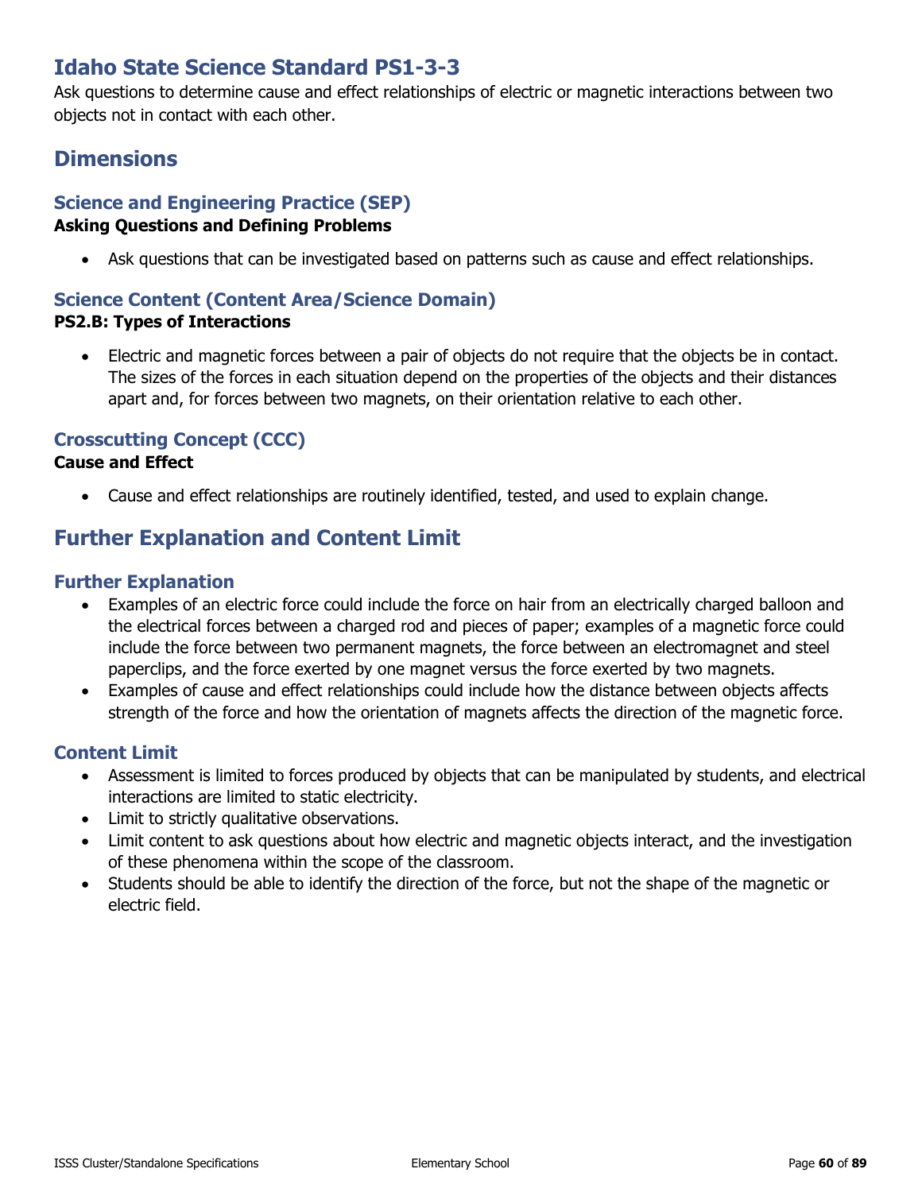# Idaho State Science Standard PS1-3-3

Ask questions to determine cause and effect relationships of electric or magnetic interactions between two objects not in contact with each other.

## Dimensions

### Science and Engineering Practice (SEP)

**Asking Questions and Defining Problems**

- Ask questions that can be investigated based on patterns such as cause and effect relationships.

### Science Content (Content Area/Science Domain)

**PS2.B: Types of Interactions**

- Electric and magnetic forces between a pair of objects do not require that the objects be in contact. The sizes of the forces in each situation depend on the properties of the objects and their distances apart and, for forces between two magnets, on their orientation relative to each other.

### Crosscutting Concept (CCC)

**Cause and Effect**

- Cause and effect relationships are routinely identified, tested, and used to explain change.

## Further Explanation and Content Limit

### Further Explanation

- Examples of an electric force could include the force on hair from an electrically charged balloon and the electrical forces between a charged rod and pieces of paper; examples of a magnetic force could include the force between two permanent magnets, the force between an electromagnet and steel paperclips, and the force exerted by one magnet versus the force exerted by two magnets.
- Examples of cause and effect relationships could include how the distance between objects affects strength of the force and how the orientation of magnets affects the direction of the magnetic force.

### Content Limit

- Assessment is limited to forces produced by objects that can be manipulated by students, and electrical interactions are limited to static electricity.
- Limit to strictly qualitative observations.
- Limit content to ask questions about how electric and magnetic objects interact, and the investigation of these phenomena within the scope of the classroom.
- Students should be able to identify the direction of the force, but not the shape of the magnetic or electric field.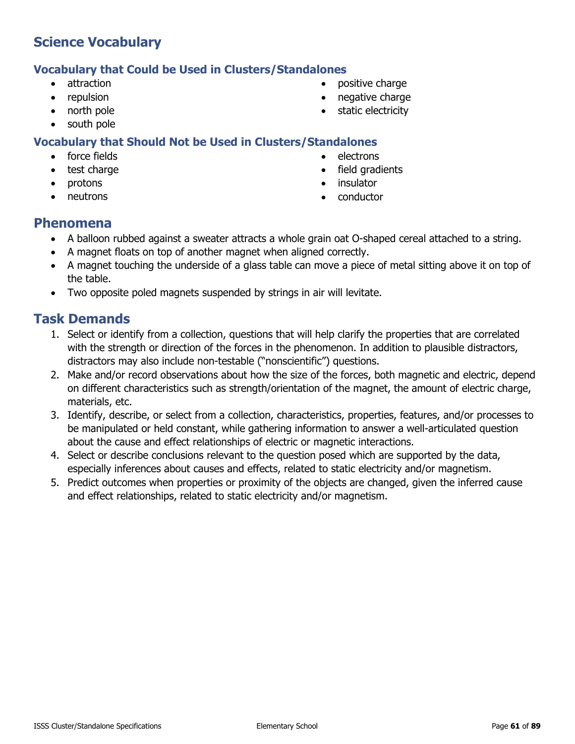## Science Vocabulary

### Vocabulary that Could be Used in Clusters/Standalones

- attraction
- repulsion
- north pole
- south pole
- positive charge
- negative charge
- static electricity

### Vocabulary that Should Not be Used in Clusters/Standalones

- force fields
- test charge
- protons
- neutrons
- electrons
- field gradients
- insulator
- conductor

## Phenomena

- A balloon rubbed against a sweater attracts a whole grain oat O-shaped cereal attached to a string.
- A magnet floats on top of another magnet when aligned correctly.
- A magnet touching the underside of a glass table can move a piece of metal sitting above it on top of the table.
- Two opposite poled magnets suspended by strings in air will levitate.

## Task Demands

1. Select or identify from a collection, questions that will help clarify the properties that are correlated with the strength or direction of the forces in the phenomenon. In addition to plausible distractors, distractors may also include non-testable ("nonscientific") questions.
2. Make and/or record observations about how the size of the forces, both magnetic and electric, depend on different characteristics such as strength/orientation of the magnet, the amount of electric charge, materials, etc.
3. Identify, describe, or select from a collection, characteristics, properties, features, and/or processes to be manipulated or held constant, while gathering information to answer a well-articulated question about the cause and effect relationships of electric or magnetic interactions.
4. Select or describe conclusions relevant to the question posed which are supported by the data, especially inferences about causes and effects, related to static electricity and/or magnetism.
5. Predict outcomes when properties or proximity of the objects are changed, given the inferred cause and effect relationships, related to static electricity and/or magnetism.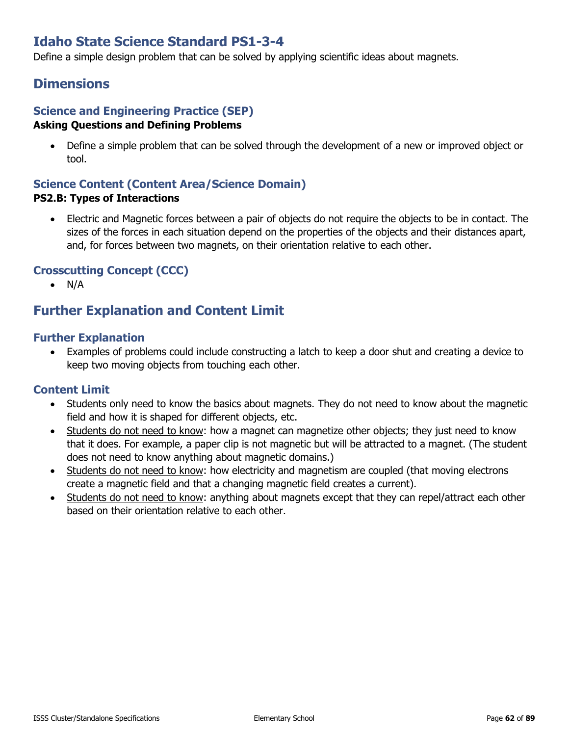# Idaho State Science Standard PS1-3-4

Define a simple design problem that can be solved by applying scientific ideas about magnets.

## Dimensions

### Science and Engineering Practice (SEP)

**Asking Questions and Defining Problems**

- Define a simple problem that can be solved through the development of a new or improved object or tool.

### Science Content (Content Area/Science Domain)

**PS2.B: Types of Interactions**

- Electric and Magnetic forces between a pair of objects do not require the objects to be in contact. The sizes of the forces in each situation depend on the properties of the objects and their distances apart, and, for forces between two magnets, on their orientation relative to each other.

### Crosscutting Concept (CCC)

- N/A

## Further Explanation and Content Limit

### Further Explanation

- Examples of problems could include constructing a latch to keep a door shut and creating a device to keep two moving objects from touching each other.

### Content Limit

- Students only need to know the basics about magnets. They do not need to know about the magnetic field and how it is shaped for different objects, etc.
- Students do not need to know: how a magnet can magnetize other objects; they just need to know that it does. For example, a paper clip is not magnetic but will be attracted to a magnet. (The student does not need to know anything about magnetic domains.)
- Students do not need to know: how electricity and magnetism are coupled (that moving electrons create a magnetic field and that a changing magnetic field creates a current).
- Students do not need to know: anything about magnets except that they can repel/attract each other based on their orientation relative to each other.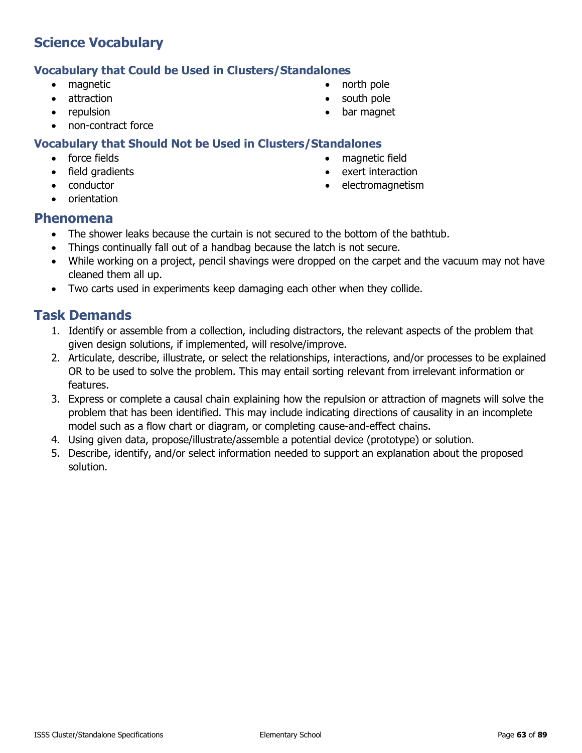## Science Vocabulary

### Vocabulary that Could be Used in Clusters/Standalones

- magnetic
- attraction
- repulsion
- non-contract force
- north pole
- south pole
- bar magnet

### Vocabulary that Should Not be Used in Clusters/Standalones

- force fields
- field gradients
- conductor
- orientation
- magnetic field
- exert interaction
- electromagnetism

## Phenomena

- The shower leaks because the curtain is not secured to the bottom of the bathtub.
- Things continually fall out of a handbag because the latch is not secure.
- While working on a project, pencil shavings were dropped on the carpet and the vacuum may not have cleaned them all up.
- Two carts used in experiments keep damaging each other when they collide.

## Task Demands

1. Identify or assemble from a collection, including distractors, the relevant aspects of the problem that given design solutions, if implemented, will resolve/improve.
2. Articulate, describe, illustrate, or select the relationships, interactions, and/or processes to be explained OR to be used to solve the problem. This may entail sorting relevant from irrelevant information or features.
3. Express or complete a causal chain explaining how the repulsion or attraction of magnets will solve the problem that has been identified. This may include indicating directions of causality in an incomplete model such as a flow chart or diagram, or completing cause-and-effect chains.
4. Using given data, propose/illustrate/assemble a potential device (prototype) or solution.
5. Describe, identify, and/or select information needed to support an explanation about the proposed solution.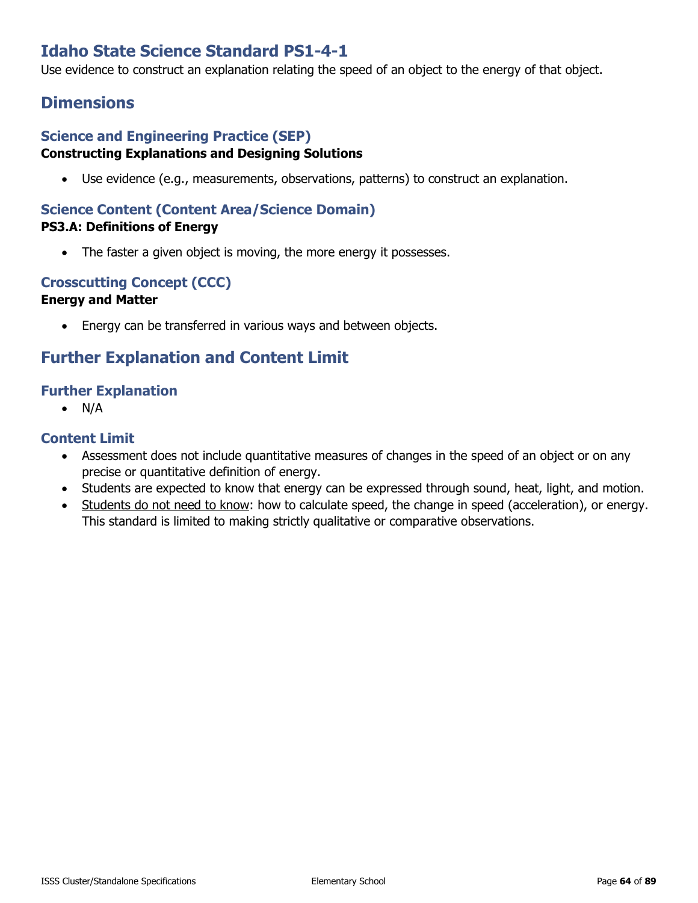# Idaho State Science Standard PS1-4-1

Use evidence to construct an explanation relating the speed of an object to the energy of that object.

## Dimensions

### Science and Engineering Practice (SEP)

**Constructing Explanations and Designing Solutions**

- Use evidence (e.g., measurements, observations, patterns) to construct an explanation.

### Science Content (Content Area/Science Domain)

**PS3.A: Definitions of Energy**

- The faster a given object is moving, the more energy it possesses.

### Crosscutting Concept (CCC)

**Energy and Matter**

- Energy can be transferred in various ways and between objects.

## Further Explanation and Content Limit

### Further Explanation

- N/A

### Content Limit

- Assessment does not include quantitative measures of changes in the speed of an object or on any precise or quantitative definition of energy.
- Students are expected to know that energy can be expressed through sound, heat, light, and motion.
- <u>Students do not need to know</u>: how to calculate speed, the change in speed (acceleration), or energy. This standard is limited to making strictly qualitative or comparative observations.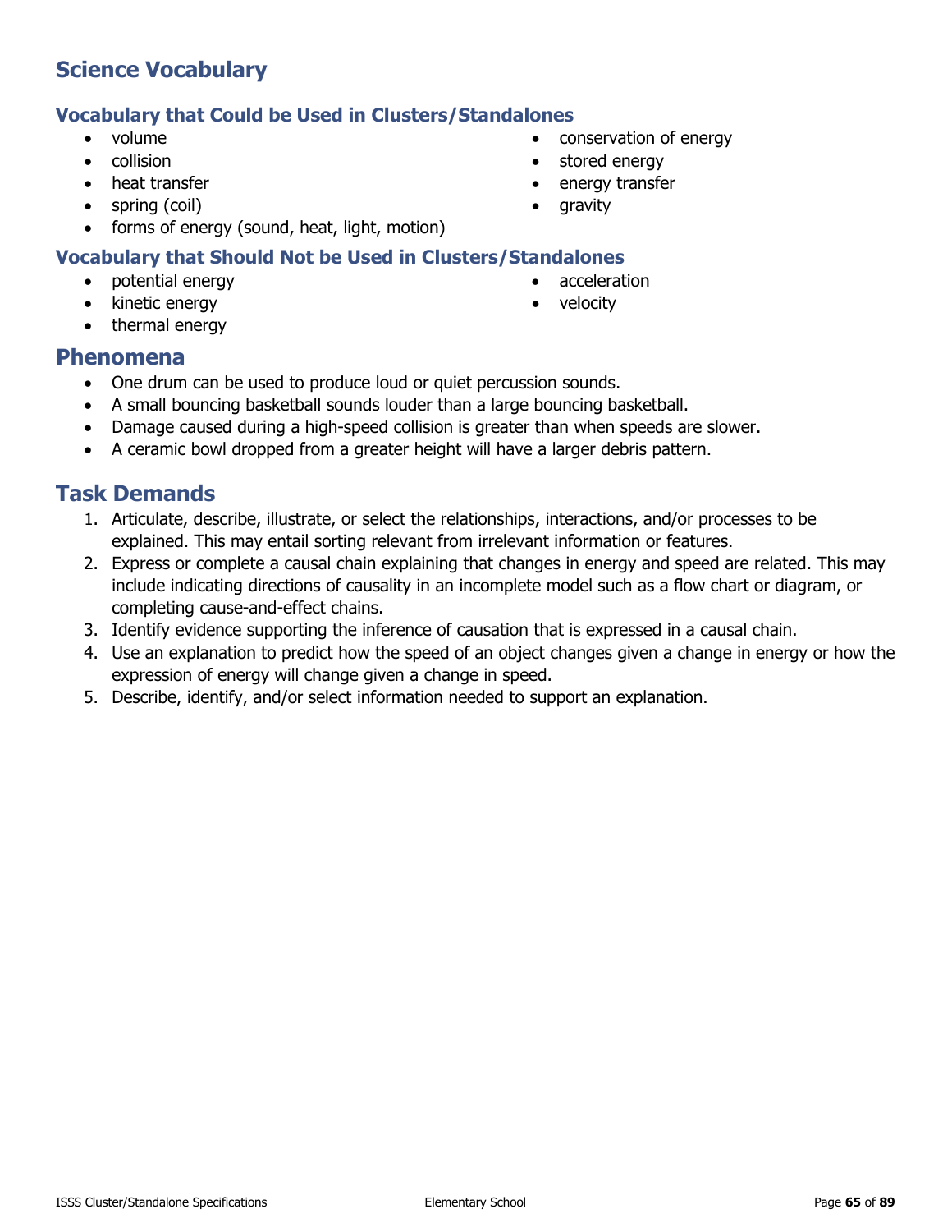## Science Vocabulary

### Vocabulary that Could be Used in Clusters/Standalones

- volume
- collision
- heat transfer
- spring (coil)
- forms of energy (sound, heat, light, motion)
- conservation of energy
- stored energy
- energy transfer
- gravity

### Vocabulary that Should Not be Used in Clusters/Standalones

- potential energy
- kinetic energy
- thermal energy
- acceleration
- velocity

## Phenomena

- One drum can be used to produce loud or quiet percussion sounds.
- A small bouncing basketball sounds louder than a large bouncing basketball.
- Damage caused during a high-speed collision is greater than when speeds are slower.
- A ceramic bowl dropped from a greater height will have a larger debris pattern.

## Task Demands

1. Articulate, describe, illustrate, or select the relationships, interactions, and/or processes to be explained. This may entail sorting relevant from irrelevant information or features.
2. Express or complete a causal chain explaining that changes in energy and speed are related. This may include indicating directions of causality in an incomplete model such as a flow chart or diagram, or completing cause-and-effect chains.
3. Identify evidence supporting the inference of causation that is expressed in a causal chain.
4. Use an explanation to predict how the speed of an object changes given a change in energy or how the expression of energy will change given a change in speed.
5. Describe, identify, and/or select information needed to support an explanation.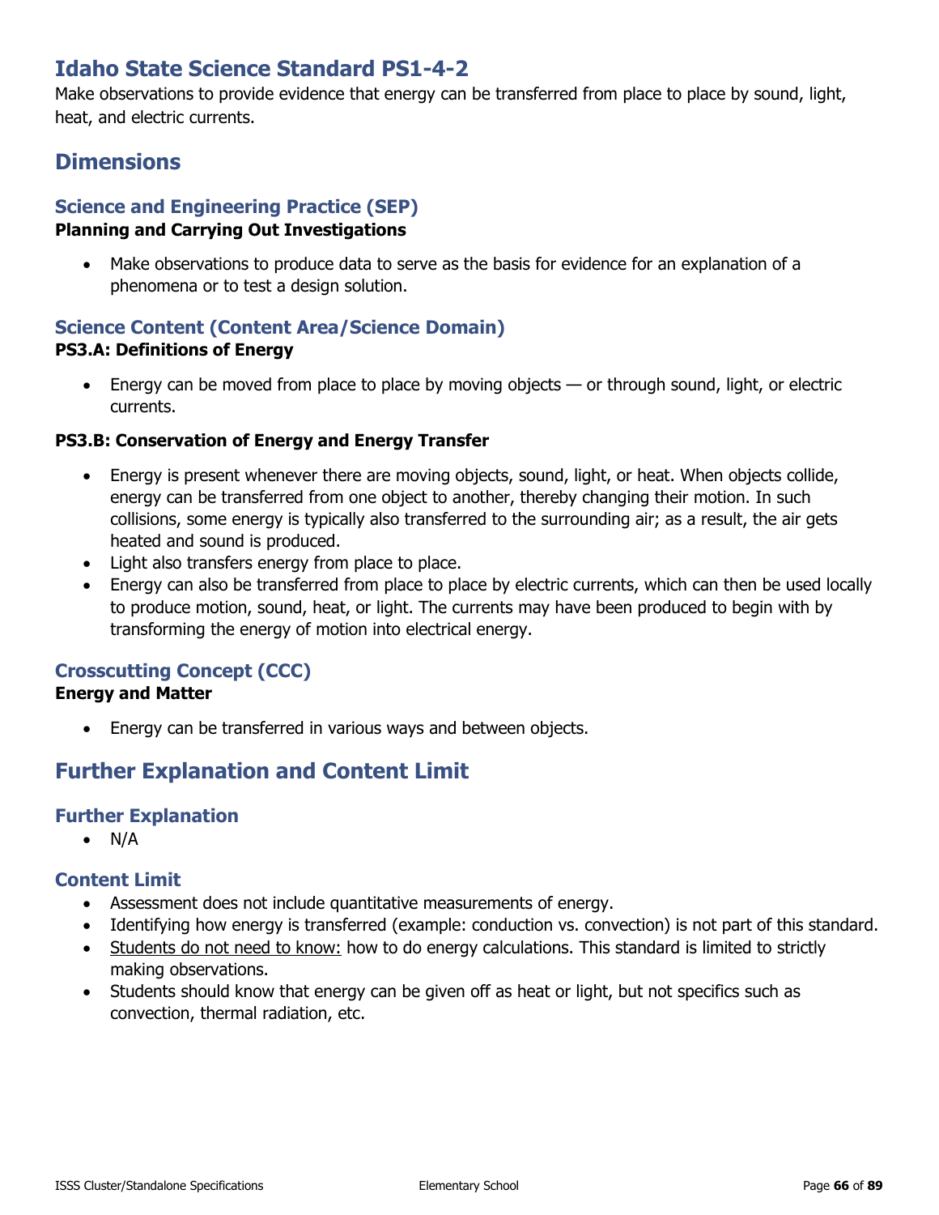# Idaho State Science Standard PS1-4-2

Make observations to provide evidence that energy can be transferred from place to place by sound, light, heat, and electric currents.

## Dimensions

### Science and Engineering Practice (SEP)

**Planning and Carrying Out Investigations**

- Make observations to produce data to serve as the basis for evidence for an explanation of a phenomena or to test a design solution.

### Science Content (Content Area/Science Domain)

**PS3.A: Definitions of Energy**

- Energy can be moved from place to place by moving objects — or through sound, light, or electric currents.

**PS3.B: Conservation of Energy and Energy Transfer**

- Energy is present whenever there are moving objects, sound, light, or heat. When objects collide, energy can be transferred from one object to another, thereby changing their motion. In such collisions, some energy is typically also transferred to the surrounding air; as a result, the air gets heated and sound is produced.
- Light also transfers energy from place to place.
- Energy can also be transferred from place to place by electric currents, which can then be used locally to produce motion, sound, heat, or light. The currents may have been produced to begin with by transforming the energy of motion into electrical energy.

### Crosscutting Concept (CCC)

**Energy and Matter**

- Energy can be transferred in various ways and between objects.

## Further Explanation and Content Limit

### Further Explanation

- N/A

### Content Limit

- Assessment does not include quantitative measurements of energy.
- Identifying how energy is transferred (example: conduction vs. convection) is not part of this standard.
- <u>Students do not need to know:</u> how to do energy calculations. This standard is limited to strictly making observations.
- Students should know that energy can be given off as heat or light, but not specifics such as convection, thermal radiation, etc.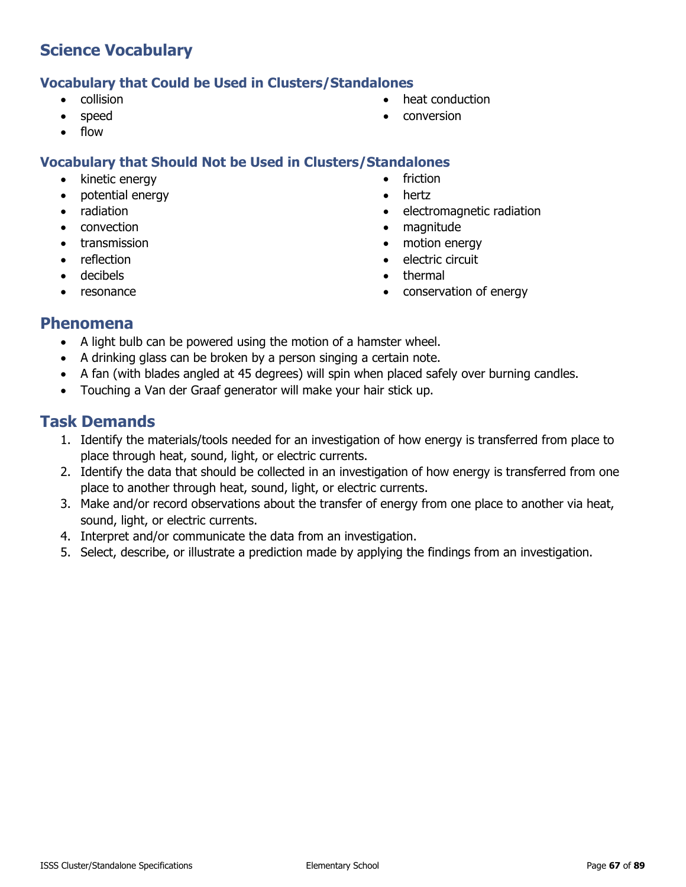## Science Vocabulary

### Vocabulary that Could be Used in Clusters/Standalones

- collision
- speed
- flow
- heat conduction
- conversion

### Vocabulary that Should Not be Used in Clusters/Standalones

- kinetic energy
- potential energy
- radiation
- convection
- transmission
- reflection
- decibels
- resonance
- friction
- hertz
- electromagnetic radiation
- magnitude
- motion energy
- electric circuit
- thermal
- conservation of energy

## Phenomena

- A light bulb can be powered using the motion of a hamster wheel.
- A drinking glass can be broken by a person singing a certain note.
- A fan (with blades angled at 45 degrees) will spin when placed safely over burning candles.
- Touching a Van der Graaf generator will make your hair stick up.

## Task Demands

1. Identify the materials/tools needed for an investigation of how energy is transferred from place to place through heat, sound, light, or electric currents.
2. Identify the data that should be collected in an investigation of how energy is transferred from one place to another through heat, sound, light, or electric currents.
3. Make and/or record observations about the transfer of energy from one place to another via heat, sound, light, or electric currents.
4. Interpret and/or communicate the data from an investigation.
5. Select, describe, or illustrate a prediction made by applying the findings from an investigation.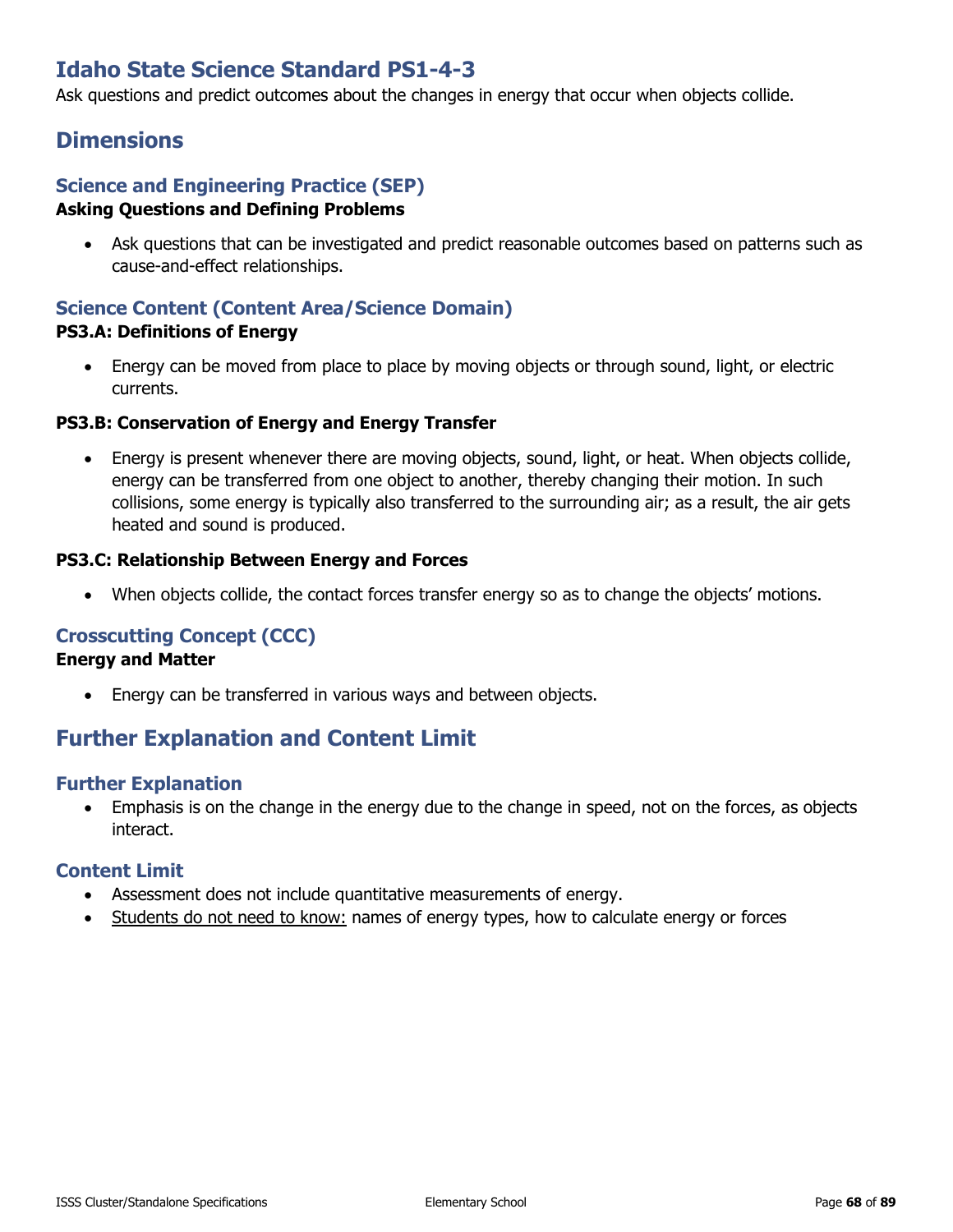## Idaho State Science Standard PS1-4-3

Ask questions and predict outcomes about the changes in energy that occur when objects collide.

## Dimensions

### Science and Engineering Practice (SEP)

**Asking Questions and Defining Problems**

- Ask questions that can be investigated and predict reasonable outcomes based on patterns such as cause-and-effect relationships.

### Science Content (Content Area/Science Domain)

**PS3.A: Definitions of Energy**

- Energy can be moved from place to place by moving objects or through sound, light, or electric currents.

**PS3.B: Conservation of Energy and Energy Transfer**

- Energy is present whenever there are moving objects, sound, light, or heat. When objects collide, energy can be transferred from one object to another, thereby changing their motion. In such collisions, some energy is typically also transferred to the surrounding air; as a result, the air gets heated and sound is produced.

**PS3.C: Relationship Between Energy and Forces**

- When objects collide, the contact forces transfer energy so as to change the objects' motions.

### Crosscutting Concept (CCC)

**Energy and Matter**

- Energy can be transferred in various ways and between objects.

## Further Explanation and Content Limit

### Further Explanation

- Emphasis is on the change in the energy due to the change in speed, not on the forces, as objects interact.

### Content Limit

- Assessment does not include quantitative measurements of energy.
- Students do not need to know: names of energy types, how to calculate energy or forces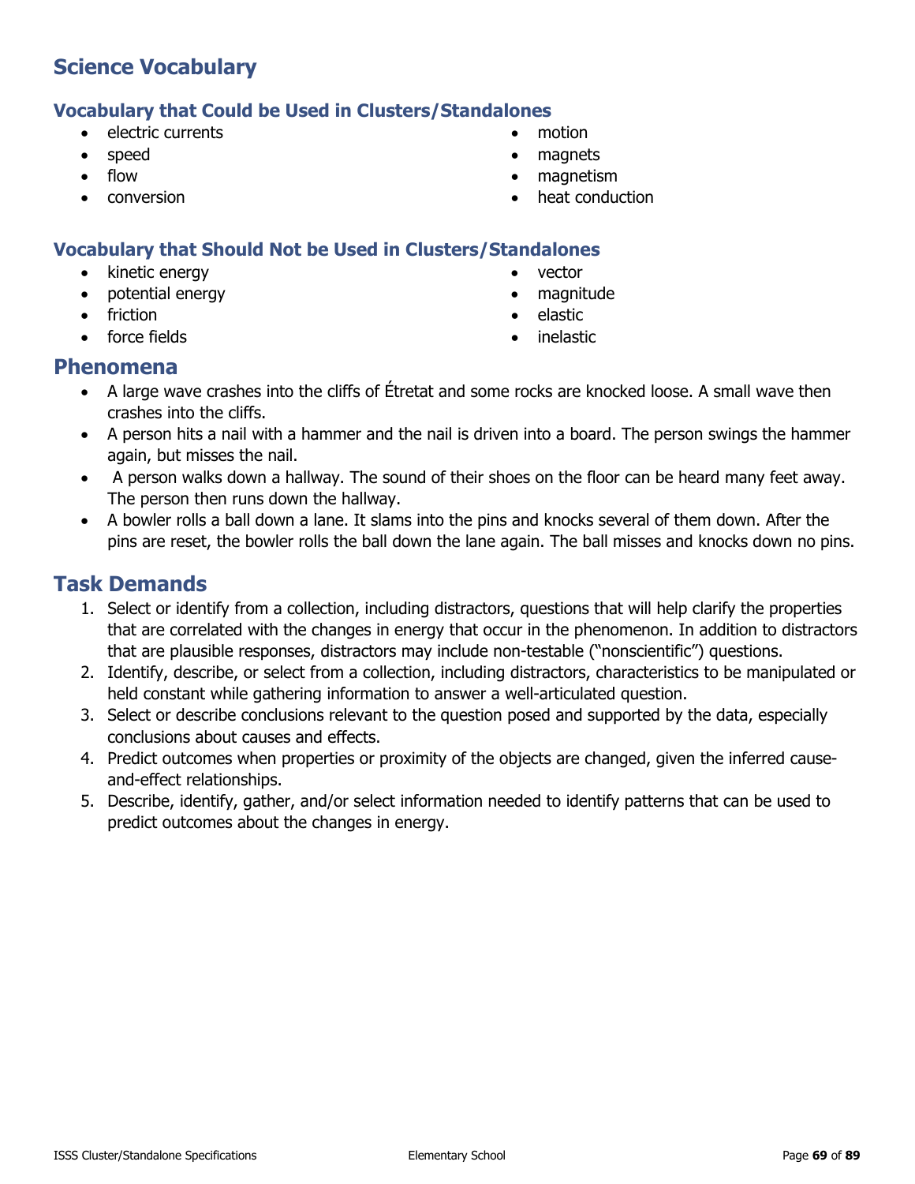## Science Vocabulary

### Vocabulary that Could be Used in Clusters/Standalones

- electric currents
- speed
- flow
- conversion
- motion
- magnets
- magnetism
- heat conduction

### Vocabulary that Should Not be Used in Clusters/Standalones

- kinetic energy
- potential energy
- friction
- force fields
- vector
- magnitude
- elastic
- inelastic

## Phenomena

- A large wave crashes into the cliffs of Étretat and some rocks are knocked loose. A small wave then crashes into the cliffs.
- A person hits a nail with a hammer and the nail is driven into a board. The person swings the hammer again, but misses the nail.
- A person walks down a hallway. The sound of their shoes on the floor can be heard many feet away. The person then runs down the hallway.
- A bowler rolls a ball down a lane. It slams into the pins and knocks several of them down. After the pins are reset, the bowler rolls the ball down the lane again. The ball misses and knocks down no pins.

## Task Demands

1. Select or identify from a collection, including distractors, questions that will help clarify the properties that are correlated with the changes in energy that occur in the phenomenon. In addition to distractors that are plausible responses, distractors may include non-testable ("nonscientific") questions.
2. Identify, describe, or select from a collection, including distractors, characteristics to be manipulated or held constant while gathering information to answer a well-articulated question.
3. Select or describe conclusions relevant to the question posed and supported by the data, especially conclusions about causes and effects.
4. Predict outcomes when properties or proximity of the objects are changed, given the inferred cause-and-effect relationships.
5. Describe, identify, gather, and/or select information needed to identify patterns that can be used to predict outcomes about the changes in energy.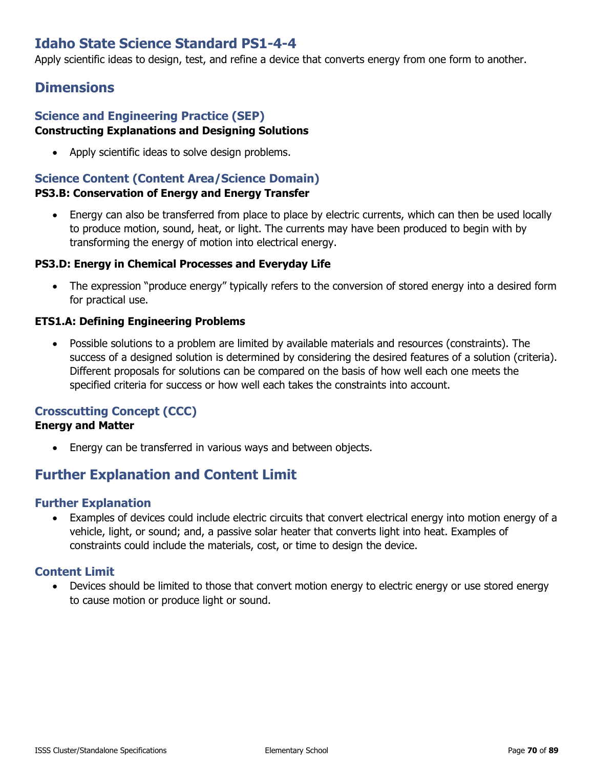# Idaho State Science Standard PS1-4-4

Apply scientific ideas to design, test, and refine a device that converts energy from one form to another.

## Dimensions

### Science and Engineering Practice (SEP)

**Constructing Explanations and Designing Solutions**

- Apply scientific ideas to solve design problems.

### Science Content (Content Area/Science Domain)

**PS3.B: Conservation of Energy and Energy Transfer**

- Energy can also be transferred from place to place by electric currents, which can then be used locally to produce motion, sound, heat, or light. The currents may have been produced to begin with by transforming the energy of motion into electrical energy.

**PS3.D: Energy in Chemical Processes and Everyday Life**

- The expression "produce energy" typically refers to the conversion of stored energy into a desired form for practical use.

**ETS1.A: Defining Engineering Problems**

- Possible solutions to a problem are limited by available materials and resources (constraints). The success of a designed solution is determined by considering the desired features of a solution (criteria). Different proposals for solutions can be compared on the basis of how well each one meets the specified criteria for success or how well each takes the constraints into account.

### Crosscutting Concept (CCC)

**Energy and Matter**

- Energy can be transferred in various ways and between objects.

## Further Explanation and Content Limit

### Further Explanation

- Examples of devices could include electric circuits that convert electrical energy into motion energy of a vehicle, light, or sound; and, a passive solar heater that converts light into heat. Examples of constraints could include the materials, cost, or time to design the device.

### Content Limit

- Devices should be limited to those that convert motion energy to electric energy or use stored energy to cause motion or produce light or sound.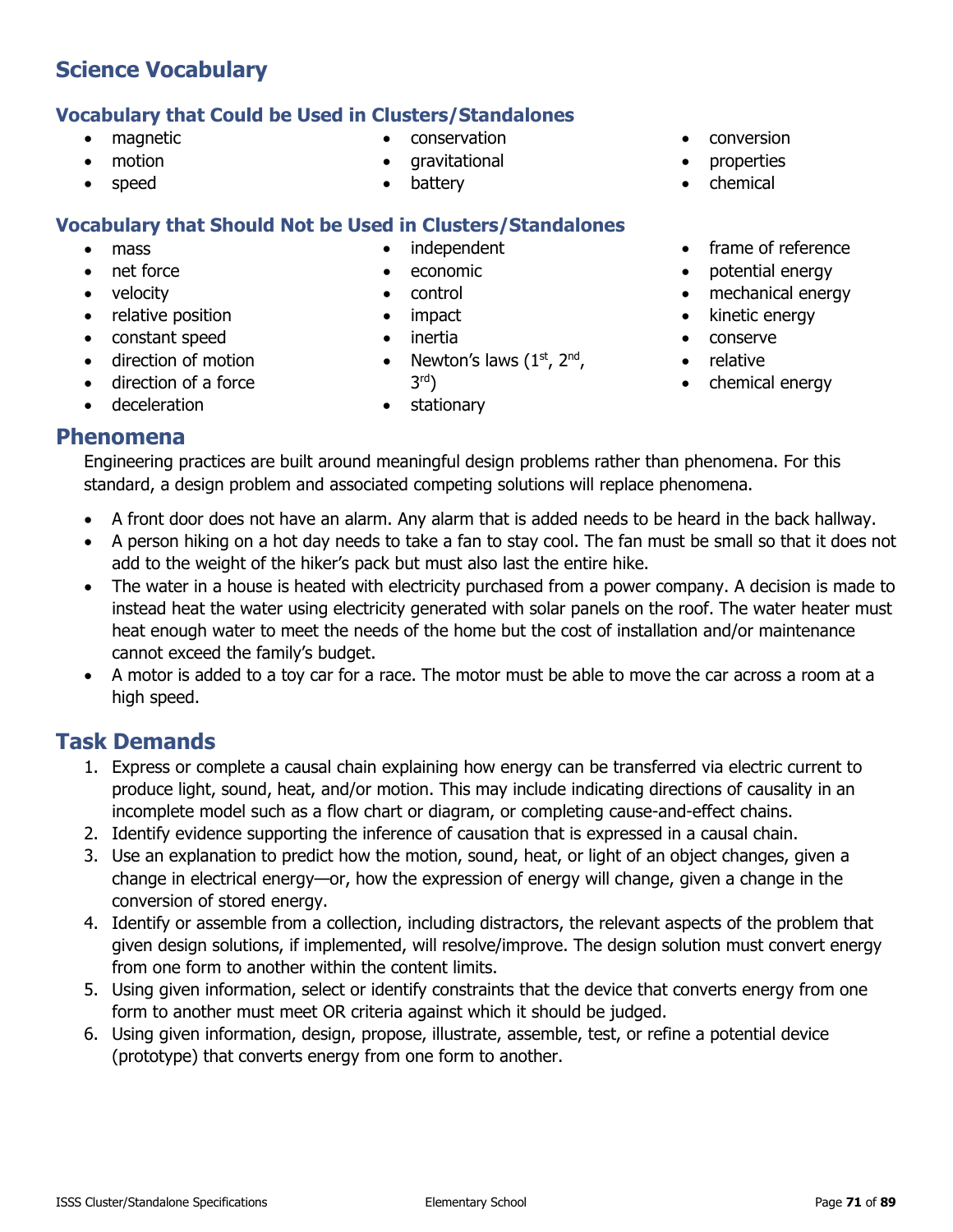## Science Vocabulary

### Vocabulary that Could be Used in Clusters/Standalones

- magnetic
- motion
- speed
- conservation
- gravitational
- battery
- conversion
- properties
- chemical

### Vocabulary that Should Not be Used in Clusters/Standalones

- mass
- net force
- velocity
- relative position
- constant speed
- direction of motion
- direction of a force
- deceleration
- independent
- economic
- control
- impact
- inertia
- Newton's laws (1st, 2nd, 3rd)
- stationary
- frame of reference
- potential energy
- mechanical energy
- kinetic energy
- conserve
- relative
- chemical energy

## Phenomena

Engineering practices are built around meaningful design problems rather than phenomena. For this standard, a design problem and associated competing solutions will replace phenomena.

- A front door does not have an alarm. Any alarm that is added needs to be heard in the back hallway.
- A person hiking on a hot day needs to take a fan to stay cool. The fan must be small so that it does not add to the weight of the hiker's pack but must also last the entire hike.
- The water in a house is heated with electricity purchased from a power company. A decision is made to instead heat the water using electricity generated with solar panels on the roof. The water heater must heat enough water to meet the needs of the home but the cost of installation and/or maintenance cannot exceed the family's budget.
- A motor is added to a toy car for a race. The motor must be able to move the car across a room at a high speed.

## Task Demands

1. Express or complete a causal chain explaining how energy can be transferred via electric current to produce light, sound, heat, and/or motion. This may include indicating directions of causality in an incomplete model such as a flow chart or diagram, or completing cause-and-effect chains.
2. Identify evidence supporting the inference of causation that is expressed in a causal chain.
3. Use an explanation to predict how the motion, sound, heat, or light of an object changes, given a change in electrical energy—or, how the expression of energy will change, given a change in the conversion of stored energy.
4. Identify or assemble from a collection, including distractors, the relevant aspects of the problem that given design solutions, if implemented, will resolve/improve. The design solution must convert energy from one form to another within the content limits.
5. Using given information, select or identify constraints that the device that converts energy from one form to another must meet OR criteria against which it should be judged.
6. Using given information, design, propose, illustrate, assemble, test, or refine a potential device (prototype) that converts energy from one form to another.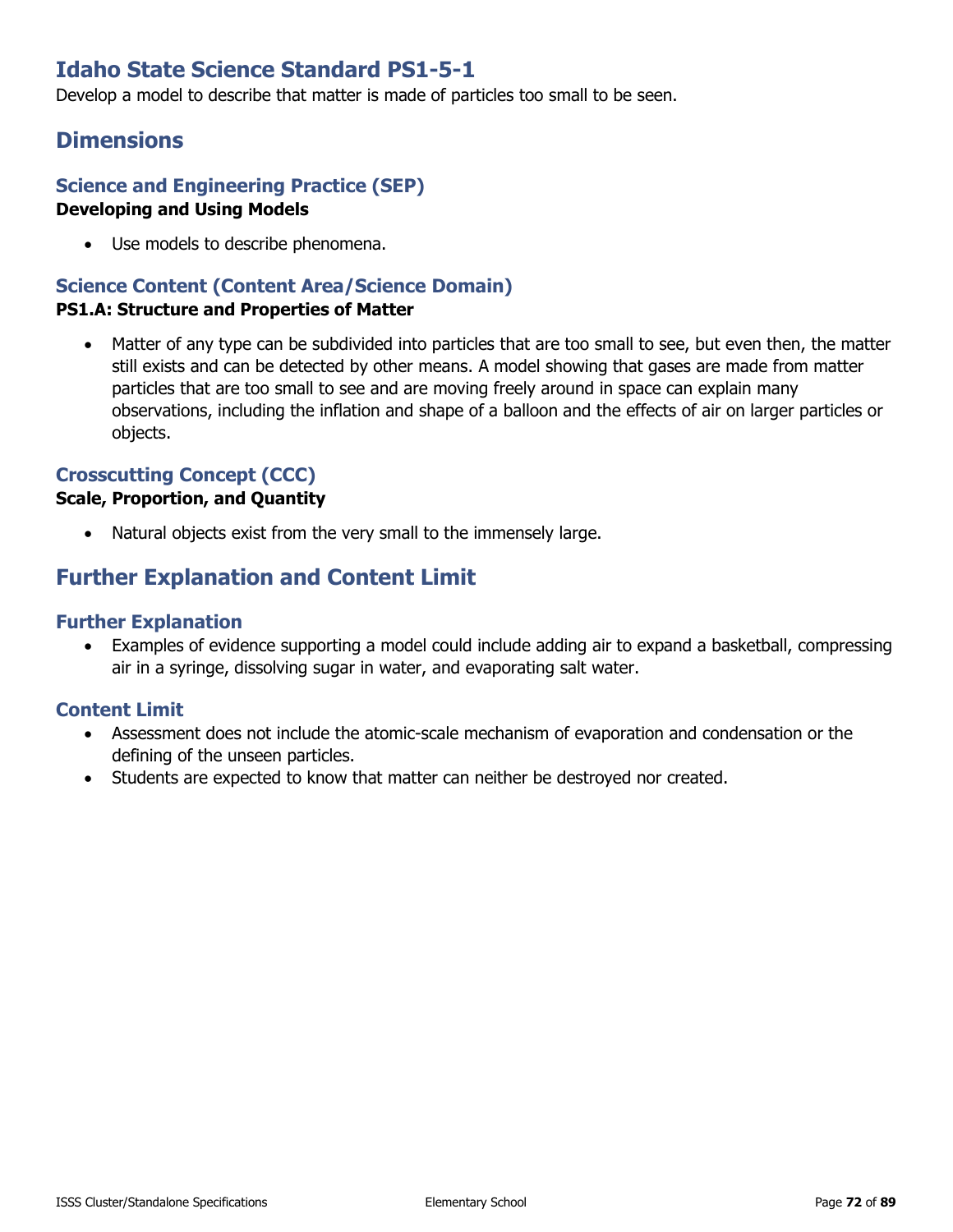# Idaho State Science Standard PS1-5-1

Develop a model to describe that matter is made of particles too small to be seen.

## Dimensions

### Science and Engineering Practice (SEP)

**Developing and Using Models**

- Use models to describe phenomena.

### Science Content (Content Area/Science Domain)

**PS1.A: Structure and Properties of Matter**

- Matter of any type can be subdivided into particles that are too small to see, but even then, the matter still exists and can be detected by other means. A model showing that gases are made from matter particles that are too small to see and are moving freely around in space can explain many observations, including the inflation and shape of a balloon and the effects of air on larger particles or objects.

### Crosscutting Concept (CCC)

**Scale, Proportion, and Quantity**

- Natural objects exist from the very small to the immensely large.

## Further Explanation and Content Limit

### Further Explanation

- Examples of evidence supporting a model could include adding air to expand a basketball, compressing air in a syringe, dissolving sugar in water, and evaporating salt water.

### Content Limit

- Assessment does not include the atomic-scale mechanism of evaporation and condensation or the defining of the unseen particles.
- Students are expected to know that matter can neither be destroyed nor created.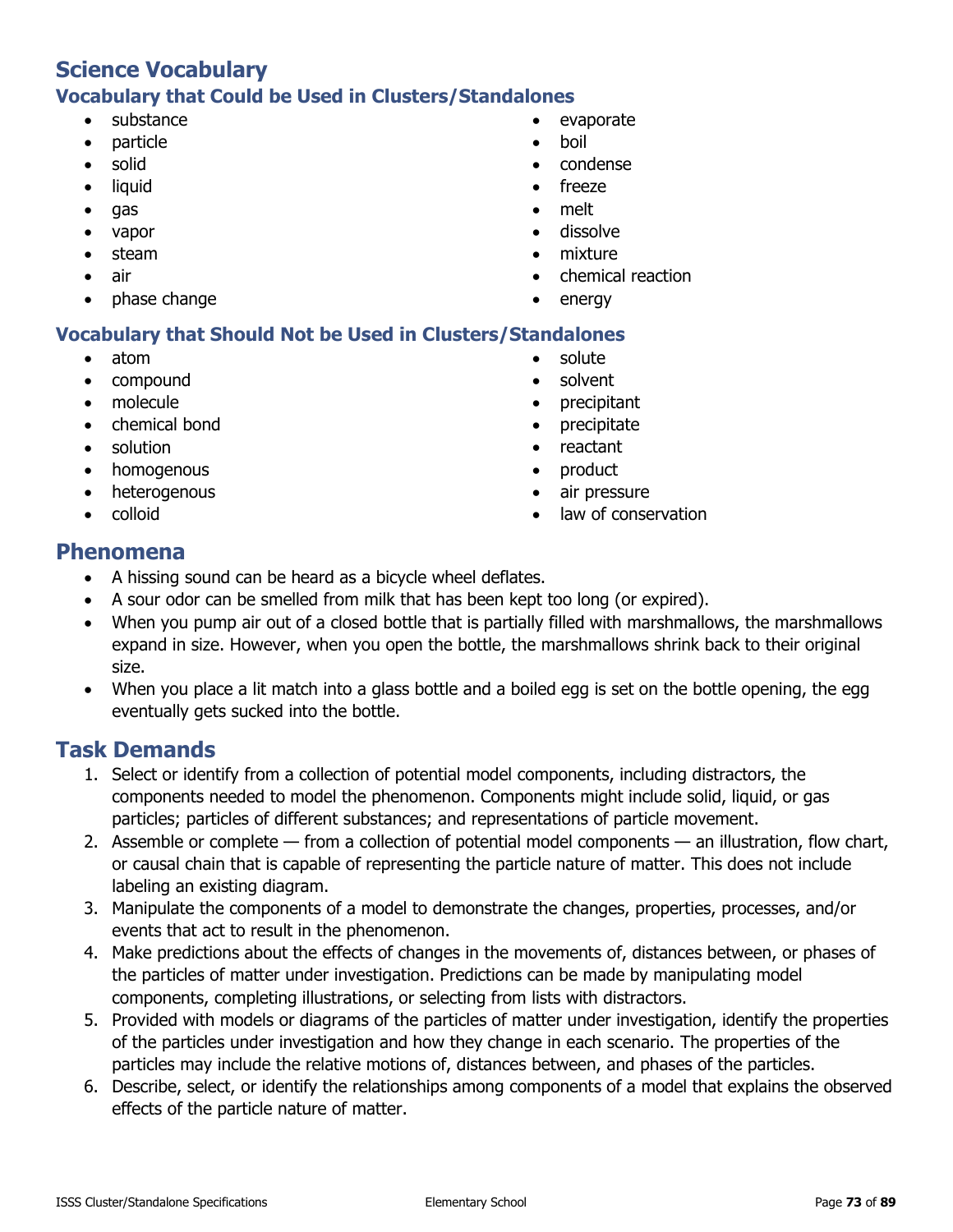## Science Vocabulary

### Vocabulary that Could be Used in Clusters/Standalones

- substance
- particle
- solid
- liquid
- gas
- vapor
- steam
- air
- phase change
- evaporate
- boil
- condense
- freeze
- melt
- dissolve
- mixture
- chemical reaction
- energy

### Vocabulary that Should Not be Used in Clusters/Standalones

- atom
- compound
- molecule
- chemical bond
- solution
- homogenous
- heterogenous
- colloid
- solute
- solvent
- precipitant
- precipitate
- reactant
- product
- air pressure
- law of conservation

## Phenomena

- A hissing sound can be heard as a bicycle wheel deflates.
- A sour odor can be smelled from milk that has been kept too long (or expired).
- When you pump air out of a closed bottle that is partially filled with marshmallows, the marshmallows expand in size. However, when you open the bottle, the marshmallows shrink back to their original size.
- When you place a lit match into a glass bottle and a boiled egg is set on the bottle opening, the egg eventually gets sucked into the bottle.

## Task Demands

1. Select or identify from a collection of potential model components, including distractors, the components needed to model the phenomenon. Components might include solid, liquid, or gas particles; particles of different substances; and representations of particle movement.
2. Assemble or complete — from a collection of potential model components — an illustration, flow chart, or causal chain that is capable of representing the particle nature of matter. This does not include labeling an existing diagram.
3. Manipulate the components of a model to demonstrate the changes, properties, processes, and/or events that act to result in the phenomenon.
4. Make predictions about the effects of changes in the movements of, distances between, or phases of the particles of matter under investigation. Predictions can be made by manipulating model components, completing illustrations, or selecting from lists with distractors.
5. Provided with models or diagrams of the particles of matter under investigation, identify the properties of the particles under investigation and how they change in each scenario. The properties of the particles may include the relative motions of, distances between, and phases of the particles.
6. Describe, select, or identify the relationships among components of a model that explains the observed effects of the particle nature of matter.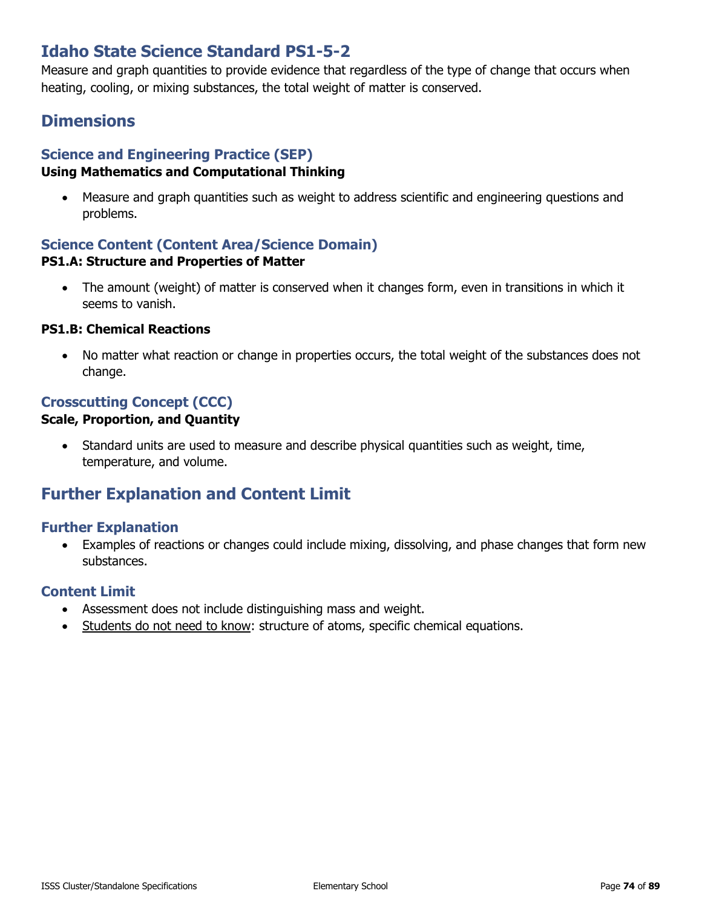# Idaho State Science Standard PS1-5-2

Measure and graph quantities to provide evidence that regardless of the type of change that occurs when heating, cooling, or mixing substances, the total weight of matter is conserved.

## Dimensions

### Science and Engineering Practice (SEP)

**Using Mathematics and Computational Thinking**

- Measure and graph quantities such as weight to address scientific and engineering questions and problems.

### Science Content (Content Area/Science Domain)

**PS1.A: Structure and Properties of Matter**

- The amount (weight) of matter is conserved when it changes form, even in transitions in which it seems to vanish.

**PS1.B: Chemical Reactions**

- No matter what reaction or change in properties occurs, the total weight of the substances does not change.

### Crosscutting Concept (CCC)

**Scale, Proportion, and Quantity**

- Standard units are used to measure and describe physical quantities such as weight, time, temperature, and volume.

## Further Explanation and Content Limit

### Further Explanation

- Examples of reactions or changes could include mixing, dissolving, and phase changes that form new substances.

### Content Limit

- Assessment does not include distinguishing mass and weight.
- Students do not need to know: structure of atoms, specific chemical equations.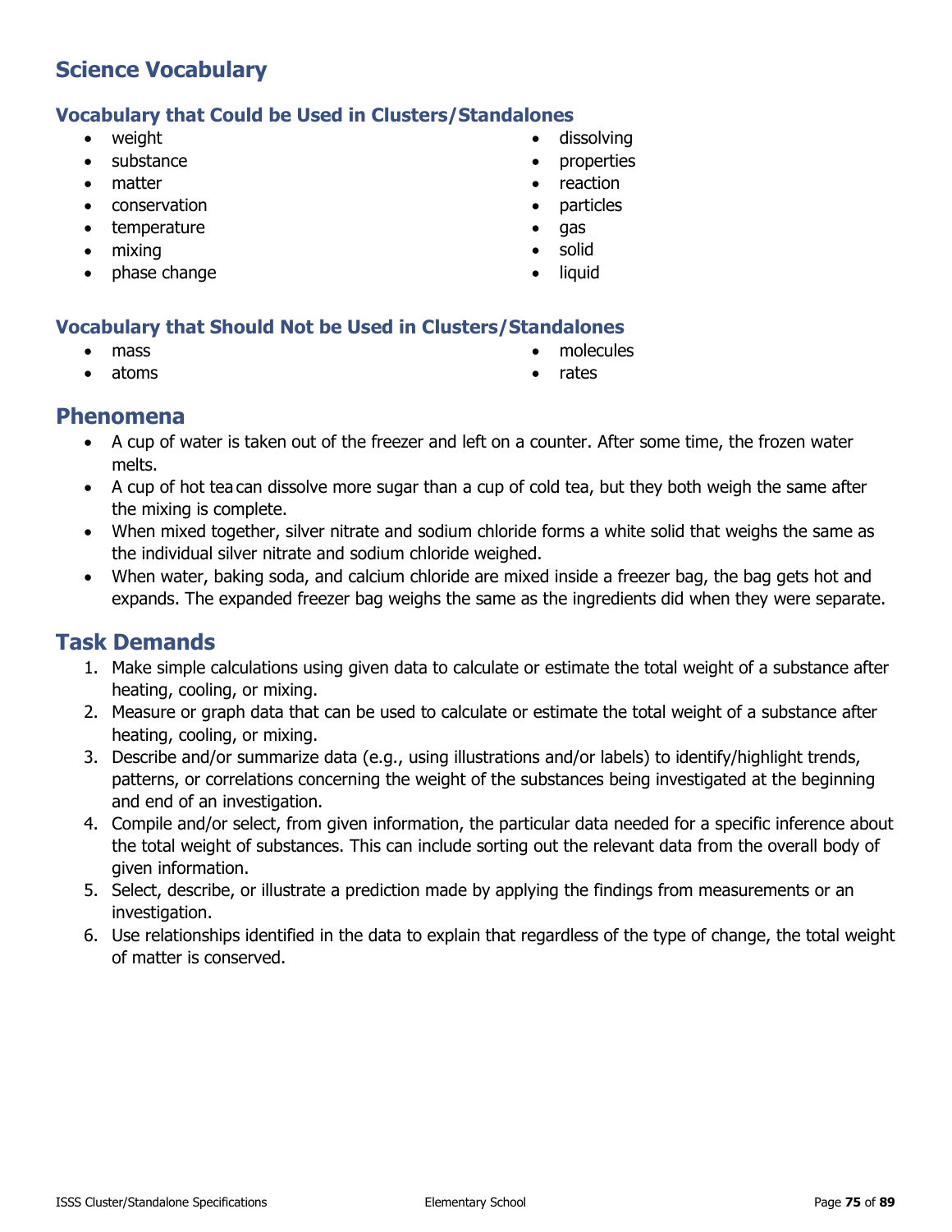# Science Vocabulary

## Vocabulary that Could be Used in Clusters/Standalones

- weight
- substance
- matter
- conservation
- temperature
- mixing
- phase change
- dissolving
- properties
- reaction
- particles
- gas
- solid
- liquid

## Vocabulary that Should Not be Used in Clusters/Standalones

- mass
- atoms
- molecules
- rates

# Phenomena

- A cup of water is taken out of the freezer and left on a counter. After some time, the frozen water melts.
- A cup of hot tea can dissolve more sugar than a cup of cold tea, but they both weigh the same after the mixing is complete.
- When mixed together, silver nitrate and sodium chloride forms a white solid that weighs the same as the individual silver nitrate and sodium chloride weighed.
- When water, baking soda, and calcium chloride are mixed inside a freezer bag, the bag gets hot and expands. The expanded freezer bag weighs the same as the ingredients did when they were separate.

# Task Demands

1. Make simple calculations using given data to calculate or estimate the total weight of a substance after heating, cooling, or mixing.
2. Measure or graph data that can be used to calculate or estimate the total weight of a substance after heating, cooling, or mixing.
3. Describe and/or summarize data (e.g., using illustrations and/or labels) to identify/highlight trends, patterns, or correlations concerning the weight of the substances being investigated at the beginning and end of an investigation.
4. Compile and/or select, from given information, the particular data needed for a specific inference about the total weight of substances. This can include sorting out the relevant data from the overall body of given information.
5. Select, describe, or illustrate a prediction made by applying the findings from measurements or an investigation.
6. Use relationships identified in the data to explain that regardless of the type of change, the total weight of matter is conserved.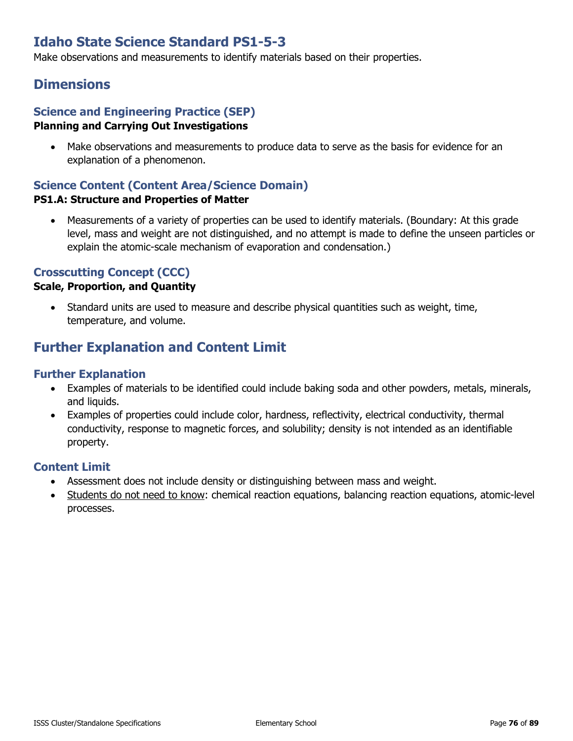# Idaho State Science Standard PS1-5-3

Make observations and measurements to identify materials based on their properties.

## Dimensions

### Science and Engineering Practice (SEP)

**Planning and Carrying Out Investigations**

- Make observations and measurements to produce data to serve as the basis for evidence for an explanation of a phenomenon.

### Science Content (Content Area/Science Domain)

**PS1.A: Structure and Properties of Matter**

- Measurements of a variety of properties can be used to identify materials. (Boundary: At this grade level, mass and weight are not distinguished, and no attempt is made to define the unseen particles or explain the atomic-scale mechanism of evaporation and condensation.)

### Crosscutting Concept (CCC)

**Scale, Proportion, and Quantity**

- Standard units are used to measure and describe physical quantities such as weight, time, temperature, and volume.

## Further Explanation and Content Limit

### Further Explanation

- Examples of materials to be identified could include baking soda and other powders, metals, minerals, and liquids.
- Examples of properties could include color, hardness, reflectivity, electrical conductivity, thermal conductivity, response to magnetic forces, and solubility; density is not intended as an identifiable property.

### Content Limit

- Assessment does not include density or distinguishing between mass and weight.
- <u>Students do not need to know</u>: chemical reaction equations, balancing reaction equations, atomic-level processes.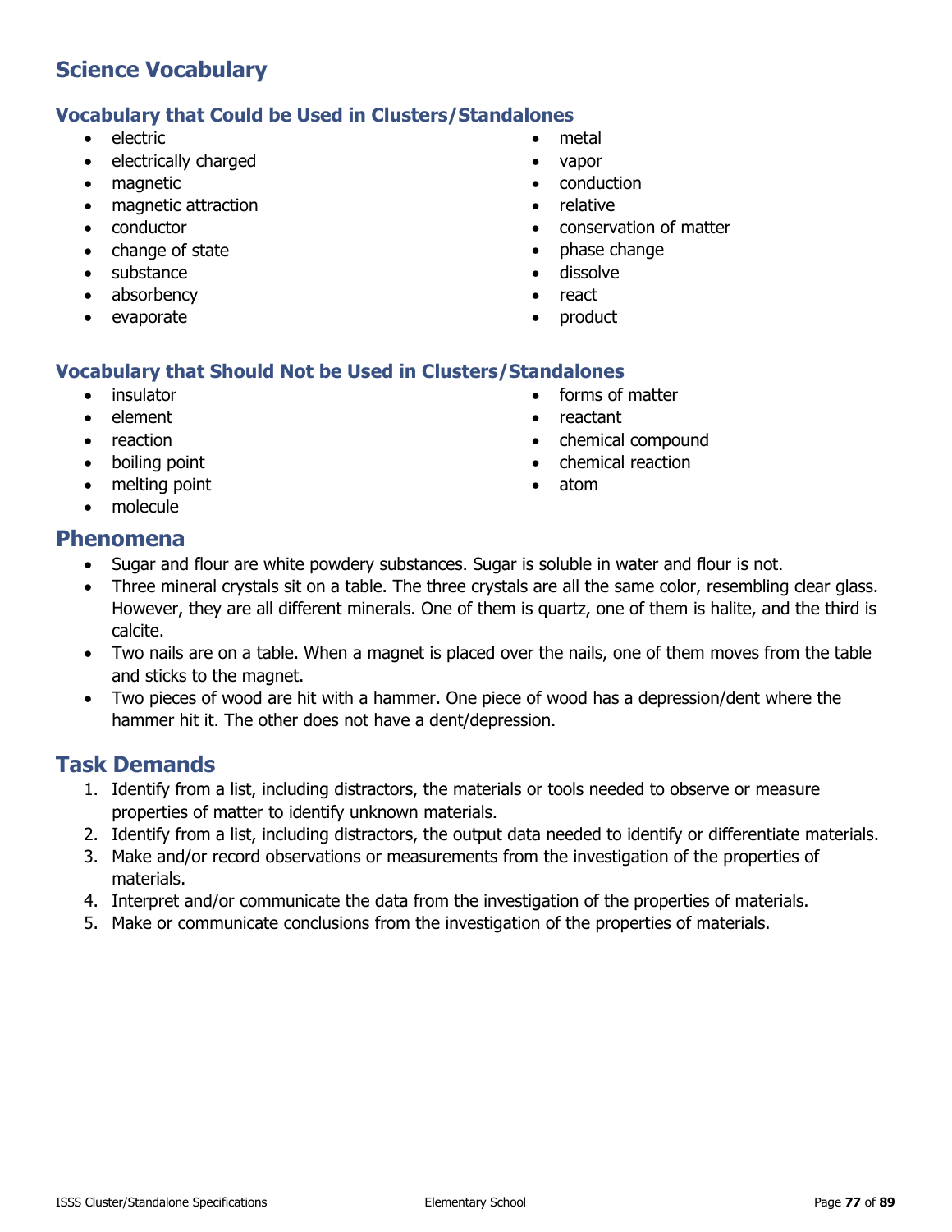## Science Vocabulary

### Vocabulary that Could be Used in Clusters/Standalones

- electric
- electrically charged
- magnetic
- magnetic attraction
- conductor
- change of state
- substance
- absorbency
- evaporate
- metal
- vapor
- conduction
- relative
- conservation of matter
- phase change
- dissolve
- react
- product

### Vocabulary that Should Not be Used in Clusters/Standalones

- insulator
- element
- reaction
- boiling point
- melting point
- molecule
- forms of matter
- reactant
- chemical compound
- chemical reaction
- atom

## Phenomena

- Sugar and flour are white powdery substances. Sugar is soluble in water and flour is not.
- Three mineral crystals sit on a table. The three crystals are all the same color, resembling clear glass. However, they are all different minerals. One of them is quartz, one of them is halite, and the third is calcite.
- Two nails are on a table. When a magnet is placed over the nails, one of them moves from the table and sticks to the magnet.
- Two pieces of wood are hit with a hammer. One piece of wood has a depression/dent where the hammer hit it. The other does not have a dent/depression.

## Task Demands

1. Identify from a list, including distractors, the materials or tools needed to observe or measure properties of matter to identify unknown materials.
2. Identify from a list, including distractors, the output data needed to identify or differentiate materials.
3. Make and/or record observations or measurements from the investigation of the properties of materials.
4. Interpret and/or communicate the data from the investigation of the properties of materials.
5. Make or communicate conclusions from the investigation of the properties of materials.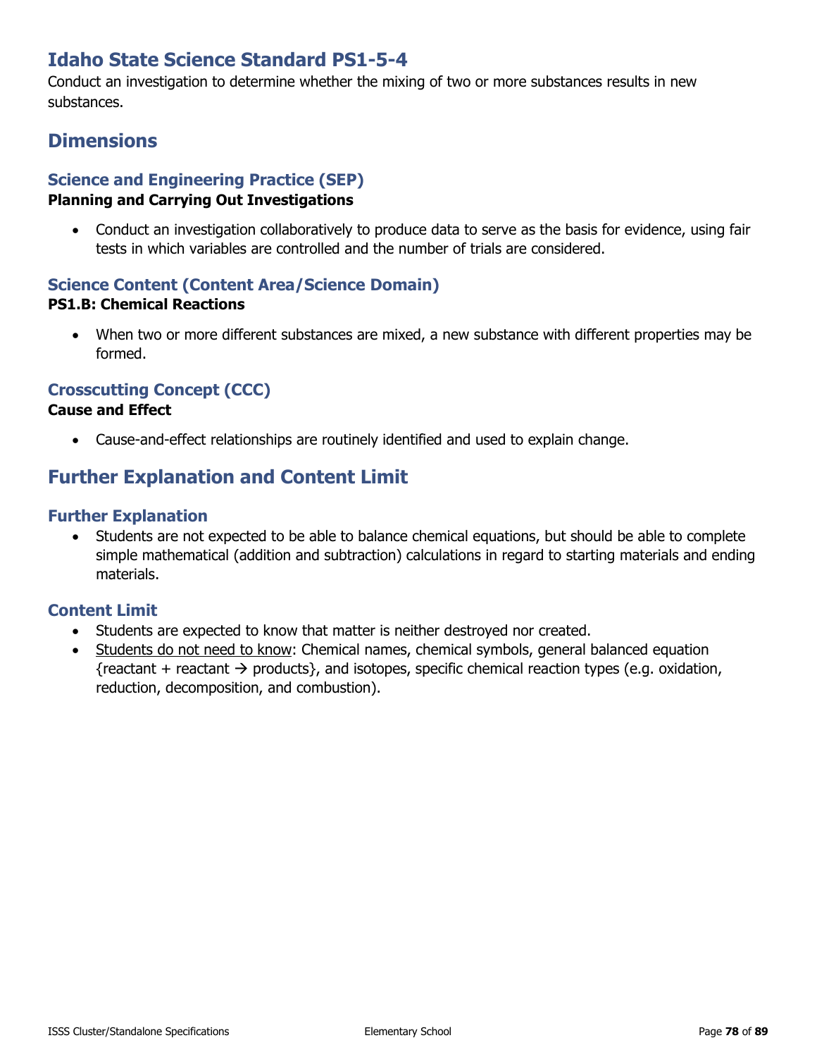# Idaho State Science Standard PS1-5-4

Conduct an investigation to determine whether the mixing of two or more substances results in new substances.

## Dimensions

### Science and Engineering Practice (SEP)

**Planning and Carrying Out Investigations**

- Conduct an investigation collaboratively to produce data to serve as the basis for evidence, using fair tests in which variables are controlled and the number of trials are considered.

### Science Content (Content Area/Science Domain)

**PS1.B: Chemical Reactions**

- When two or more different substances are mixed, a new substance with different properties may be formed.

### Crosscutting Concept (CCC)

**Cause and Effect**

- Cause-and-effect relationships are routinely identified and used to explain change.

## Further Explanation and Content Limit

### Further Explanation

- Students are not expected to be able to balance chemical equations, but should be able to complete simple mathematical (addition and subtraction) calculations in regard to starting materials and ending materials.

### Content Limit

- Students are expected to know that matter is neither destroyed nor created.
- <u>Students do not need to know</u>: Chemical names, chemical symbols, general balanced equation {reactant + reactant → products}, and isotopes, specific chemical reaction types (e.g. oxidation, reduction, decomposition, and combustion).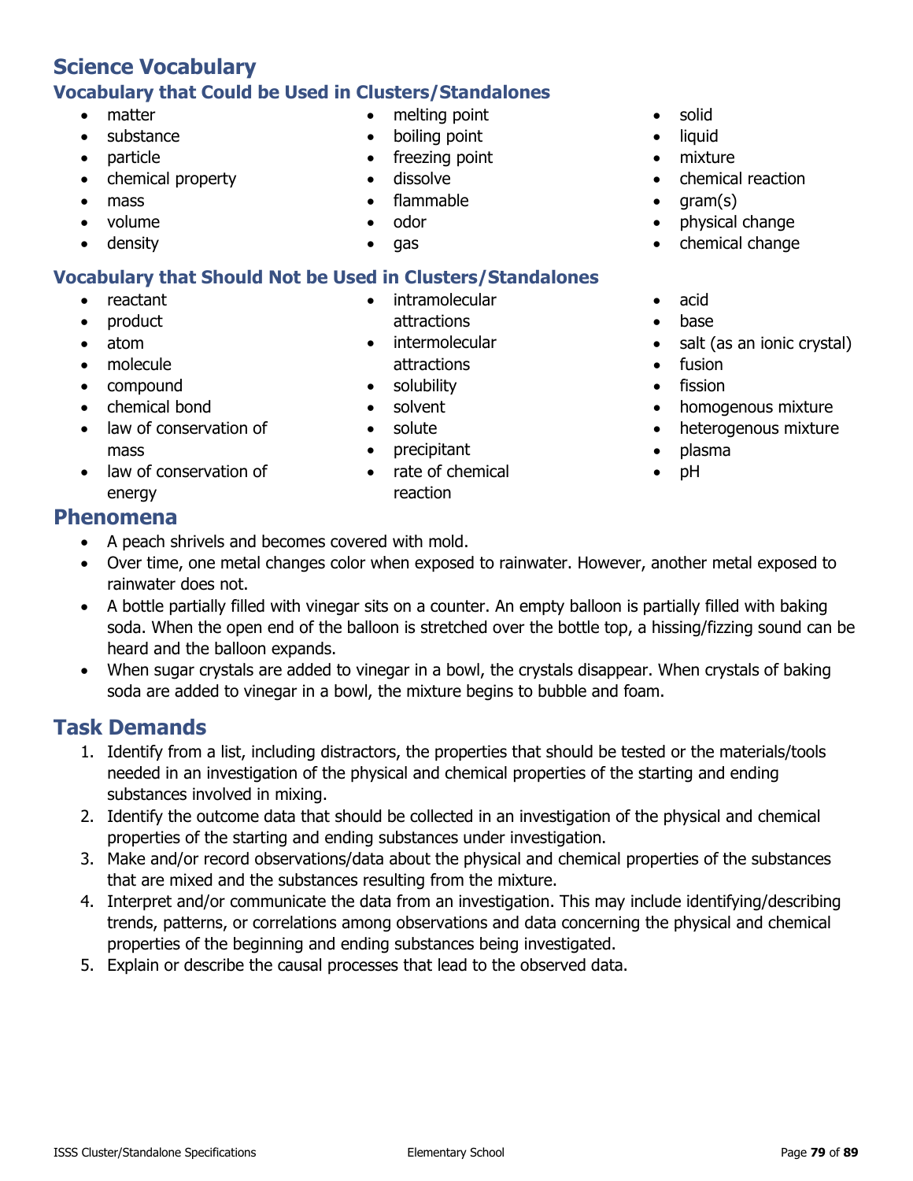# Science Vocabulary

## Vocabulary that Could be Used in Clusters/Standalones

- matter
- substance
- particle
- chemical property
- mass
- volume
- density
- melting point
- boiling point
- freezing point
- dissolve
- flammable
- odor
- gas
- solid
- liquid
- mixture
- chemical reaction
- gram(s)
- physical change
- chemical change

## Vocabulary that Should Not be Used in Clusters/Standalones

- reactant
- product
- atom
- molecule
- compound
- chemical bond
- law of conservation of mass
- law of conservation of energy
- intramolecular attractions
- intermolecular attractions
- solubility
- solvent
- solute
- precipitant
- rate of chemical reaction
- acid
- base
- salt (as an ionic crystal)
- fusion
- fission
- homogenous mixture
- heterogenous mixture
- plasma
- pH

# Phenomena

- A peach shrivels and becomes covered with mold.
- Over time, one metal changes color when exposed to rainwater. However, another metal exposed to rainwater does not.
- A bottle partially filled with vinegar sits on a counter. An empty balloon is partially filled with baking soda. When the open end of the balloon is stretched over the bottle top, a hissing/fizzing sound can be heard and the balloon expands.
- When sugar crystals are added to vinegar in a bowl, the crystals disappear. When crystals of baking soda are added to vinegar in a bowl, the mixture begins to bubble and foam.

# Task Demands

1. Identify from a list, including distractors, the properties that should be tested or the materials/tools needed in an investigation of the physical and chemical properties of the starting and ending substances involved in mixing.
2. Identify the outcome data that should be collected in an investigation of the physical and chemical properties of the starting and ending substances under investigation.
3. Make and/or record observations/data about the physical and chemical properties of the substances that are mixed and the substances resulting from the mixture.
4. Interpret and/or communicate the data from an investigation. This may include identifying/describing trends, patterns, or correlations among observations and data concerning the physical and chemical properties of the beginning and ending substances being investigated.
5. Explain or describe the causal processes that lead to the observed data.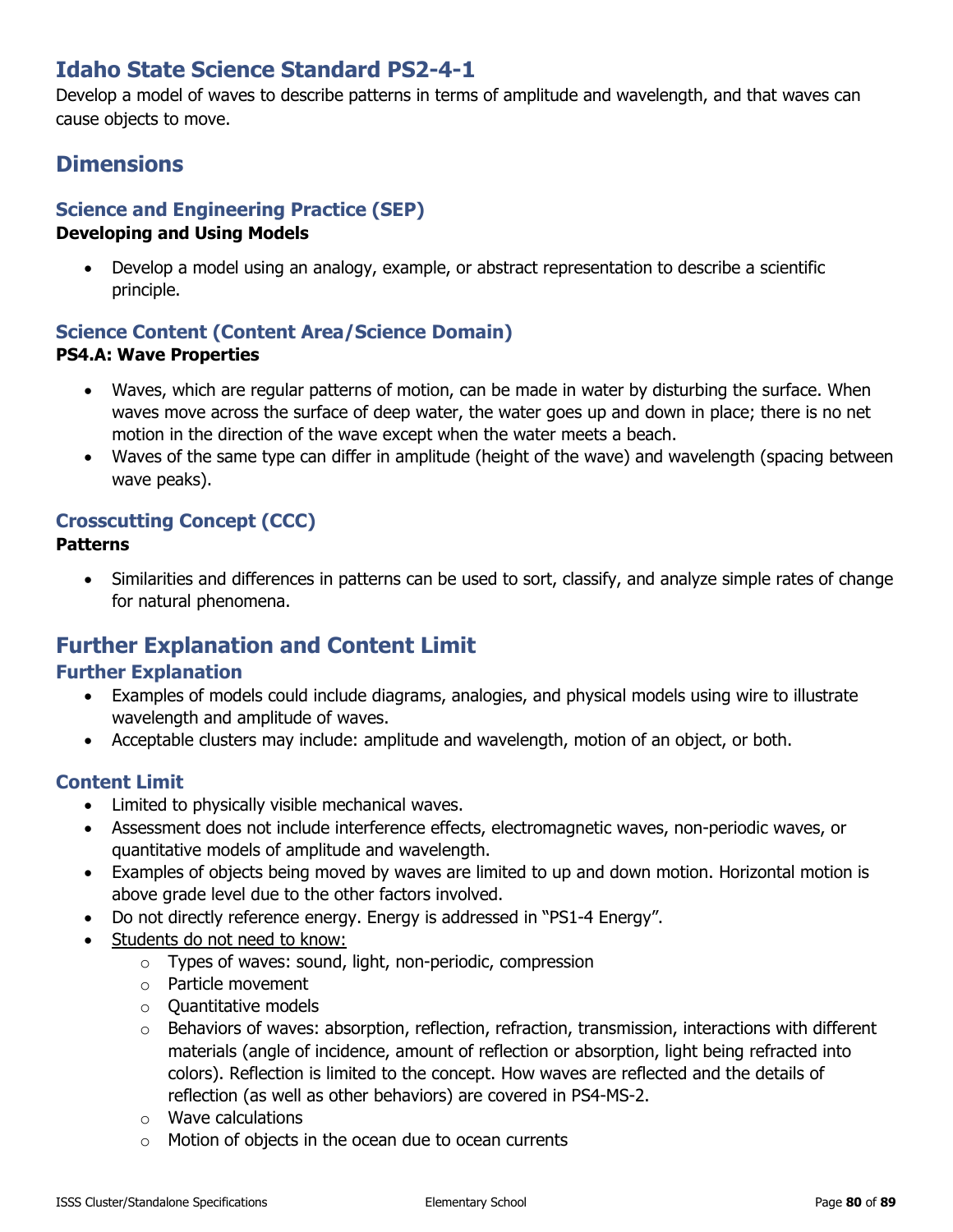# Idaho State Science Standard PS2-4-1

Develop a model of waves to describe patterns in terms of amplitude and wavelength, and that waves can cause objects to move.

## Dimensions

### Science and Engineering Practice (SEP)

**Developing and Using Models**

- Develop a model using an analogy, example, or abstract representation to describe a scientific principle.

### Science Content (Content Area/Science Domain)

**PS4.A: Wave Properties**

- Waves, which are regular patterns of motion, can be made in water by disturbing the surface. When waves move across the surface of deep water, the water goes up and down in place; there is no net motion in the direction of the wave except when the water meets a beach.
- Waves of the same type can differ in amplitude (height of the wave) and wavelength (spacing between wave peaks).

### Crosscutting Concept (CCC)

**Patterns**

- Similarities and differences in patterns can be used to sort, classify, and analyze simple rates of change for natural phenomena.

## Further Explanation and Content Limit

### Further Explanation

- Examples of models could include diagrams, analogies, and physical models using wire to illustrate wavelength and amplitude of waves.
- Acceptable clusters may include: amplitude and wavelength, motion of an object, or both.

### Content Limit

- Limited to physically visible mechanical waves.
- Assessment does not include interference effects, electromagnetic waves, non-periodic waves, or quantitative models of amplitude and wavelength.
- Examples of objects being moved by waves are limited to up and down motion. Horizontal motion is above grade level due to the other factors involved.
- Do not directly reference energy. Energy is addressed in "PS1-4 Energy".
- <u>Students do not need to know:</u>
  - Types of waves: sound, light, non-periodic, compression
  - Particle movement
  - Quantitative models
  - Behaviors of waves: absorption, reflection, refraction, transmission, interactions with different materials (angle of incidence, amount of reflection or absorption, light being refracted into colors). Reflection is limited to the concept. How waves are reflected and the details of reflection (as well as other behaviors) are covered in PS4-MS-2.
  - Wave calculations
  - Motion of objects in the ocean due to ocean currents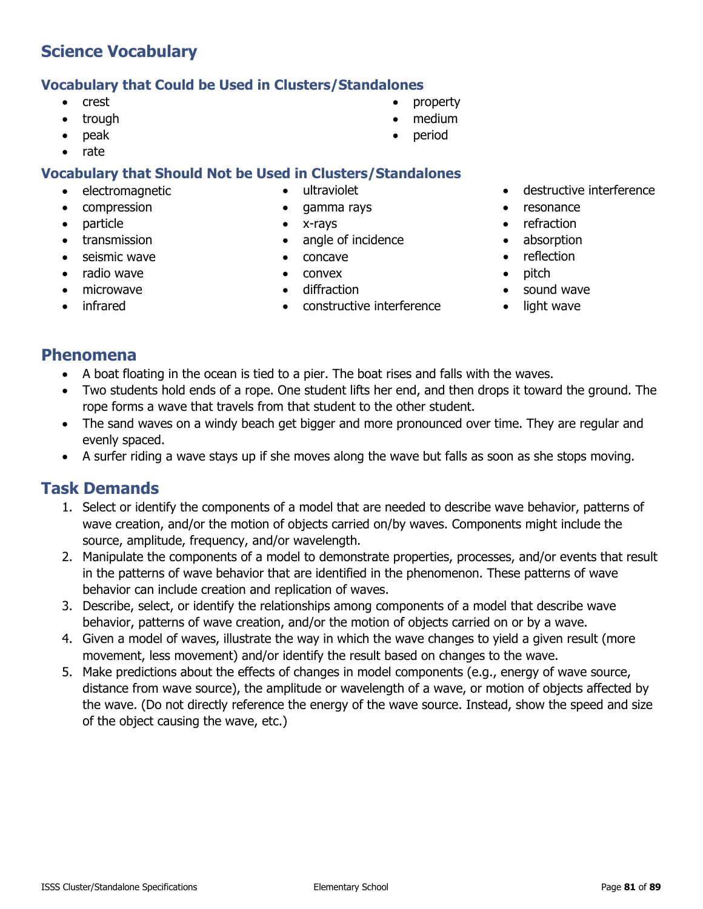## Science Vocabulary

### Vocabulary that Could be Used in Clusters/Standalones

- crest
- trough
- peak
- rate
- property
- medium
- period

### Vocabulary that Should Not be Used in Clusters/Standalones

- electromagnetic
- compression
- particle
- transmission
- seismic wave
- radio wave
- microwave
- infrared
- ultraviolet
- gamma rays
- x-rays
- angle of incidence
- concave
- convex
- diffraction
- constructive interference
- destructive interference
- resonance
- refraction
- absorption
- reflection
- pitch
- sound wave
- light wave

## Phenomena

- A boat floating in the ocean is tied to a pier. The boat rises and falls with the waves.
- Two students hold ends of a rope. One student lifts her end, and then drops it toward the ground. The rope forms a wave that travels from that student to the other student.
- The sand waves on a windy beach get bigger and more pronounced over time. They are regular and evenly spaced.
- A surfer riding a wave stays up if she moves along the wave but falls as soon as she stops moving.

## Task Demands

1. Select or identify the components of a model that are needed to describe wave behavior, patterns of wave creation, and/or the motion of objects carried on/by waves. Components might include the source, amplitude, frequency, and/or wavelength.
2. Manipulate the components of a model to demonstrate properties, processes, and/or events that result in the patterns of wave behavior that are identified in the phenomenon. These patterns of wave behavior can include creation and replication of waves.
3. Describe, select, or identify the relationships among components of a model that describe wave behavior, patterns of wave creation, and/or the motion of objects carried on or by a wave.
4. Given a model of waves, illustrate the way in which the wave changes to yield a given result (more movement, less movement) and/or identify the result based on changes to the wave.
5. Make predictions about the effects of changes in model components (e.g., energy of wave source, distance from wave source), the amplitude or wavelength of a wave, or motion of objects affected by the wave. (Do not directly reference the energy of the wave source. Instead, show the speed and size of the object causing the wave, etc.)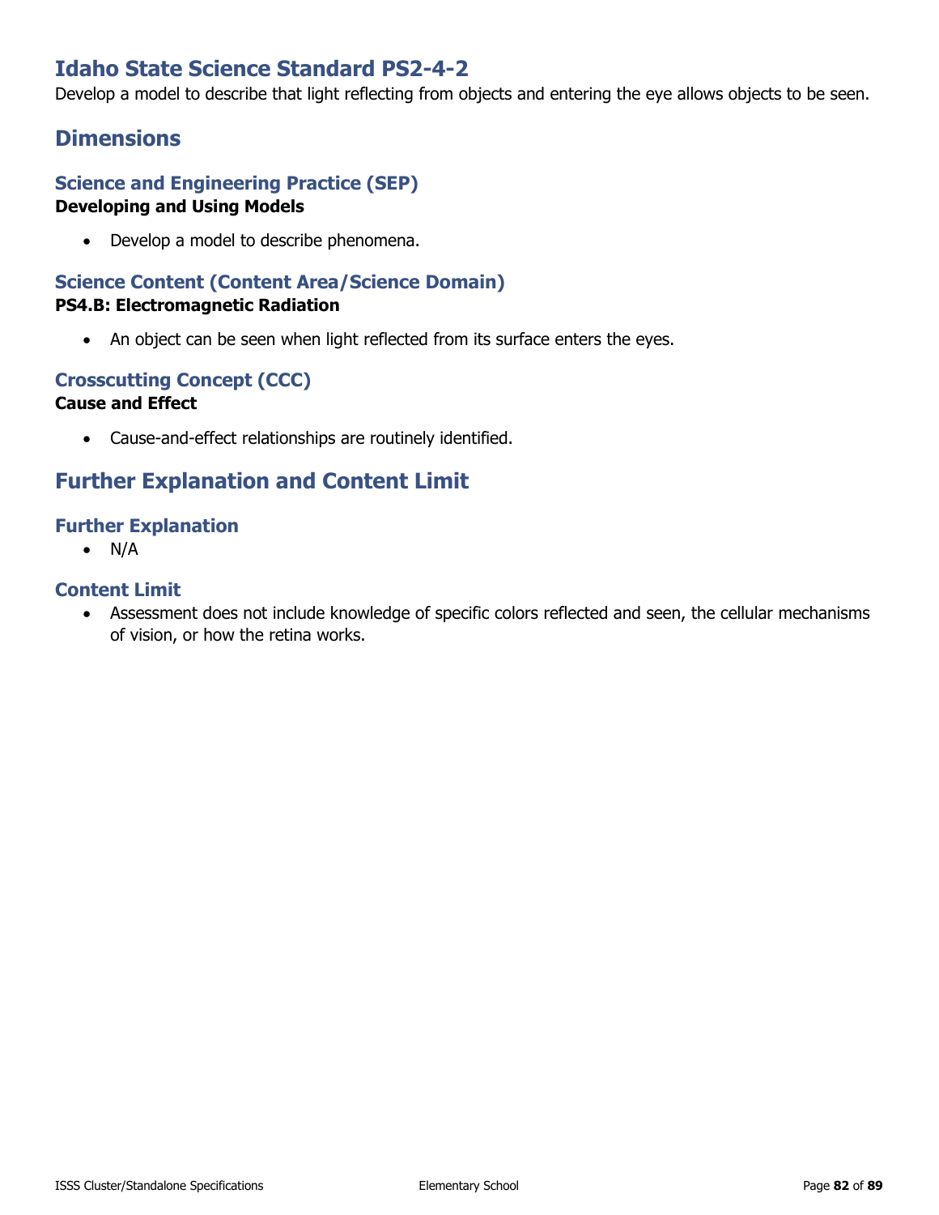# Idaho State Science Standard PS2-4-2

Develop a model to describe that light reflecting from objects and entering the eye allows objects to be seen.

## Dimensions

### Science and Engineering Practice (SEP)

**Developing and Using Models**

- Develop a model to describe phenomena.

### Science Content (Content Area/Science Domain)

**PS4.B: Electromagnetic Radiation**

- An object can be seen when light reflected from its surface enters the eyes.

### Crosscutting Concept (CCC)

**Cause and Effect**

- Cause-and-effect relationships are routinely identified.

## Further Explanation and Content Limit

### Further Explanation

- N/A

### Content Limit

- Assessment does not include knowledge of specific colors reflected and seen, the cellular mechanisms of vision, or how the retina works.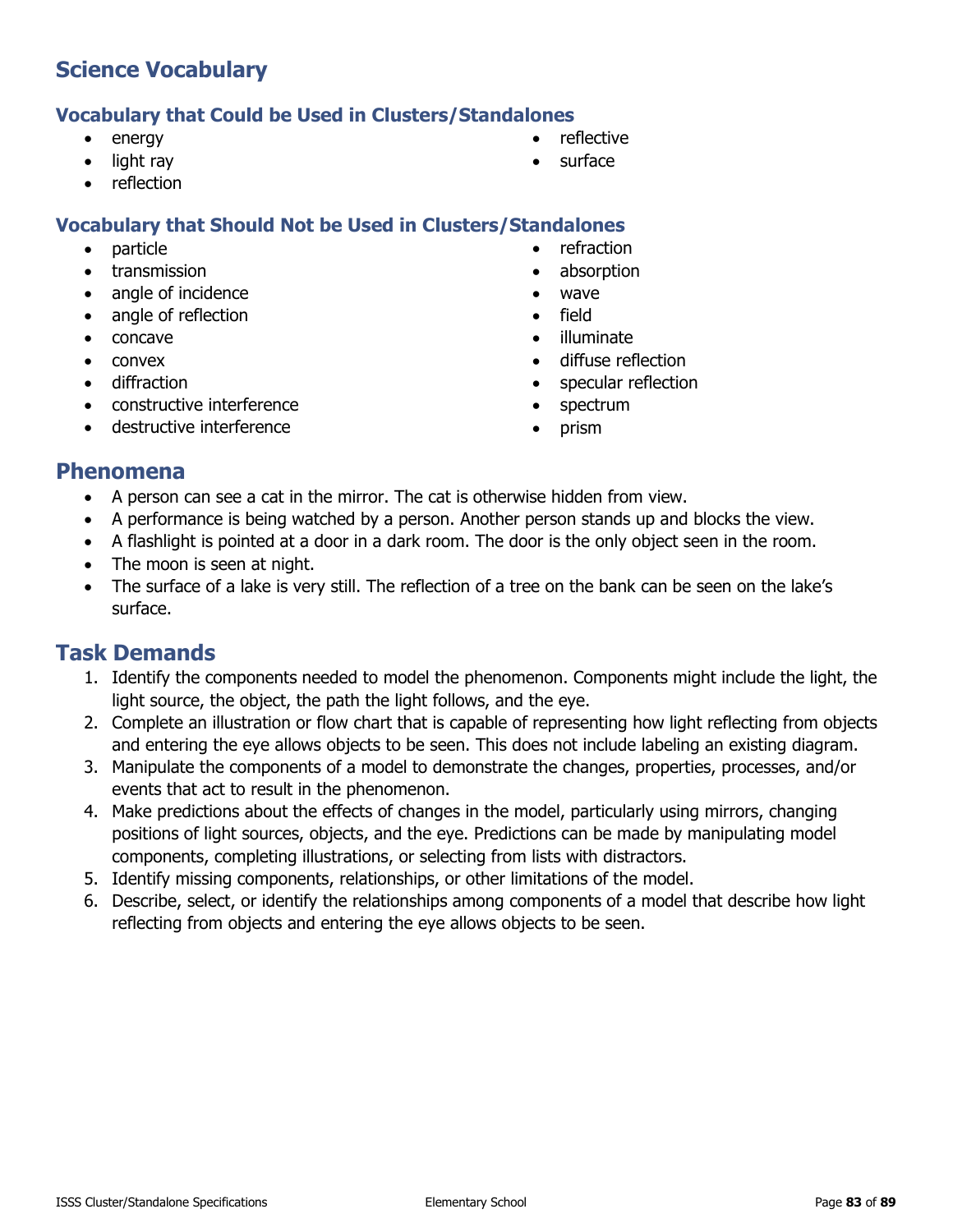## Science Vocabulary

### Vocabulary that Could be Used in Clusters/Standalones

- energy
- light ray
- reflection
- reflective
- surface

### Vocabulary that Should Not be Used in Clusters/Standalones

- particle
- transmission
- angle of incidence
- angle of reflection
- concave
- convex
- diffraction
- constructive interference
- destructive interference
- refraction
- absorption
- wave
- field
- illuminate
- diffuse reflection
- specular reflection
- spectrum
- prism

## Phenomena

- A person can see a cat in the mirror. The cat is otherwise hidden from view.
- A performance is being watched by a person. Another person stands up and blocks the view.
- A flashlight is pointed at a door in a dark room. The door is the only object seen in the room.
- The moon is seen at night.
- The surface of a lake is very still. The reflection of a tree on the bank can be seen on the lake's surface.

## Task Demands

1. Identify the components needed to model the phenomenon. Components might include the light, the light source, the object, the path the light follows, and the eye.
2. Complete an illustration or flow chart that is capable of representing how light reflecting from objects and entering the eye allows objects to be seen. This does not include labeling an existing diagram.
3. Manipulate the components of a model to demonstrate the changes, properties, processes, and/or events that act to result in the phenomenon.
4. Make predictions about the effects of changes in the model, particularly using mirrors, changing positions of light sources, objects, and the eye. Predictions can be made by manipulating model components, completing illustrations, or selecting from lists with distractors.
5. Identify missing components, relationships, or other limitations of the model.
6. Describe, select, or identify the relationships among components of a model that describe how light reflecting from objects and entering the eye allows objects to be seen.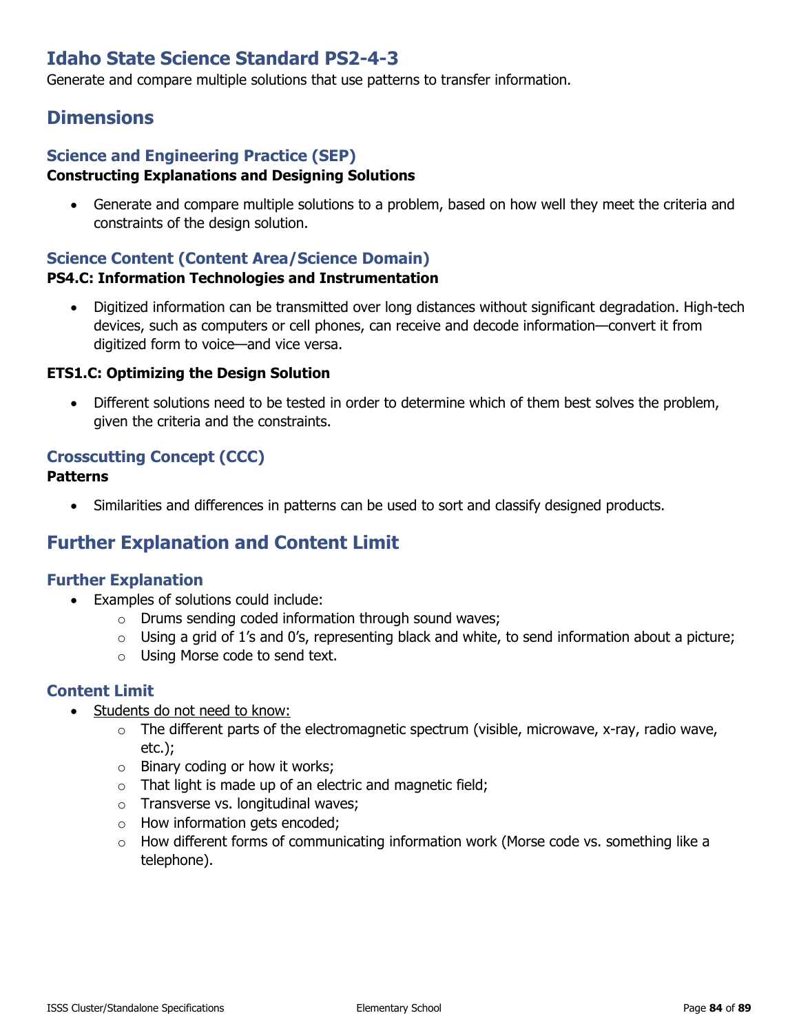# Idaho State Science Standard PS2-4-3

Generate and compare multiple solutions that use patterns to transfer information.

## Dimensions

### Science and Engineering Practice (SEP)

**Constructing Explanations and Designing Solutions**

- Generate and compare multiple solutions to a problem, based on how well they meet the criteria and constraints of the design solution.

### Science Content (Content Area/Science Domain)

**PS4.C: Information Technologies and Instrumentation**

- Digitized information can be transmitted over long distances without significant degradation. High-tech devices, such as computers or cell phones, can receive and decode information—convert it from digitized form to voice—and vice versa.

**ETS1.C: Optimizing the Design Solution**

- Different solutions need to be tested in order to determine which of them best solves the problem, given the criteria and the constraints.

### Crosscutting Concept (CCC)

**Patterns**

- Similarities and differences in patterns can be used to sort and classify designed products.

## Further Explanation and Content Limit

### Further Explanation

- Examples of solutions could include:
  - Drums sending coded information through sound waves;
  - Using a grid of 1's and 0's, representing black and white, to send information about a picture;
  - Using Morse code to send text.

### Content Limit

- Students do not need to know:
  - The different parts of the electromagnetic spectrum (visible, microwave, x-ray, radio wave, etc.);
  - Binary coding or how it works;
  - That light is made up of an electric and magnetic field;
  - Transverse vs. longitudinal waves;
  - How information gets encoded;
  - How different forms of communicating information work (Morse code vs. something like a telephone).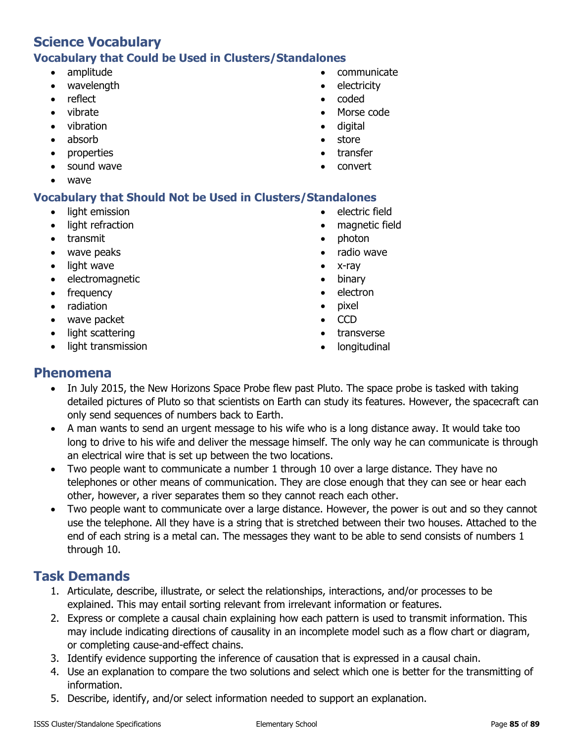# Science Vocabulary

## Vocabulary that Could be Used in Clusters/Standalones

- amplitude
- wavelength
- reflect
- vibrate
- vibration
- absorb
- properties
- sound wave
- wave
- communicate
- electricity
- coded
- Morse code
- digital
- store
- transfer
- convert

## Vocabulary that Should Not be Used in Clusters/Standalones

- light emission
- light refraction
- transmit
- wave peaks
- light wave
- electromagnetic
- frequency
- radiation
- wave packet
- light scattering
- light transmission
- electric field
- magnetic field
- photon
- radio wave
- x-ray
- binary
- electron
- pixel
- CCD
- transverse
- longitudinal

# Phenomena

- In July 2015, the New Horizons Space Probe flew past Pluto. The space probe is tasked with taking detailed pictures of Pluto so that scientists on Earth can study its features. However, the spacecraft can only send sequences of numbers back to Earth.
- A man wants to send an urgent message to his wife who is a long distance away. It would take too long to drive to his wife and deliver the message himself. The only way he can communicate is through an electrical wire that is set up between the two locations.
- Two people want to communicate a number 1 through 10 over a large distance. They have no telephones or other means of communication. They are close enough that they can see or hear each other, however, a river separates them so they cannot reach each other.
- Two people want to communicate over a large distance. However, the power is out and so they cannot use the telephone. All they have is a string that is stretched between their two houses. Attached to the end of each string is a metal can. The messages they want to be able to send consists of numbers 1 through 10.

# Task Demands

1. Articulate, describe, illustrate, or select the relationships, interactions, and/or processes to be explained. This may entail sorting relevant from irrelevant information or features.
2. Express or complete a causal chain explaining how each pattern is used to transmit information. This may include indicating directions of causality in an incomplete model such as a flow chart or diagram, or completing cause-and-effect chains.
3. Identify evidence supporting the inference of causation that is expressed in a causal chain.
4. Use an explanation to compare the two solutions and select which one is better for the transmitting of information.
5. Describe, identify, and/or select information needed to support an explanation.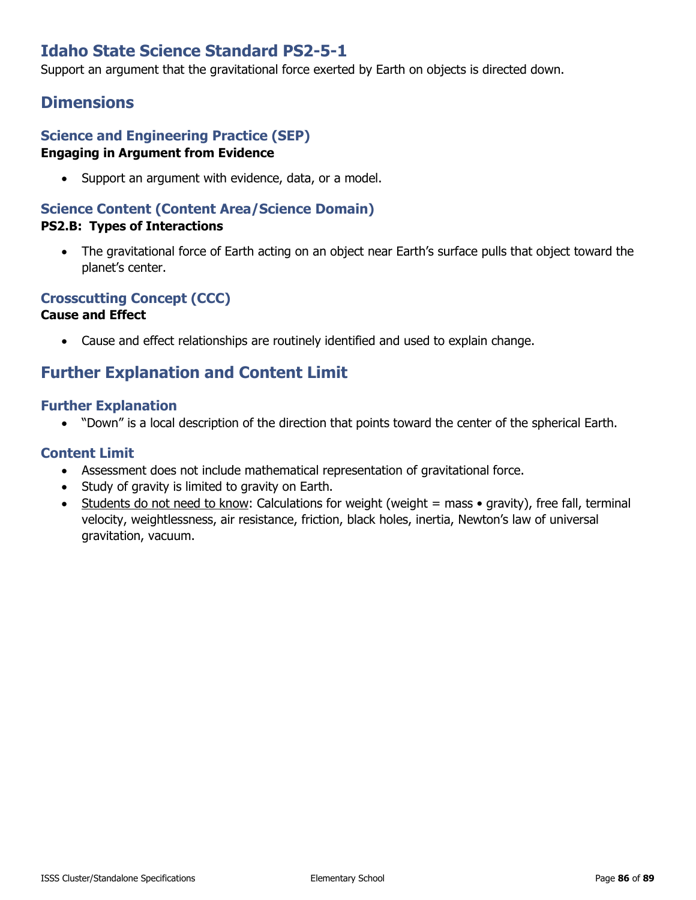# Idaho State Science Standard PS2-5-1

Support an argument that the gravitational force exerted by Earth on objects is directed down.

## Dimensions

### Science and Engineering Practice (SEP)

**Engaging in Argument from Evidence**

- Support an argument with evidence, data, or a model.

### Science Content (Content Area/Science Domain)

**PS2.B: Types of Interactions**

- The gravitational force of Earth acting on an object near Earth's surface pulls that object toward the planet's center.

### Crosscutting Concept (CCC)

**Cause and Effect**

- Cause and effect relationships are routinely identified and used to explain change.

## Further Explanation and Content Limit

### Further Explanation

- "Down" is a local description of the direction that points toward the center of the spherical Earth.

### Content Limit

- Assessment does not include mathematical representation of gravitational force.
- Study of gravity is limited to gravity on Earth.
- Students do not need to know: Calculations for weight (weight = mass • gravity), free fall, terminal velocity, weightlessness, air resistance, friction, black holes, inertia, Newton's law of universal gravitation, vacuum.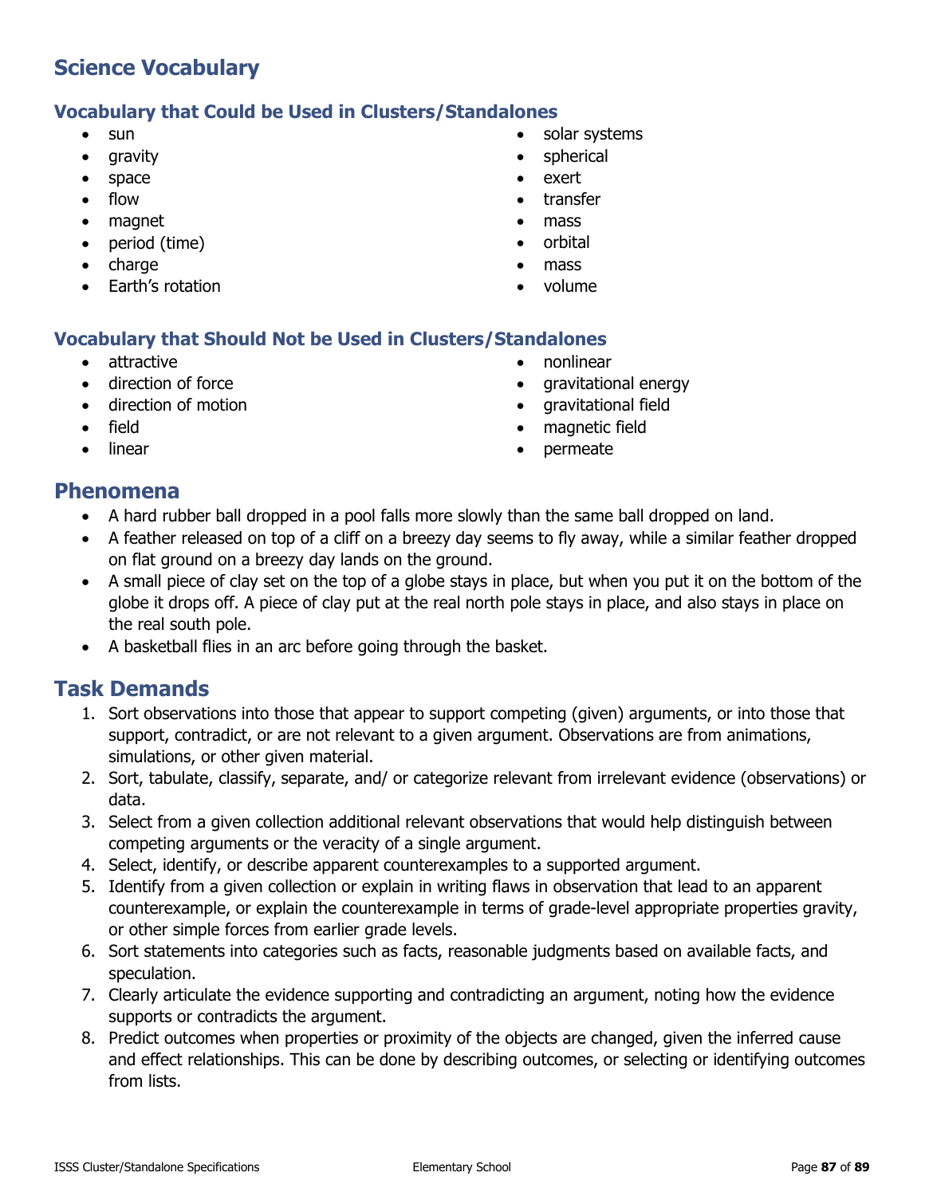## Science Vocabulary

### Vocabulary that Could be Used in Clusters/Standalones

- sun
- gravity
- space
- flow
- magnet
- period (time)
- charge
- Earth's rotation
- solar systems
- spherical
- exert
- transfer
- mass
- orbital
- mass
- volume

### Vocabulary that Should Not be Used in Clusters/Standalones

- attractive
- direction of force
- direction of motion
- field
- linear
- nonlinear
- gravitational energy
- gravitational field
- magnetic field
- permeate

## Phenomena

- A hard rubber ball dropped in a pool falls more slowly than the same ball dropped on land.
- A feather released on top of a cliff on a breezy day seems to fly away, while a similar feather dropped on flat ground on a breezy day lands on the ground.
- A small piece of clay set on the top of a globe stays in place, but when you put it on the bottom of the globe it drops off. A piece of clay put at the real north pole stays in place, and also stays in place on the real south pole.
- A basketball flies in an arc before going through the basket.

## Task Demands

1. Sort observations into those that appear to support competing (given) arguments, or into those that support, contradict, or are not relevant to a given argument. Observations are from animations, simulations, or other given material.
2. Sort, tabulate, classify, separate, and/ or categorize relevant from irrelevant evidence (observations) or data.
3. Select from a given collection additional relevant observations that would help distinguish between competing arguments or the veracity of a single argument.
4. Select, identify, or describe apparent counterexamples to a supported argument.
5. Identify from a given collection or explain in writing flaws in observation that lead to an apparent counterexample, or explain the counterexample in terms of grade-level appropriate properties gravity, or other simple forces from earlier grade levels.
6. Sort statements into categories such as facts, reasonable judgments based on available facts, and speculation.
7. Clearly articulate the evidence supporting and contradicting an argument, noting how the evidence supports or contradicts the argument.
8. Predict outcomes when properties or proximity of the objects are changed, given the inferred cause and effect relationships. This can be done by describing outcomes, or selecting or identifying outcomes from lists.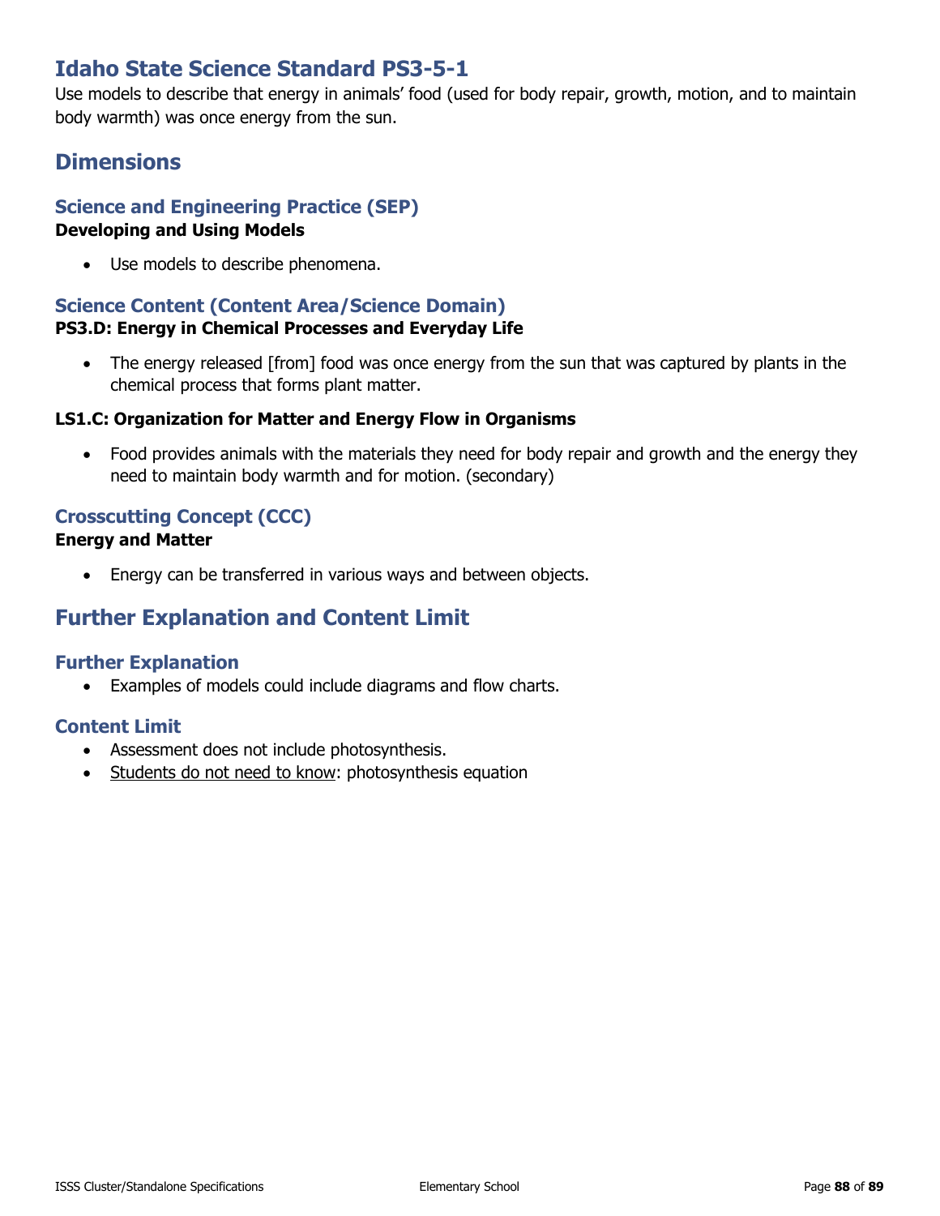# Idaho State Science Standard PS3-5-1

Use models to describe that energy in animals' food (used for body repair, growth, motion, and to maintain body warmth) was once energy from the sun.

## Dimensions

### Science and Engineering Practice (SEP)

**Developing and Using Models**

- Use models to describe phenomena.

### Science Content (Content Area/Science Domain)

**PS3.D: Energy in Chemical Processes and Everyday Life**

- The energy released [from] food was once energy from the sun that was captured by plants in the chemical process that forms plant matter.

**LS1.C: Organization for Matter and Energy Flow in Organisms**

- Food provides animals with the materials they need for body repair and growth and the energy they need to maintain body warmth and for motion. (secondary)

### Crosscutting Concept (CCC)

**Energy and Matter**

- Energy can be transferred in various ways and between objects.

## Further Explanation and Content Limit

### Further Explanation

- Examples of models could include diagrams and flow charts.

### Content Limit

- Assessment does not include photosynthesis.
- <u>Students do not need to know</u>: photosynthesis equation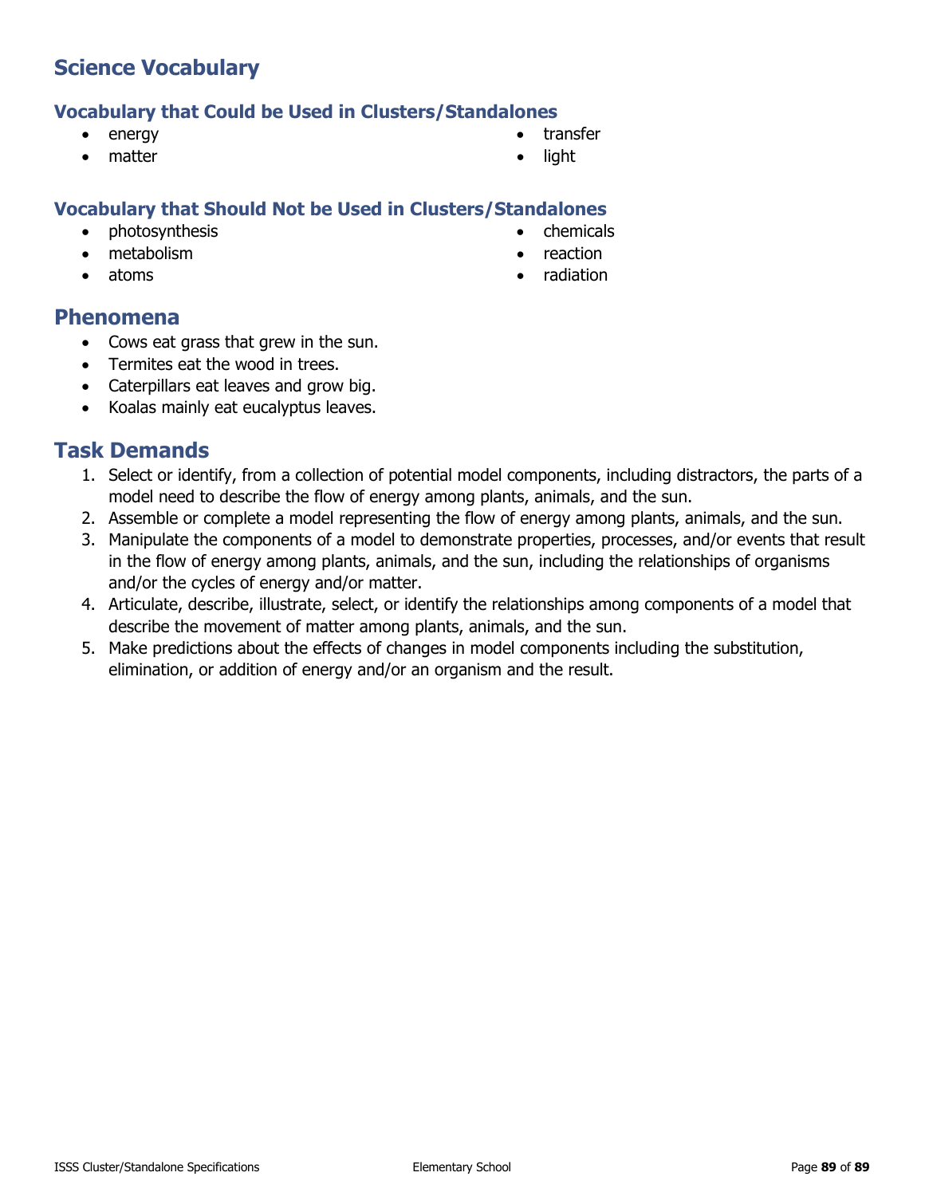## Science Vocabulary

### Vocabulary that Could be Used in Clusters/Standalones

- energy
- matter
- transfer
- light

### Vocabulary that Should Not be Used in Clusters/Standalones

- photosynthesis
- metabolism
- atoms
- chemicals
- reaction
- radiation

## Phenomena

- Cows eat grass that grew in the sun.
- Termites eat the wood in trees.
- Caterpillars eat leaves and grow big.
- Koalas mainly eat eucalyptus leaves.

## Task Demands

1. Select or identify, from a collection of potential model components, including distractors, the parts of a model need to describe the flow of energy among plants, animals, and the sun.
2. Assemble or complete a model representing the flow of energy among plants, animals, and the sun.
3. Manipulate the components of a model to demonstrate properties, processes, and/or events that result in the flow of energy among plants, animals, and the sun, including the relationships of organisms and/or the cycles of energy and/or matter.
4. Articulate, describe, illustrate, select, or identify the relationships among components of a model that describe the movement of matter among plants, animals, and the sun.
5. Make predictions about the effects of changes in model components including the substitution, elimination, or addition of energy and/or an organism and the result.